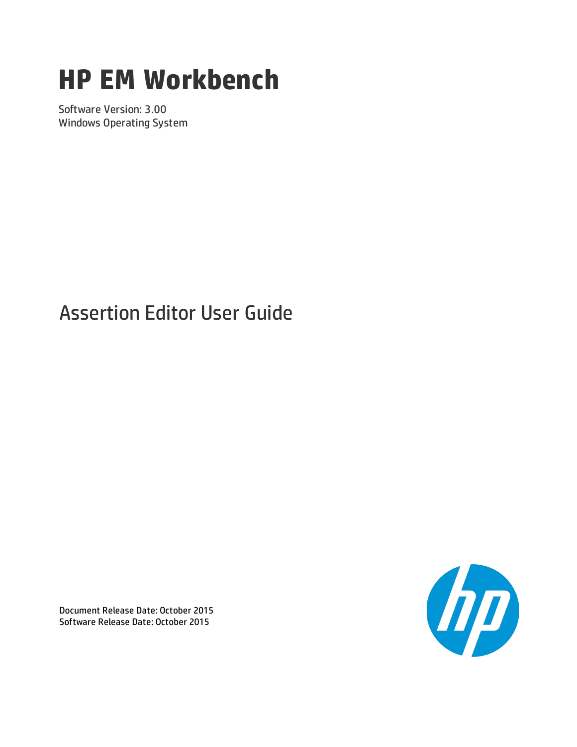# HP EM Workbench

Software Version: 3.00

Windows Operating System

## Assertion Editor User Guide

Document Release Date: October 2015

Software Release Date: October 2015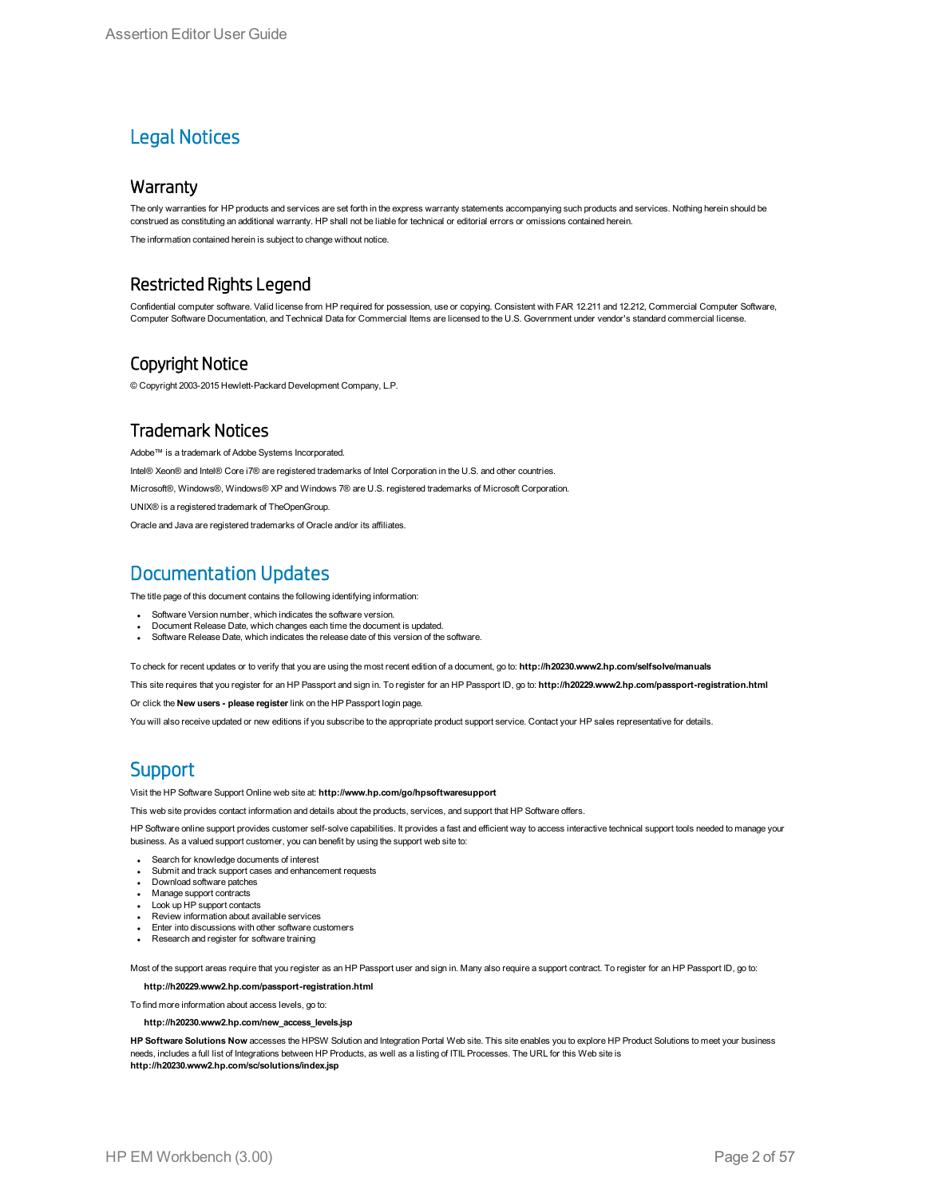# Legal Notices

## Warranty

The only warranties for HP products and services are set forth in the express warranty statements accompanying such products and services. Nothing herein should be construed as constituting an additional warranty. HP shall not be liable for technical or editorial errors or omissions contained herein.

The information contained herein is subject to change without notice.

## Restricted Rights Legend

Confidential computer software. Valid license from HP required for possession, use or copying. Consistent with FAR 12.211 and 12.212, Commercial Computer Software, Computer Software Documentation, and Technical Data for Commercial Items are licensed to the U.S. Government under vendor's standard commercial license.

## Copyright Notice

© Copyright 2003-2015 Hewlett-Packard Development Company, L.P.

## Trademark Notices

Adobe™ is a trademark of Adobe Systems Incorporated.

Intel® Xeon® and Intel® Core i7® are registered trademarks of Intel Corporation in the U.S. and other countries.

Microsoft®, Windows®, Windows® XP and Windows 7® are U.S. registered trademarks of Microsoft Corporation.

UNIX® is a registered trademark of TheOpenGroup.

Oracle and Java are registered trademarks of Oracle and/or its affiliates.

# Documentation Updates

The title page of this document contains the following identifying information:

- Software Version number, which indicates the software version.
- Document Release Date, which changes each time the document is updated.
- Software Release Date, which indicates the release date of this version of the software.

To check for recent updates or to verify that you are using the most recent edition of a document, go to: **http://h20230.www2.hp.com/selfsolve/manuals**

This site requires that you register for an HP Passport and sign in. To register for an HP Passport ID, go to: **http://h20229.www2.hp.com/passport-registration.html**

Or click the **New users - please register** link on the HP Passport login page.

You will also receive updated or new editions if you subscribe to the appropriate product support service. Contact your HP sales representative for details.

# Support

Visit the HP Software Support Online web site at: **http://www.hp.com/go/hpsoftwaresupport**

This web site provides contact information and details about the products, services, and support that HP Software offers.

HP Software online support provides customer self-solve capabilities. It provides a fast and efficient way to access interactive technical support tools needed to manage your business. As a valued support customer, you can benefit by using the support web site to:

- Search for knowledge documents of interest
- Submit and track support cases and enhancement requests
- Download software patches
- Manage support contracts
- Look up HP support contacts
- Review information about available services
- Enter into discussions with other software customers
- Research and register for software training

Most of the support areas require that you register as an HP Passport user and sign in. Many also require a support contract. To register for an HP Passport ID, go to:

**http://h20229.www2.hp.com/passport-registration.html**

To find more information about access levels, go to:

**http://h20230.www2.hp.com/new_access_levels.jsp**

**HP Software Solutions Now** accesses the HPSW Solution and Integration Portal Web site. This site enables you to explore HP Product Solutions to meet your business needs, includes a full list of Integrations between HP Products, as well as a listing of ITIL Processes. The URL for this Web site is **http://h20230.www2.hp.com/sc/solutions/index.jsp**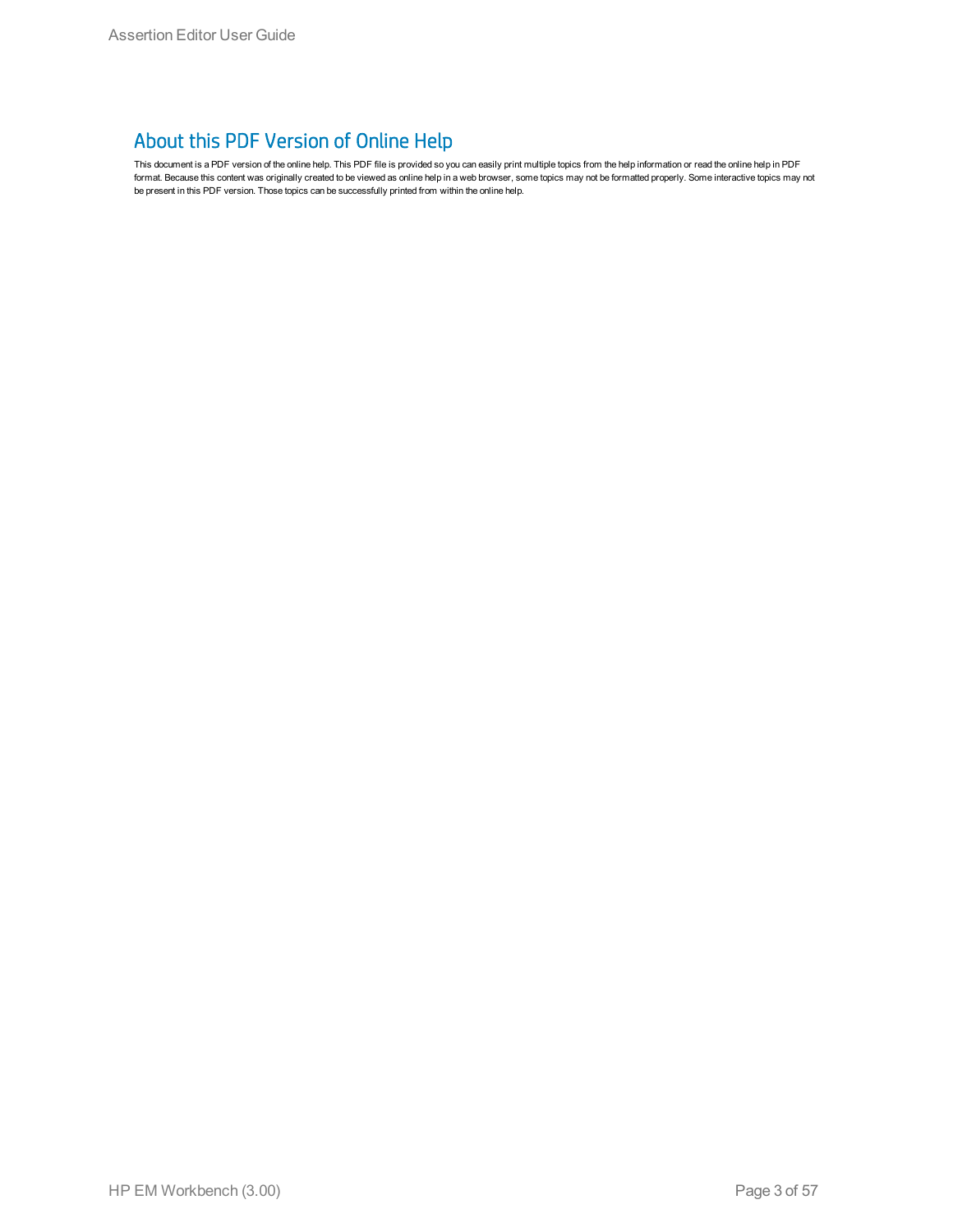# About this PDF Version of Online Help

This document is a PDF version of the online help. This PDF file is provided so you can easily print multiple topics from the help information or read the online help in PDF format. Because this content was originally created to be viewed as online help in a web browser, some topics may not be formatted properly. Some interactive topics may not be present in this PDF version. Those topics can be successfully printed from within the online help.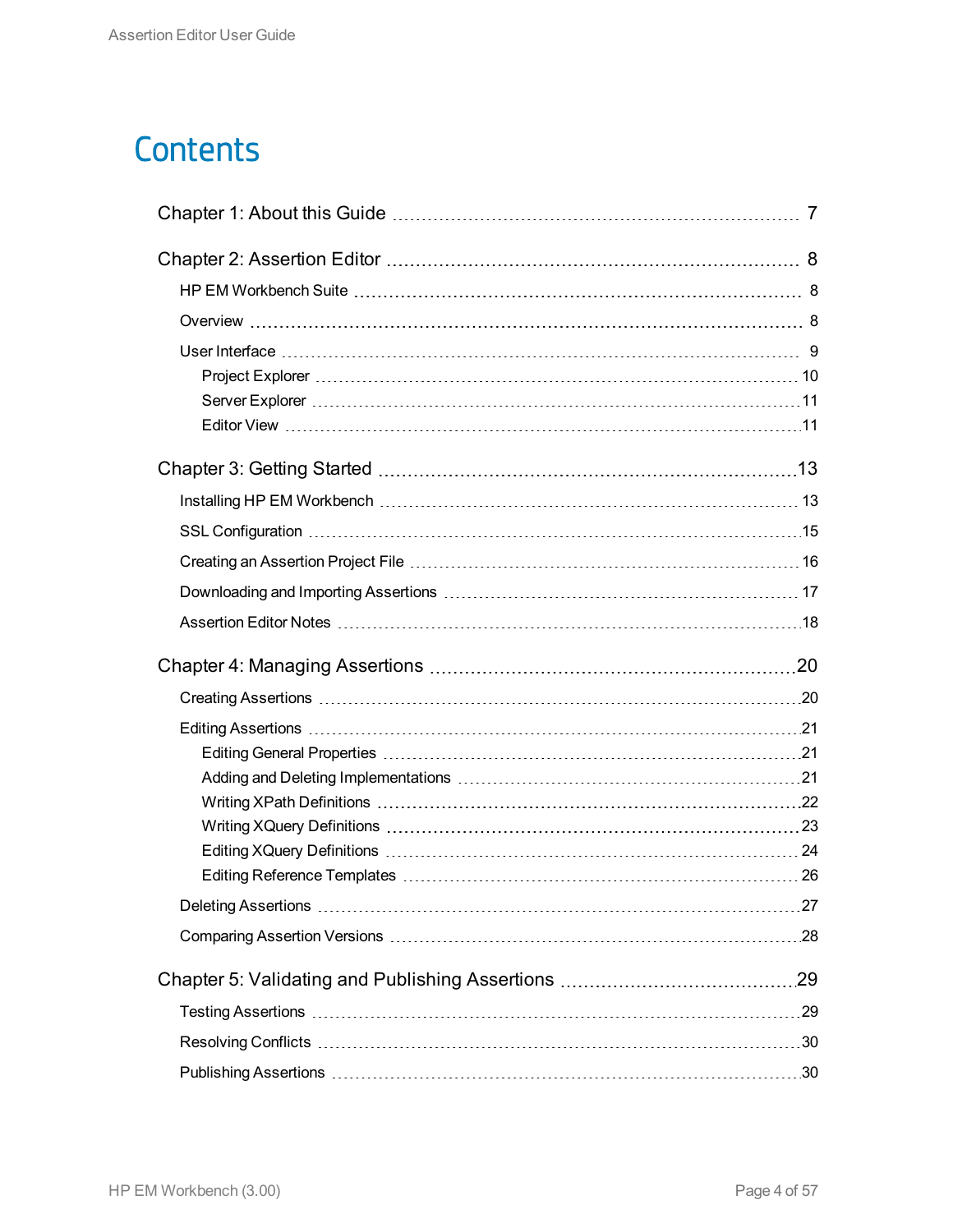# Contents

Chapter 1: About this Guide ..... 7

Chapter 2: Assertion Editor ..... 8

- HP EM Workbench Suite ..... 8
- Overview ..... 8
- User Interface ..... 9
  - Project Explorer ..... 10
  - Server Explorer ..... 11
  - Editor View ..... 11

Chapter 3: Getting Started ..... 13

- Installing HP EM Workbench ..... 13
- SSL Configuration ..... 15
- Creating an Assertion Project File ..... 16
- Downloading and Importing Assertions ..... 17
- Assertion Editor Notes ..... 18

Chapter 4: Managing Assertions ..... 20

- Creating Assertions ..... 20
- Editing Assertions ..... 21
  - Editing General Properties ..... 21
  - Adding and Deleting Implementations ..... 21
  - Writing XPath Definitions ..... 22
  - Writing XQuery Definitions ..... 23
  - Editing XQuery Definitions ..... 24
  - Editing Reference Templates ..... 26
- Deleting Assertions ..... 27
- Comparing Assertion Versions ..... 28

Chapter 5: Validating and Publishing Assertions ..... 29

- Testing Assertions ..... 29
- Resolving Conflicts ..... 30
- Publishing Assertions ..... 30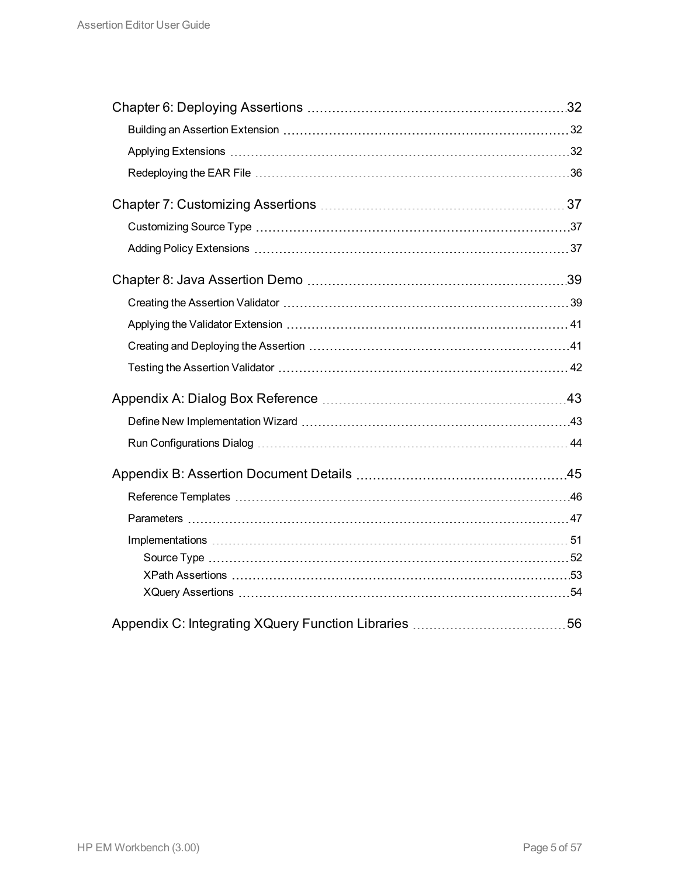Chapter 6: Deploying Assertions 32

- Building an Assertion Extension 32
- Applying Extensions 32
- Redeploying the EAR File 36

Chapter 7: Customizing Assertions 37

- Customizing Source Type 37
- Adding Policy Extensions 37

Chapter 8: Java Assertion Demo 39

- Creating the Assertion Validator 39
- Applying the Validator Extension 41
- Creating and Deploying the Assertion 41
- Testing the Assertion Validator 42

Appendix A: Dialog Box Reference 43

- Define New Implementation Wizard 43
- Run Configurations Dialog 44

Appendix B: Assertion Document Details 45

- Reference Templates 46
- Parameters 47
- Implementations 51
  - Source Type 52
  - XPath Assertions 53
  - XQuery Assertions 54

Appendix C: Integrating XQuery Function Libraries 56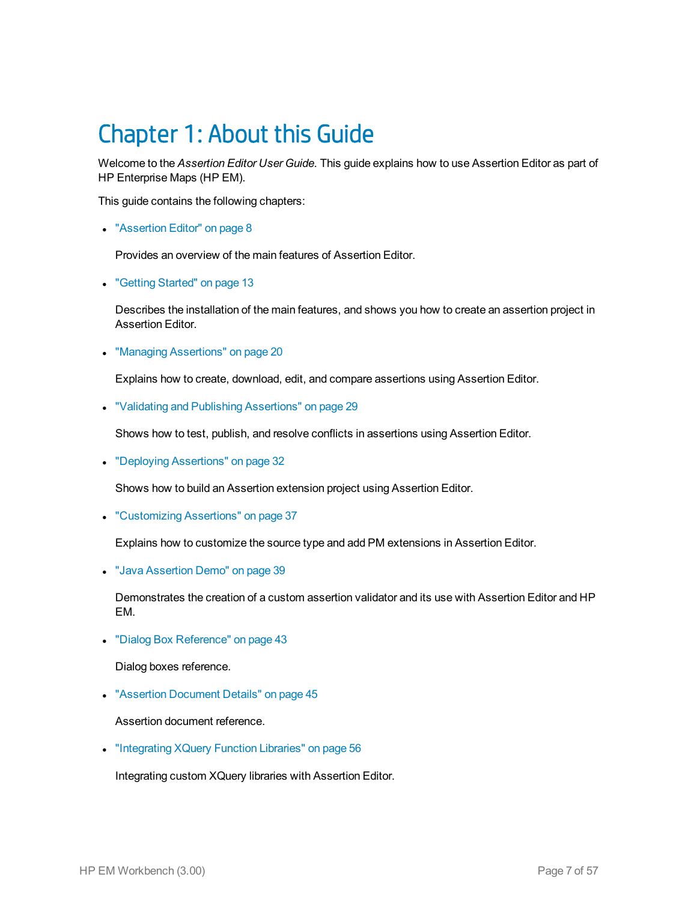# Chapter 1: About this Guide

Welcome to the *Assertion Editor User Guide*. This guide explains how to use Assertion Editor as part of HP Enterprise Maps (HP EM).

This guide contains the following chapters:

- "Assertion Editor" on page 8

  Provides an overview of the main features of Assertion Editor.

- "Getting Started" on page 13

  Describes the installation of the main features, and shows you how to create an assertion project in Assertion Editor.

- "Managing Assertions" on page 20

  Explains how to create, download, edit, and compare assertions using Assertion Editor.

- "Validating and Publishing Assertions" on page 29

  Shows how to test, publish, and resolve conflicts in assertions using Assertion Editor.

- "Deploying Assertions" on page 32

  Shows how to build an Assertion extension project using Assertion Editor.

- "Customizing Assertions" on page 37

  Explains how to customize the source type and add PM extensions in Assertion Editor.

- "Java Assertion Demo" on page 39

  Demonstrates the creation of a custom assertion validator and its use with Assertion Editor and HP EM.

- "Dialog Box Reference" on page 43

  Dialog boxes reference.

- "Assertion Document Details" on page 45

  Assertion document reference.

- "Integrating XQuery Function Libraries" on page 56

  Integrating custom XQuery libraries with Assertion Editor.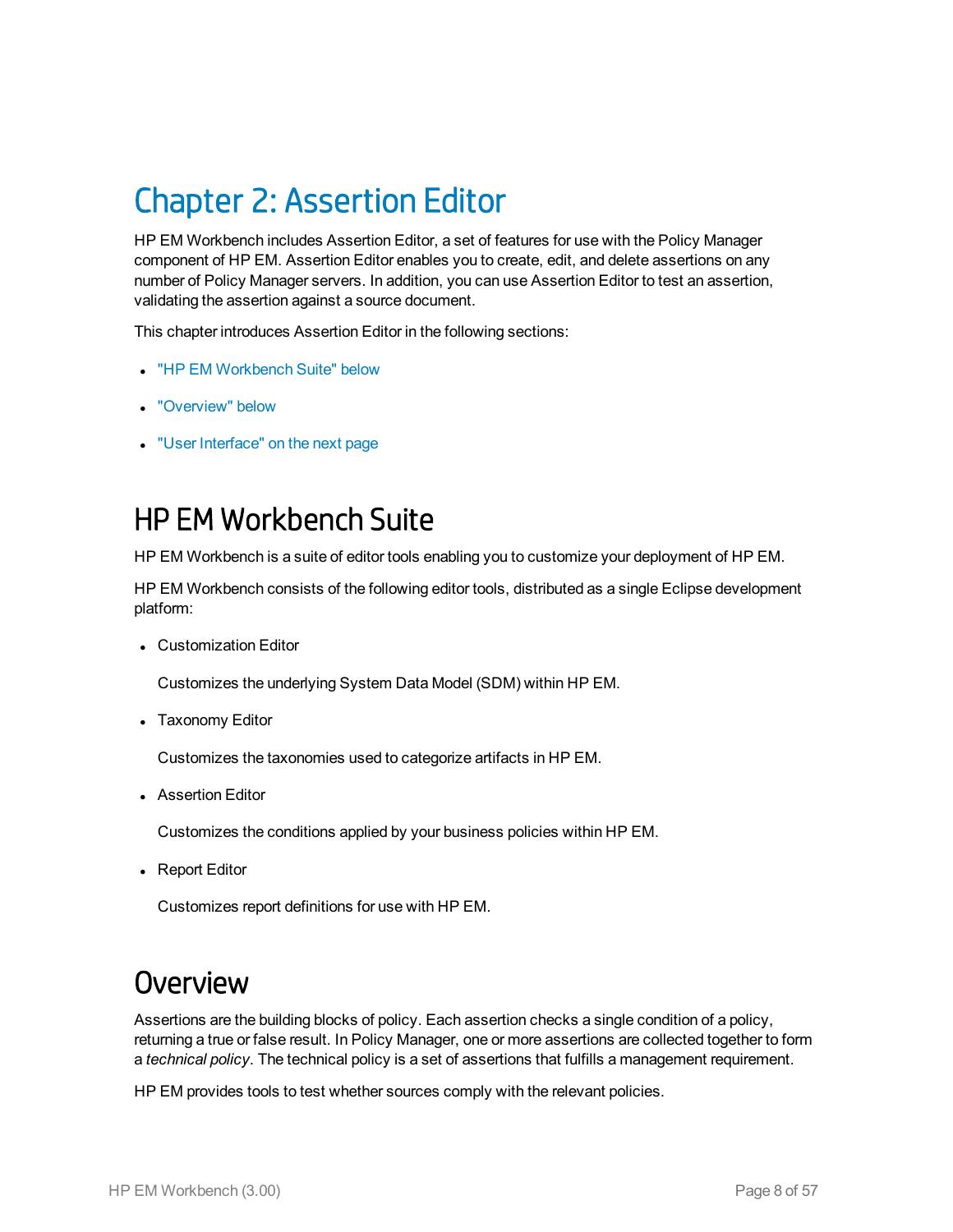# Chapter 2: Assertion Editor

HP EM Workbench includes Assertion Editor, a set of features for use with the Policy Manager component of HP EM. Assertion Editor enables you to create, edit, and delete assertions on any number of Policy Manager servers. In addition, you can use Assertion Editor to test an assertion, validating the assertion against a source document.

This chapter introduces Assertion Editor in the following sections:

- "HP EM Workbench Suite" below
- "Overview" below
- "User Interface" on the next page

## HP EM Workbench Suite

HP EM Workbench is a suite of editor tools enabling you to customize your deployment of HP EM.

HP EM Workbench consists of the following editor tools, distributed as a single Eclipse development platform:

- Customization Editor

  Customizes the underlying System Data Model (SDM) within HP EM.

- Taxonomy Editor

  Customizes the taxonomies used to categorize artifacts in HP EM.

- Assertion Editor

  Customizes the conditions applied by your business policies within HP EM.

- Report Editor

  Customizes report definitions for use with HP EM.

## Overview

Assertions are the building blocks of policy. Each assertion checks a single condition of a policy, returning a true or false result. In Policy Manager, one or more assertions are collected together to form a *technical policy*. The technical policy is a set of assertions that fulfills a management requirement.

HP EM provides tools to test whether sources comply with the relevant policies.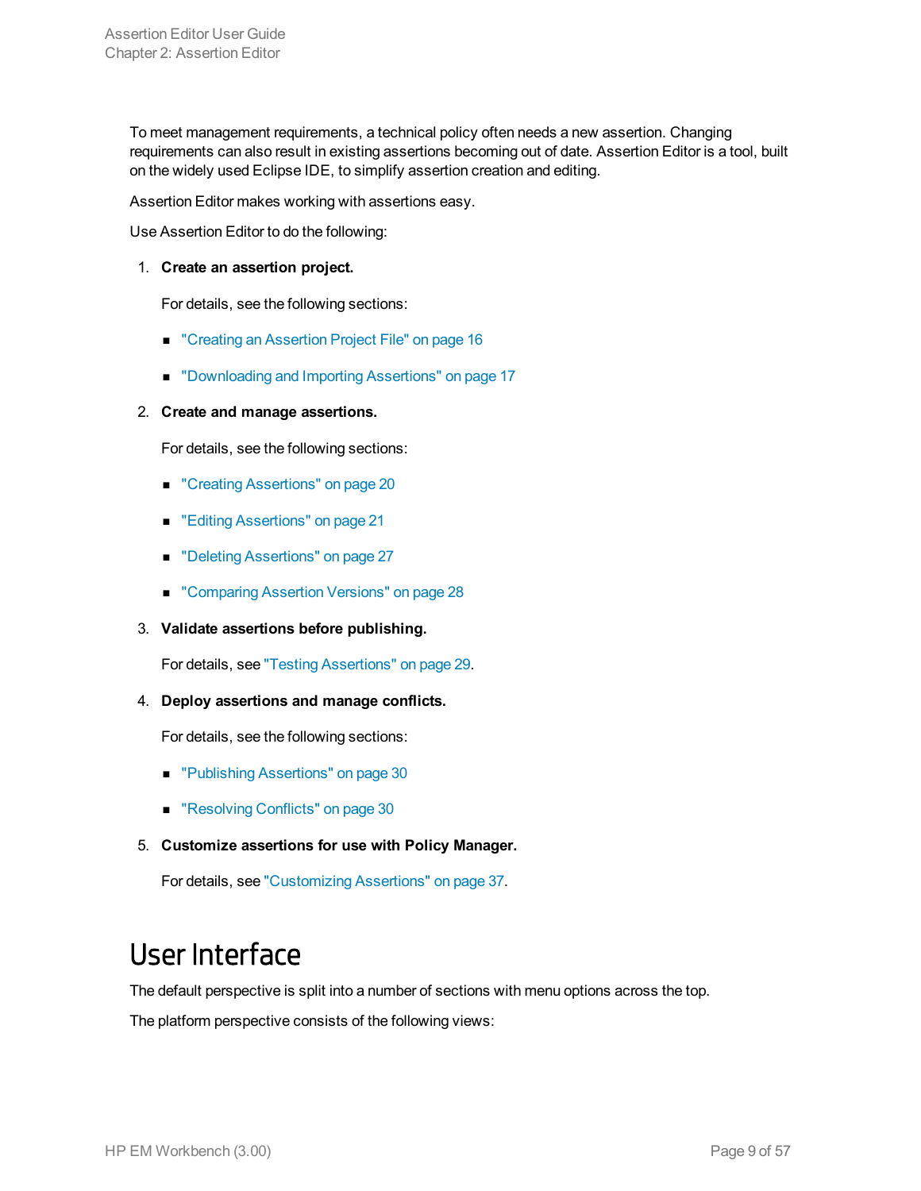To meet management requirements, a technical policy often needs a new assertion. Changing requirements can also result in existing assertions becoming out of date. Assertion Editor is a tool, built on the widely used Eclipse IDE, to simplify assertion creation and editing.

Assertion Editor makes working with assertions easy.

Use Assertion Editor to do the following:

1. **Create an assertion project.**

   For details, see the following sections:

   - "Creating an Assertion Project File" on page 16
   - "Downloading and Importing Assertions" on page 17

2. **Create and manage assertions.**

   For details, see the following sections:

   - "Creating Assertions" on page 20
   - "Editing Assertions" on page 21
   - "Deleting Assertions" on page 27
   - "Comparing Assertion Versions" on page 28

3. **Validate assertions before publishing.**

   For details, see "Testing Assertions" on page 29.

4. **Deploy assertions and manage conflicts.**

   For details, see the following sections:

   - "Publishing Assertions" on page 30
   - "Resolving Conflicts" on page 30

5. **Customize assertions for use with Policy Manager.**

   For details, see "Customizing Assertions" on page 37.

# User Interface

The default perspective is split into a number of sections with menu options across the top.

The platform perspective consists of the following views: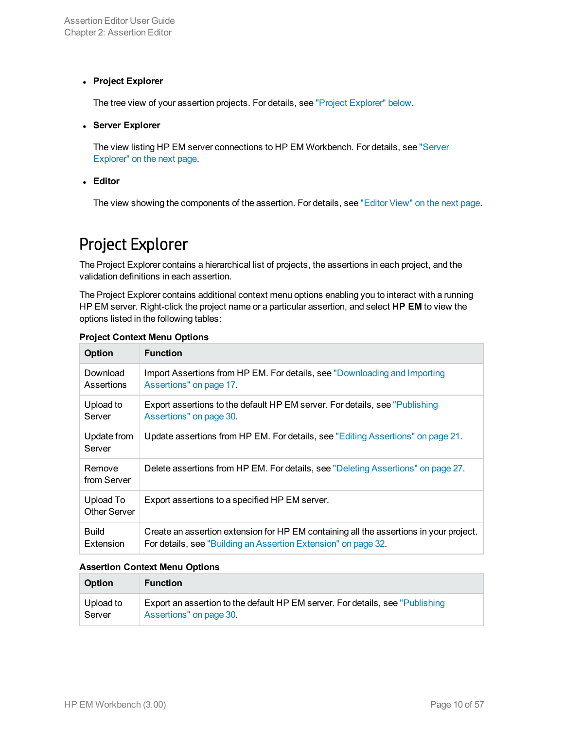- **Project Explorer**

  The tree view of your assertion projects. For details, see "Project Explorer" below.

- **Server Explorer**

  The view listing HP EM server connections to HP EM Workbench. For details, see "Server Explorer" on the next page.

- **Editor**

  The view showing the components of the assertion. For details, see "Editor View" on the next page.

# Project Explorer

The Project Explorer contains a hierarchical list of projects, the assertions in each project, and the validation definitions in each assertion.

The Project Explorer contains additional context menu options enabling you to interact with a running HP EM server. Right-click the project name or a particular assertion, and select **HP EM** to view the options listed in the following tables:

**Project Context Menu Options**

| Option | Function |
|---|---|
| Download Assertions | Import Assertions from HP EM. For details, see "Downloading and Importing Assertions" on page 17. |
| Upload to Server | Export assertions to the default HP EM server. For details, see "Publishing Assertions" on page 30. |
| Update from Server | Update assertions from HP EM. For details, see "Editing Assertions" on page 21. |
| Remove from Server | Delete assertions from HP EM. For details, see "Deleting Assertions" on page 27. |
| Upload To Other Server | Export assertions to a specified HP EM server. |
| Build Extension | Create an assertion extension for HP EM containing all the assertions in your project. For details, see "Building an Assertion Extension" on page 32. |

**Assertion Context Menu Options**

| Option | Function |
|---|---|
| Upload to Server | Export an assertion to the default HP EM server. For details, see "Publishing Assertions" on page 30. |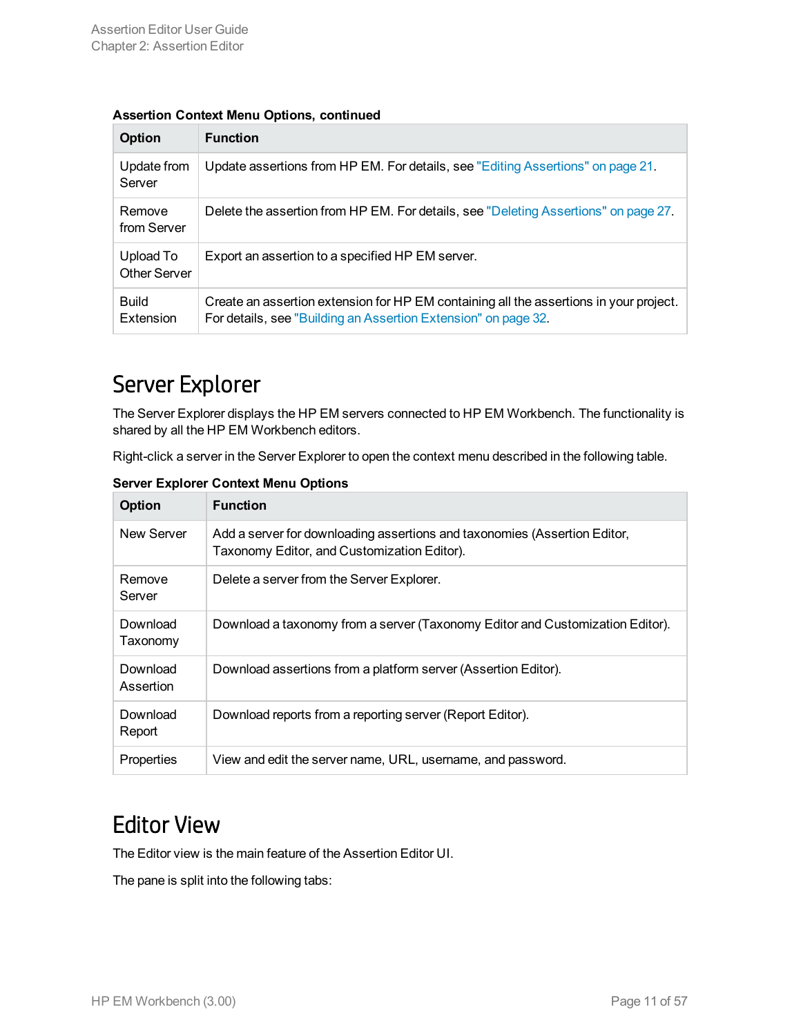**Assertion Context Menu Options, continued**

| Option | Function |
| --- | --- |
| Update from Server | Update assertions from HP EM. For details, see "Editing Assertions" on page 21. |
| Remove from Server | Delete the assertion from HP EM. For details, see "Deleting Assertions" on page 27. |
| Upload To Other Server | Export an assertion to a specified HP EM server. |
| Build Extension | Create an assertion extension for HP EM containing all the assertions in your project. For details, see "Building an Assertion Extension" on page 32. |

## Server Explorer

The Server Explorer displays the HP EM servers connected to HP EM Workbench. The functionality is shared by all the HP EM Workbench editors.

Right-click a server in the Server Explorer to open the context menu described in the following table.

**Server Explorer Context Menu Options**

| Option | Function |
| --- | --- |
| New Server | Add a server for downloading assertions and taxonomies (Assertion Editor, Taxonomy Editor, and Customization Editor). |
| Remove Server | Delete a server from the Server Explorer. |
| Download Taxonomy | Download a taxonomy from a server (Taxonomy Editor and Customization Editor). |
| Download Assertion | Download assertions from a platform server (Assertion Editor). |
| Download Report | Download reports from a reporting server (Report Editor). |
| Properties | View and edit the server name, URL, username, and password. |

## Editor View

The Editor view is the main feature of the Assertion Editor UI.

The pane is split into the following tabs: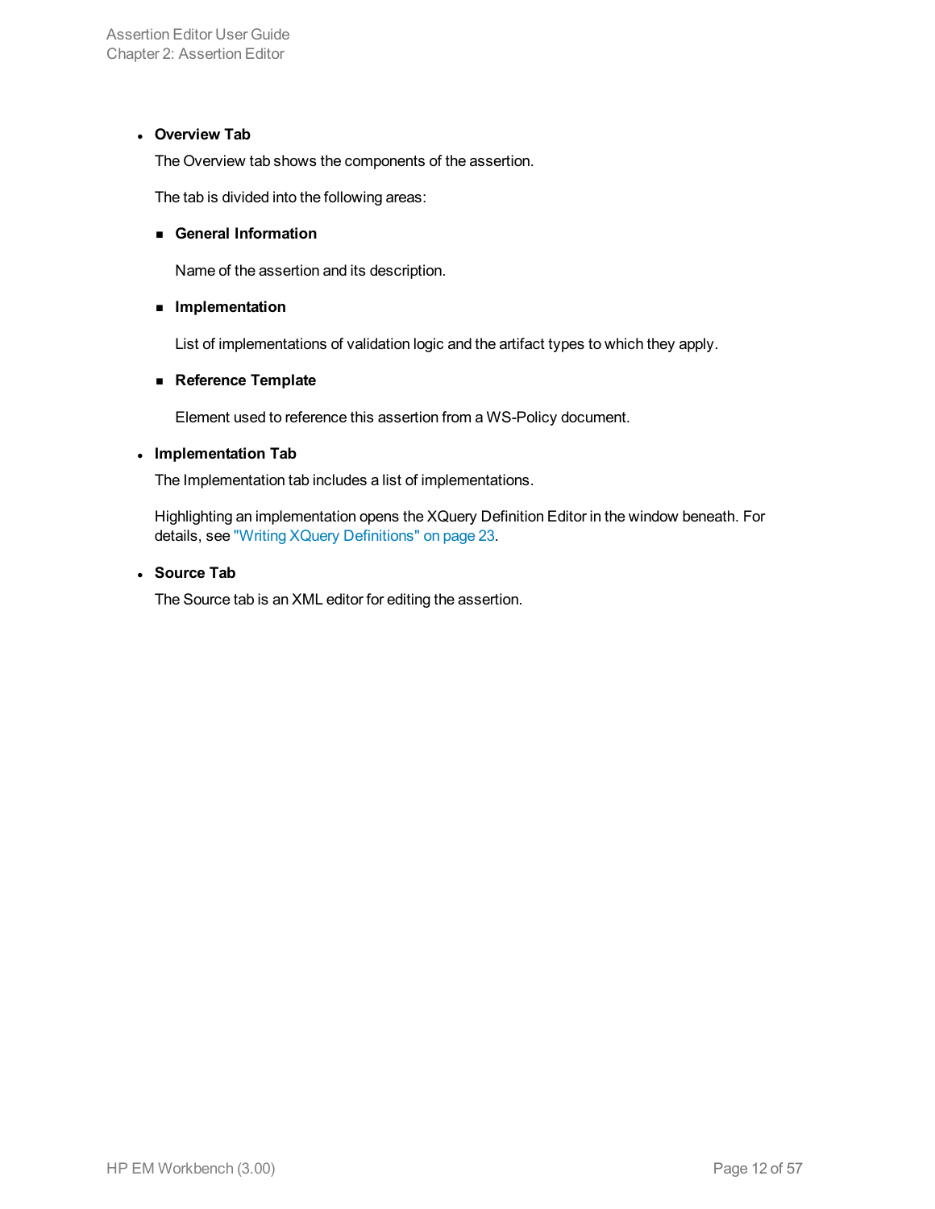- **Overview Tab**

  The Overview tab shows the components of the assertion.

  The tab is divided into the following areas:

  - **General Information**

    Name of the assertion and its description.

  - **Implementation**

    List of implementations of validation logic and the artifact types to which they apply.

  - **Reference Template**

    Element used to reference this assertion from a WS-Policy document.

- **Implementation Tab**

  The Implementation tab includes a list of implementations.

  Highlighting an implementation opens the XQuery Definition Editor in the window beneath. For details, see "Writing XQuery Definitions" on page 23.

- **Source Tab**

  The Source tab is an XML editor for editing the assertion.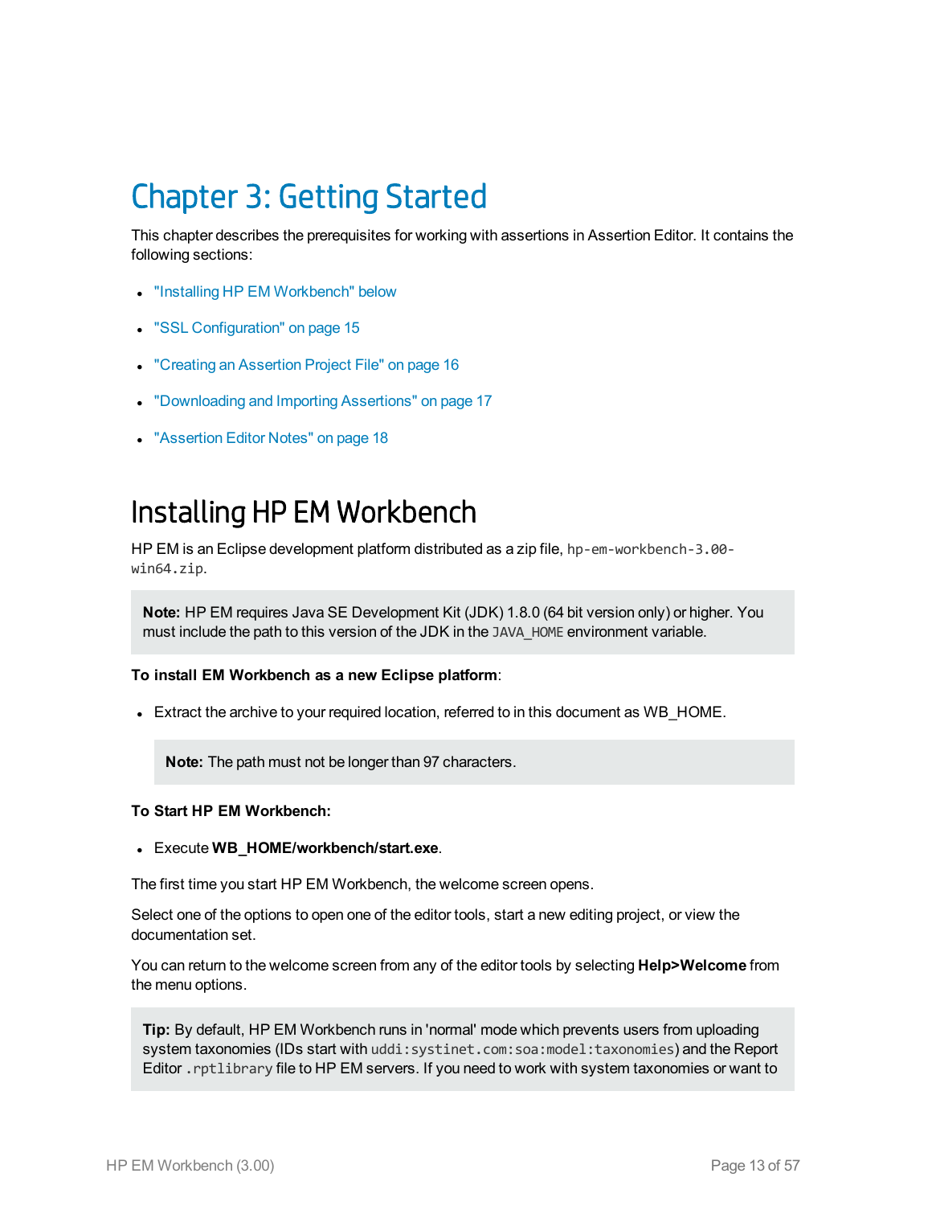# Chapter 3: Getting Started

This chapter describes the prerequisites for working with assertions in Assertion Editor. It contains the following sections:

- "Installing HP EM Workbench" below
- "SSL Configuration" on page 15
- "Creating an Assertion Project File" on page 16
- "Downloading and Importing Assertions" on page 17
- "Assertion Editor Notes" on page 18

## Installing HP EM Workbench

HP EM is an Eclipse development platform distributed as a zip file, `hp-em-workbench-3.00-win64.zip`.

> **Note:** HP EM requires Java SE Development Kit (JDK) 1.8.0 (64 bit version only) or higher. You must include the path to this version of the JDK in the `JAVA_HOME` environment variable.

**To install EM Workbench as a new Eclipse platform**:

- Extract the archive to your required location, referred to in this document as WB_HOME.

  > **Note:** The path must not be longer than 97 characters.

**To Start HP EM Workbench:**

- Execute **WB_HOME/workbench/start.exe**.

The first time you start HP EM Workbench, the welcome screen opens.

Select one of the options to open one of the editor tools, start a new editing project, or view the documentation set.

You can return to the welcome screen from any of the editor tools by selecting **Help>Welcome** from the menu options.

> **Tip:** By default, HP EM Workbench runs in 'normal' mode which prevents users from uploading system taxonomies (IDs start with `uddi:systinet.com:soa:model:taxonomies`) and the Report Editor `.rptlibrary` file to HP EM servers. If you need to work with system taxonomies or want to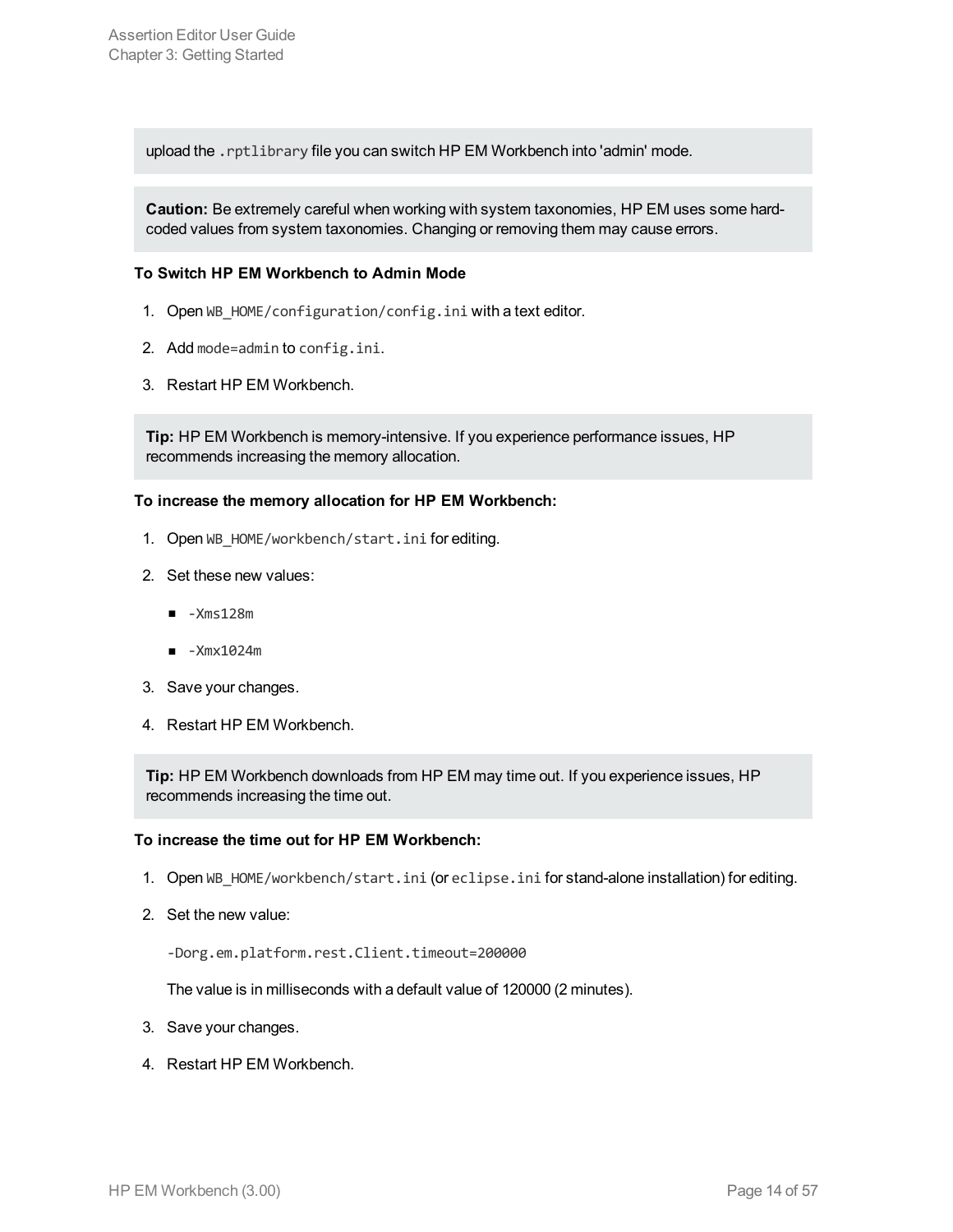upload the `.rptlibrary` file you can switch HP EM Workbench into 'admin' mode.

**Caution:** Be extremely careful when working with system taxonomies, HP EM uses some hard-coded values from system taxonomies. Changing or removing them may cause errors.

**To Switch HP EM Workbench to Admin Mode**

1. Open `WB_HOME/configuration/config.ini` with a text editor.
2. Add `mode=admin` to `config.ini`.
3. Restart HP EM Workbench.

**Tip:** HP EM Workbench is memory-intensive. If you experience performance issues, HP recommends increasing the memory allocation.

**To increase the memory allocation for HP EM Workbench:**

1. Open `WB_HOME/workbench/start.ini` for editing.
2. Set these new values:
   - `-Xms128m`
   - `-Xmx1024m`
3. Save your changes.
4. Restart HP EM Workbench.

**Tip:** HP EM Workbench downloads from HP EM may time out. If you experience issues, HP recommends increasing the time out.

**To increase the time out for HP EM Workbench:**

1. Open `WB_HOME/workbench/start.ini` (or `eclipse.ini` for stand-alone installation) for editing.
2. Set the new value:

   ```
   -Dorg.em.platform.rest.Client.timeout=200000
   ```

   The value is in milliseconds with a default value of 120000 (2 minutes).
3. Save your changes.
4. Restart HP EM Workbench.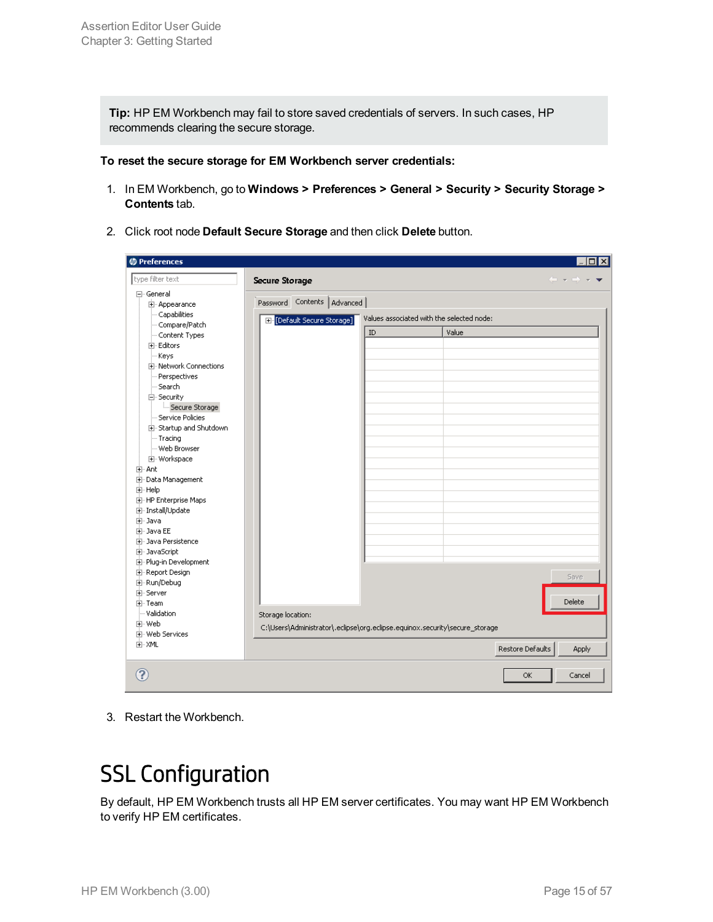**Tip:** HP EM Workbench may fail to store saved credentials of servers. In such cases, HP recommends clearing the secure storage.

**To reset the secure storage for EM Workbench server credentials:**

1. In EM Workbench, go to **Windows > Preferences > General > Security > Security Storage > Contents** tab.
2. Click root node **Default Secure Storage** and then click **Delete** button.
3. Restart the Workbench.

# SSL Configuration

By default, HP EM Workbench trusts all HP EM server certificates. You may want HP EM Workbench to verify HP EM certificates.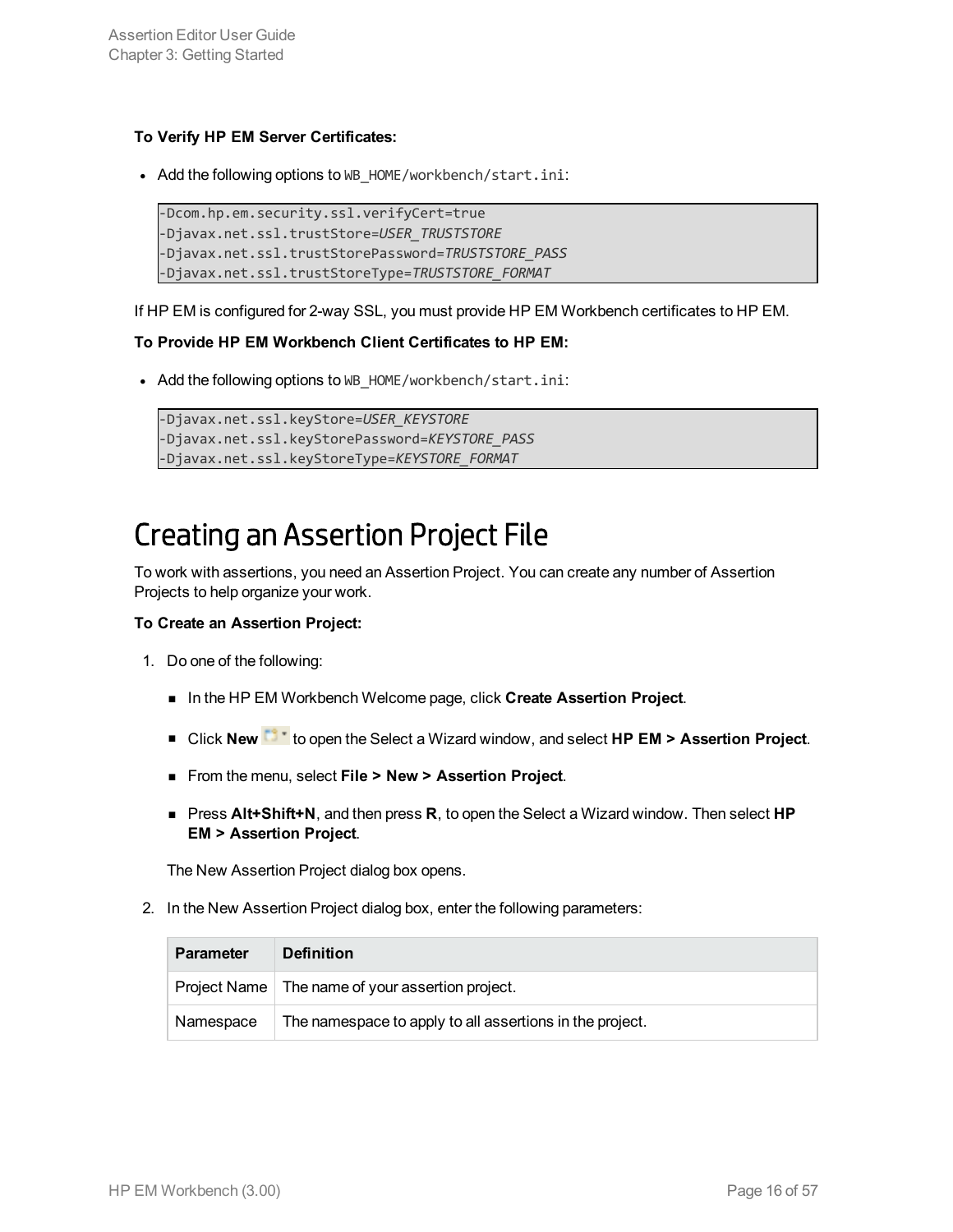**To Verify HP EM Server Certificates:**

- Add the following options to `WB_HOME/workbench/start.ini`:

```
-Dcom.hp.em.security.ssl.verifyCert=true
-Djavax.net.ssl.trustStore=USER_TRUSTSTORE
-Djavax.net.ssl.trustStorePassword=TRUSTSTORE_PASS
-Djavax.net.ssl.trustStoreType=TRUSTSTORE_FORMAT
```

If HP EM is configured for 2-way SSL, you must provide HP EM Workbench certificates to HP EM.

**To Provide HP EM Workbench Client Certificates to HP EM:**

- Add the following options to `WB_HOME/workbench/start.ini`:

```
-Djavax.net.ssl.keyStore=USER_KEYSTORE
-Djavax.net.ssl.keyStorePassword=KEYSTORE_PASS
-Djavax.net.ssl.keyStoreType=KEYSTORE_FORMAT
```

# Creating an Assertion Project File

To work with assertions, you need an Assertion Project. You can create any number of Assertion Projects to help organize your work.

**To Create an Assertion Project:**

1. Do one of the following:

   - In the HP EM Workbench Welcome page, click **Create Assertion Project**.
   - Click **New** to open the Select a Wizard window, and select **HP EM > Assertion Project**.
   - From the menu, select **File > New > Assertion Project**.
   - Press **Alt+Shift+N**, and then press **R**, to open the Select a Wizard window. Then select **HP EM > Assertion Project**.

   The New Assertion Project dialog box opens.

2. In the New Assertion Project dialog box, enter the following parameters:

| Parameter | Definition |
|---|---|
| Project Name | The name of your assertion project. |
| Namespace | The namespace to apply to all assertions in the project. |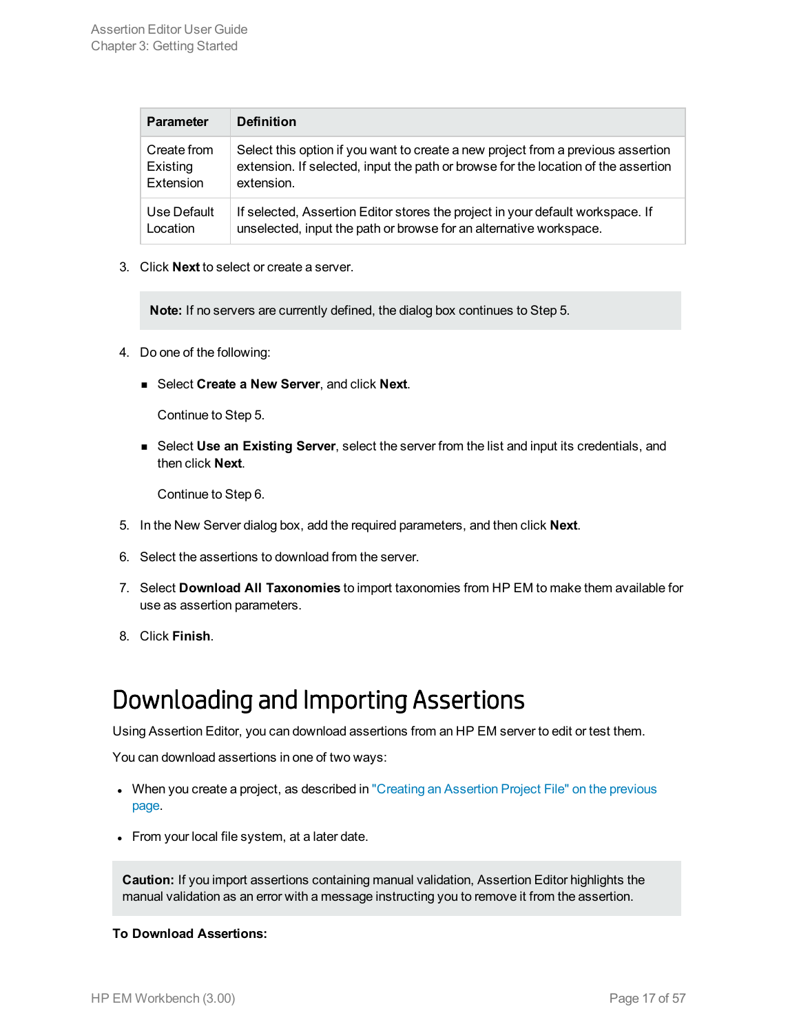| Parameter | Definition |
|---|---|
| Create from Existing Extension | Select this option if you want to create a new project from a previous assertion extension. If selected, input the path or browse for the location of the assertion extension. |
| Use Default Location | If selected, Assertion Editor stores the project in your default workspace. If unselected, input the path or browse for an alternative workspace. |

3. Click **Next** to select or create a server.

> **Note:** If no servers are currently defined, the dialog box continues to Step 5.

4. Do one of the following:

   - Select **Create a New Server**, and click **Next**.

     Continue to Step 5.

   - Select **Use an Existing Server**, select the server from the list and input its credentials, and then click **Next**.

     Continue to Step 6.

5. In the New Server dialog box, add the required parameters, and then click **Next**.

6. Select the assertions to download from the server.

7. Select **Download All Taxonomies** to import taxonomies from HP EM to make them available for use as assertion parameters.

8. Click **Finish**.

# Downloading and Importing Assertions

Using Assertion Editor, you can download assertions from an HP EM server to edit or test them.

You can download assertions in one of two ways:

- When you create a project, as described in "Creating an Assertion Project File" on the previous page.
- From your local file system, at a later date.

> **Caution:** If you import assertions containing manual validation, Assertion Editor highlights the manual validation as an error with a message instructing you to remove it from the assertion.

**To Download Assertions:**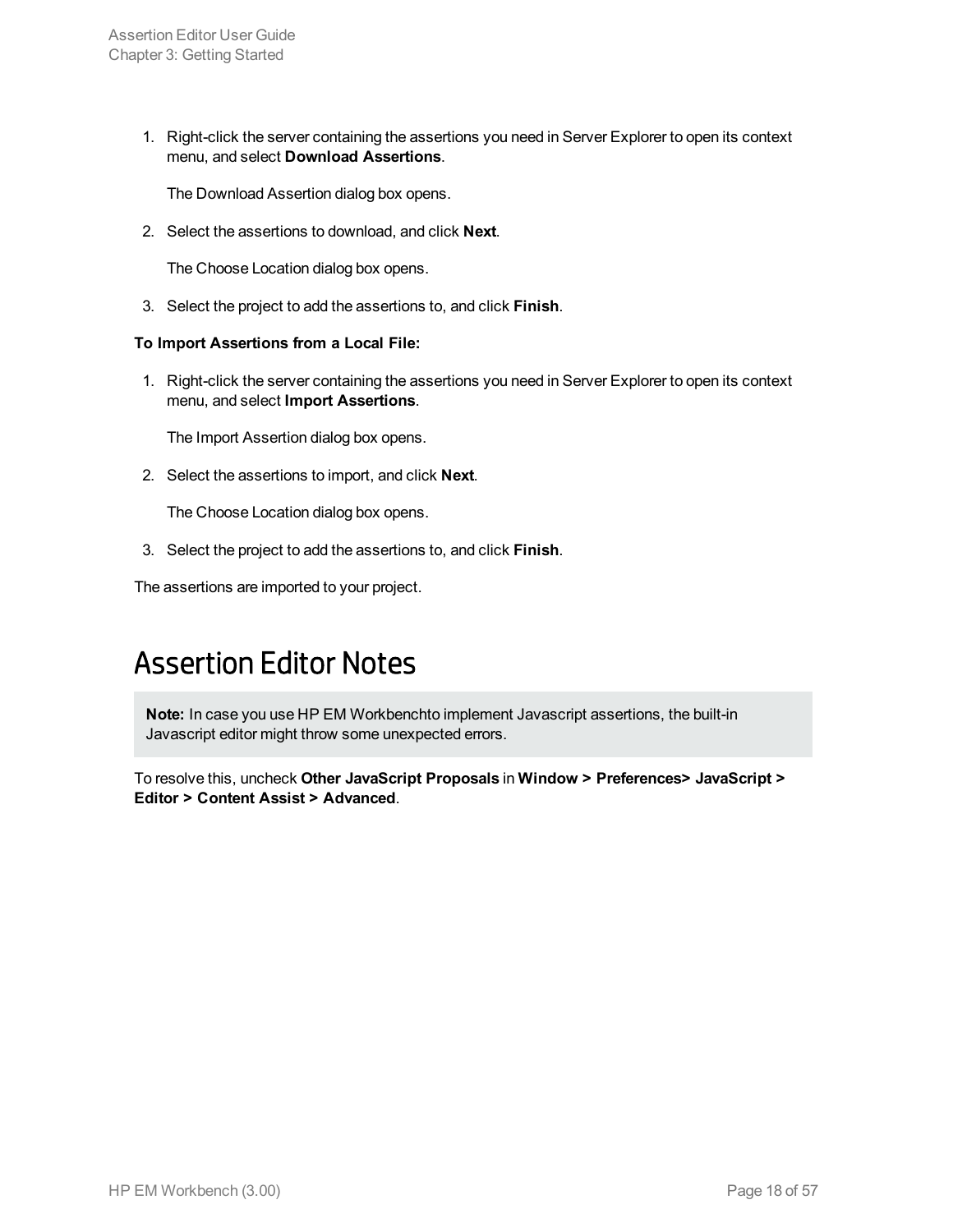1. Right-click the server containing the assertions you need in Server Explorer to open its context menu, and select **Download Assertions**.

   The Download Assertion dialog box opens.

2. Select the assertions to download, and click **Next**.

   The Choose Location dialog box opens.

3. Select the project to add the assertions to, and click **Finish**.

**To Import Assertions from a Local File:**

1. Right-click the server containing the assertions you need in Server Explorer to open its context menu, and select **Import Assertions**.

   The Import Assertion dialog box opens.

2. Select the assertions to import, and click **Next**.

   The Choose Location dialog box opens.

3. Select the project to add the assertions to, and click **Finish**.

The assertions are imported to your project.

# Assertion Editor Notes

> **Note:** In case you use HP EM Workbenchto implement Javascript assertions, the built-in Javascript editor might throw some unexpected errors.

To resolve this, uncheck **Other JavaScript Proposals** in **Window > Preferences> JavaScript > Editor > Content Assist > Advanced**.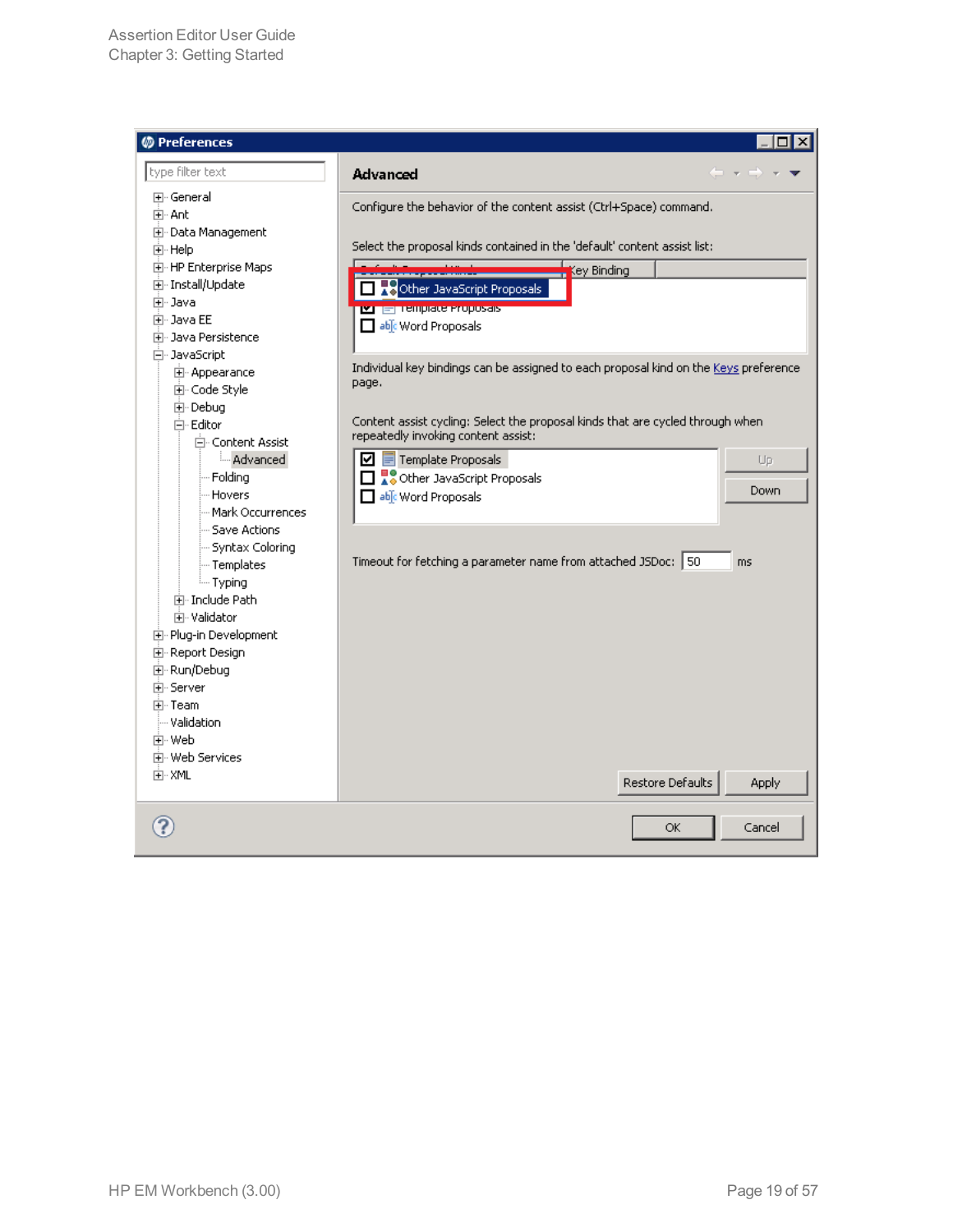**Preferences**

type filter text

- General
- Ant
- Data Management
- Help
- HP Enterprise Maps
- Install/Update
- Java
- Java EE
- Java Persistence
- JavaScript
  - Appearance
  - Code Style
  - Debug
  - Editor
    - Content Assist
      - Advanced
    - Folding
    - Hovers
    - Mark Occurrences
    - Save Actions
    - Syntax Coloring
    - Templates
    - Typing
  - Include Path
  - Validator
- Plug-in Development
- Report Design
- Run/Debug
- Server
- Team
- Validation
- Web
- Web Services
- XML

**Advanced**

Configure the behavior of the content assist (Ctrl+Space) command.

Select the proposal kinds contained in the 'default' content assist list:

| Default Proposal Kinds | Key Binding |
| --- | --- |
| ☐ Other JavaScript Proposals | |
| ☑ Template Proposals | |
| ☐ Word Proposals | |

Individual key bindings can be assigned to each proposal kind on the Keys preference page.

Content assist cycling: Select the proposal kinds that are cycled through when repeatedly invoking content assist:

- ☑ Template Proposals
- ☐ Other JavaScript Proposals
- ☐ Word Proposals

Up | Down

Timeout for fetching a parameter name from attached JSDoc: 50 ms

Restore Defaults | Apply

OK | Cancel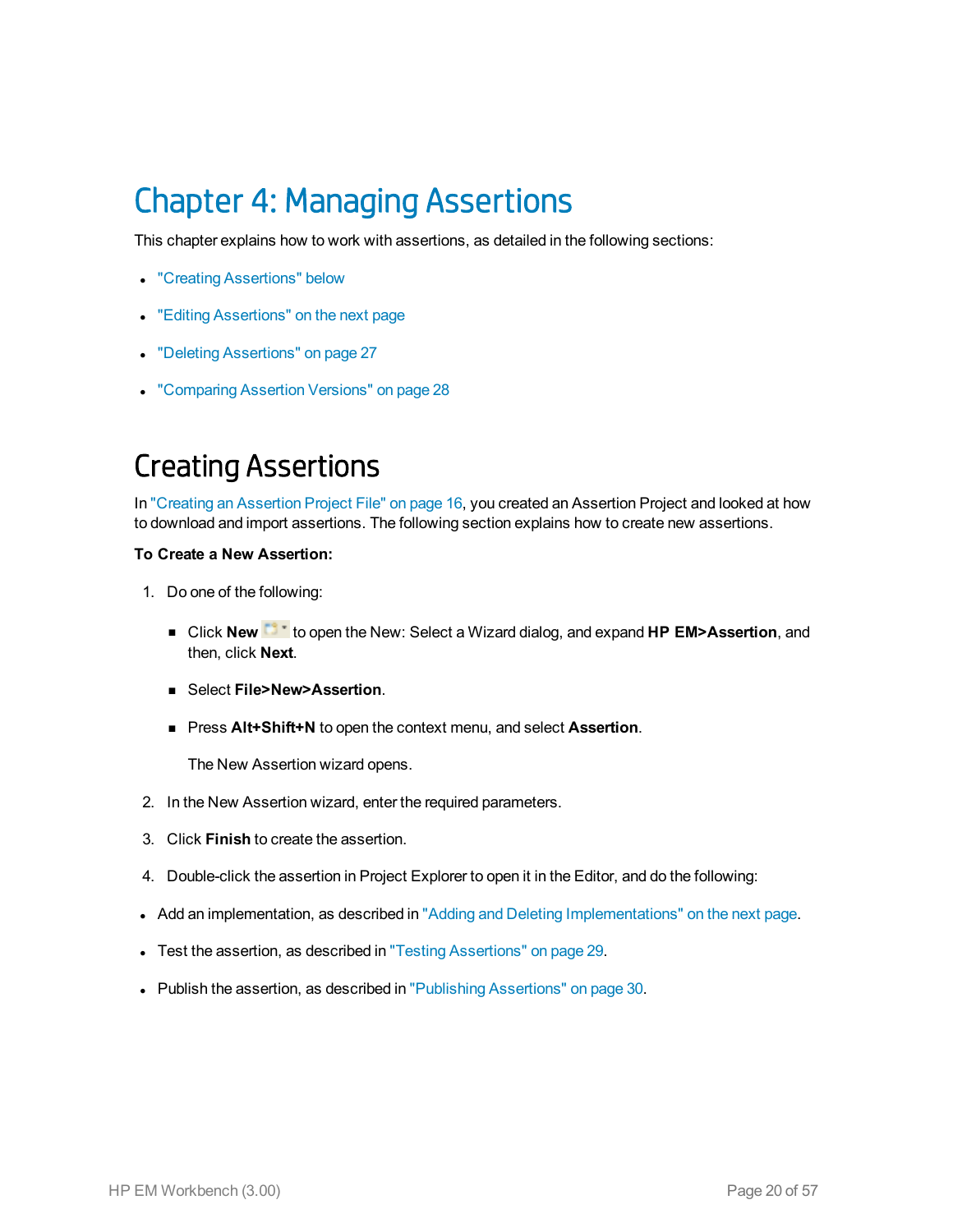# Chapter 4: Managing Assertions

This chapter explains how to work with assertions, as detailed in the following sections:

- "Creating Assertions" below
- "Editing Assertions" on the next page
- "Deleting Assertions" on page 27
- "Comparing Assertion Versions" on page 28

## Creating Assertions

In "Creating an Assertion Project File" on page 16, you created an Assertion Project and looked at how to download and import assertions. The following section explains how to create new assertions.

**To Create a New Assertion:**

1. Do one of the following:
   - Click **New** to open the New: Select a Wizard dialog, and expand **HP EM>Assertion**, and then, click **Next**.
   - Select **File>New>Assertion**.
   - Press **Alt+Shift+N** to open the context menu, and select **Assertion**.

     The New Assertion wizard opens.
2. In the New Assertion wizard, enter the required parameters.
3. Click **Finish** to create the assertion.
4. Double-click the assertion in Project Explorer to open it in the Editor, and do the following:

- Add an implementation, as described in "Adding and Deleting Implementations" on the next page.
- Test the assertion, as described in "Testing Assertions" on page 29.
- Publish the assertion, as described in "Publishing Assertions" on page 30.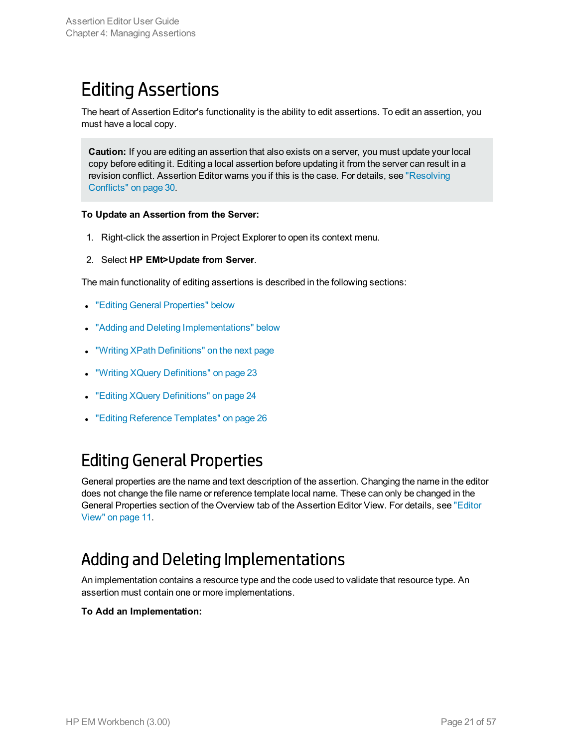# Editing Assertions

The heart of Assertion Editor's functionality is the ability to edit assertions. To edit an assertion, you must have a local copy.

> **Caution:** If you are editing an assertion that also exists on a server, you must update your local copy before editing it. Editing a local assertion before updating it from the server can result in a revision conflict. Assertion Editor warns you if this is the case. For details, see "Resolving Conflicts" on page 30.

**To Update an Assertion from the Server:**

1. Right-click the assertion in Project Explorer to open its context menu.
2. Select **HP EMt>Update from Server**.

The main functionality of editing assertions is described in the following sections:

- "Editing General Properties" below
- "Adding and Deleting Implementations" below
- "Writing XPath Definitions" on the next page
- "Writing XQuery Definitions" on page 23
- "Editing XQuery Definitions" on page 24
- "Editing Reference Templates" on page 26

# Editing General Properties

General properties are the name and text description of the assertion. Changing the name in the editor does not change the file name or reference template local name. These can only be changed in the General Properties section of the Overview tab of the Assertion Editor View. For details, see "Editor View" on page 11.

# Adding and Deleting Implementations

An implementation contains a resource type and the code used to validate that resource type. An assertion must contain one or more implementations.

**To Add an Implementation:**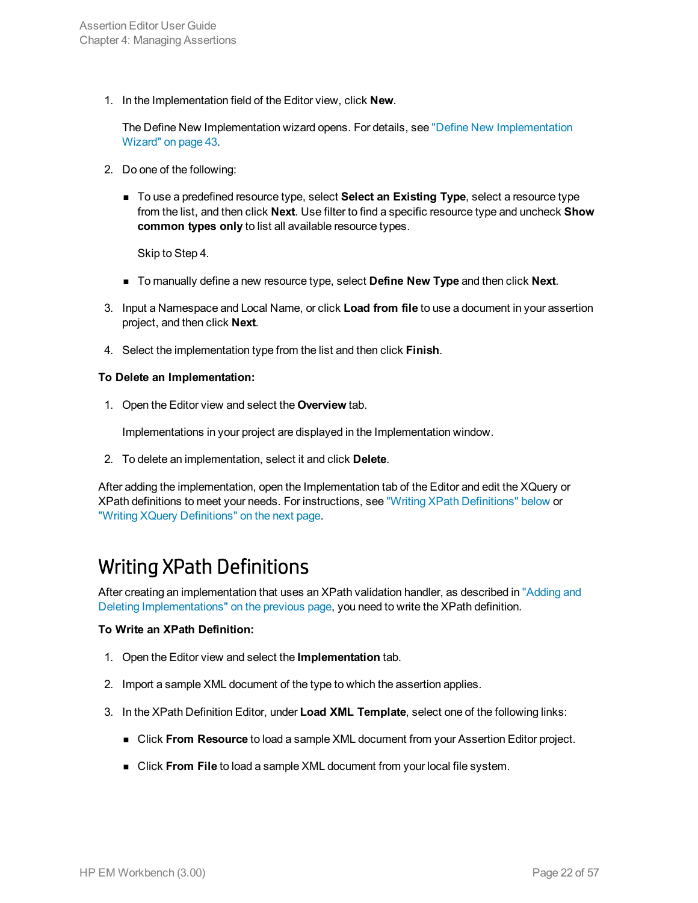1. In the Implementation field of the Editor view, click **New**.

   The Define New Implementation wizard opens. For details, see "Define New Implementation Wizard" on page 43.

2. Do one of the following:

   - To use a predefined resource type, select **Select an Existing Type**, select a resource type from the list, and then click **Next**. Use filter to find a specific resource type and uncheck **Show common types only** to list all available resource types.

     Skip to Step 4.

   - To manually define a new resource type, select **Define New Type** and then click **Next**.

3. Input a Namespace and Local Name, or click **Load from file** to use a document in your assertion project, and then click **Next**.

4. Select the implementation type from the list and then click **Finish**.

**To Delete an Implementation:**

1. Open the Editor view and select the **Overview** tab.

   Implementations in your project are displayed in the Implementation window.

2. To delete an implementation, select it and click **Delete**.

After adding the implementation, open the Implementation tab of the Editor and edit the XQuery or XPath definitions to meet your needs. For instructions, see "Writing XPath Definitions" below or "Writing XQuery Definitions" on the next page.

# Writing XPath Definitions

After creating an implementation that uses an XPath validation handler, as described in "Adding and Deleting Implementations" on the previous page, you need to write the XPath definition.

**To Write an XPath Definition:**

1. Open the Editor view and select the **Implementation** tab.

2. Import a sample XML document of the type to which the assertion applies.

3. In the XPath Definition Editor, under **Load XML Template**, select one of the following links:

   - Click **From Resource** to load a sample XML document from your Assertion Editor project.

   - Click **From File** to load a sample XML document from your local file system.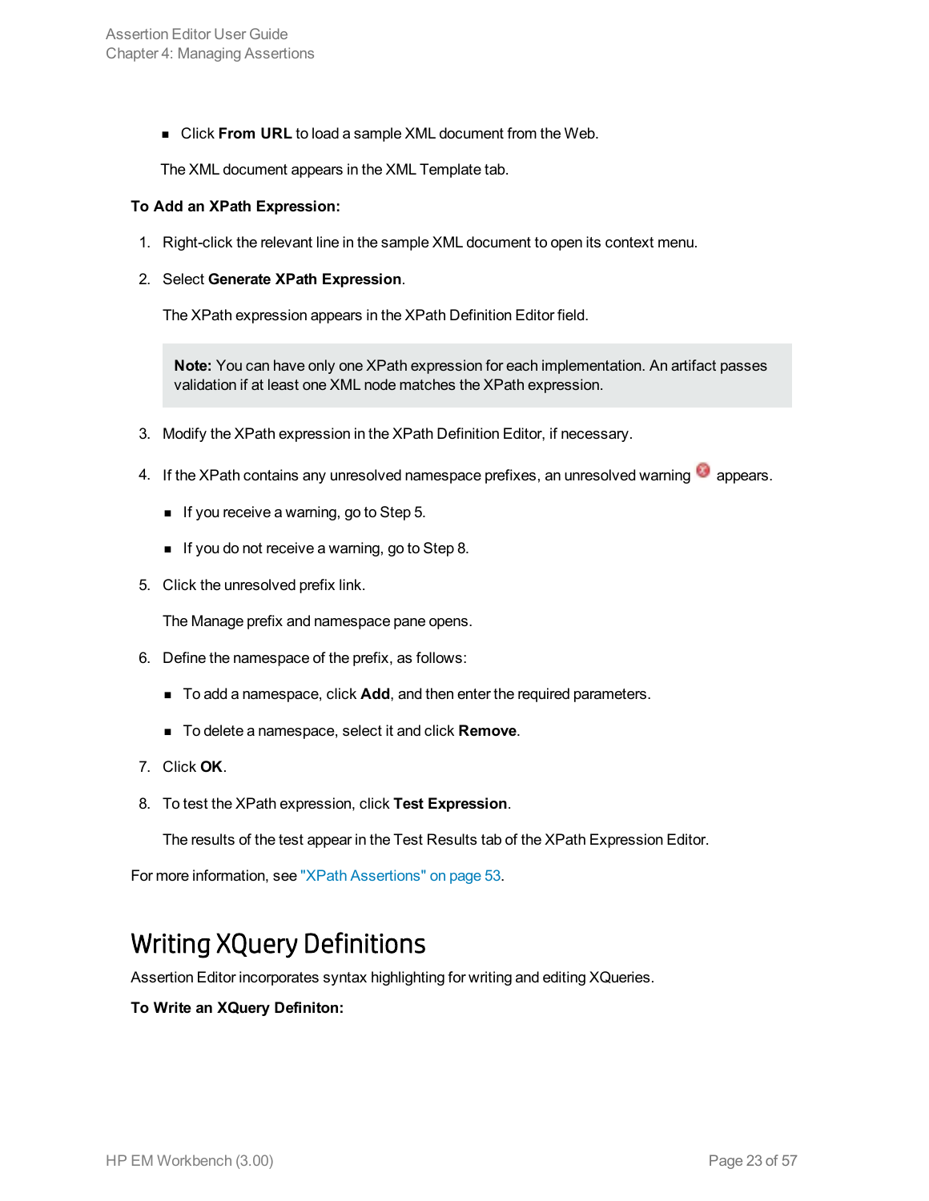- Click **From URL** to load a sample XML document from the Web.

The XML document appears in the XML Template tab.

**To Add an XPath Expression:**

1. Right-click the relevant line in the sample XML document to open its context menu.
2. Select **Generate XPath Expression**.

   The XPath expression appears in the XPath Definition Editor field.

   > **Note:** You can have only one XPath expression for each implementation. An artifact passes validation if at least one XML node matches the XPath expression.

3. Modify the XPath expression in the XPath Definition Editor, if necessary.
4. If the XPath contains any unresolved namespace prefixes, an unresolved warning appears.
   - If you receive a warning, go to Step 5.
   - If you do not receive a warning, go to Step 8.
5. Click the unresolved prefix link.

   The Manage prefix and namespace pane opens.

6. Define the namespace of the prefix, as follows:
   - To add a namespace, click **Add**, and then enter the required parameters.
   - To delete a namespace, select it and click **Remove**.
7. Click **OK**.
8. To test the XPath expression, click **Test Expression**.

   The results of the test appear in the Test Results tab of the XPath Expression Editor.

For more information, see "XPath Assertions" on page 53.

## Writing XQuery Definitions

Assertion Editor incorporates syntax highlighting for writing and editing XQueries.

**To Write an XQuery Definiton:**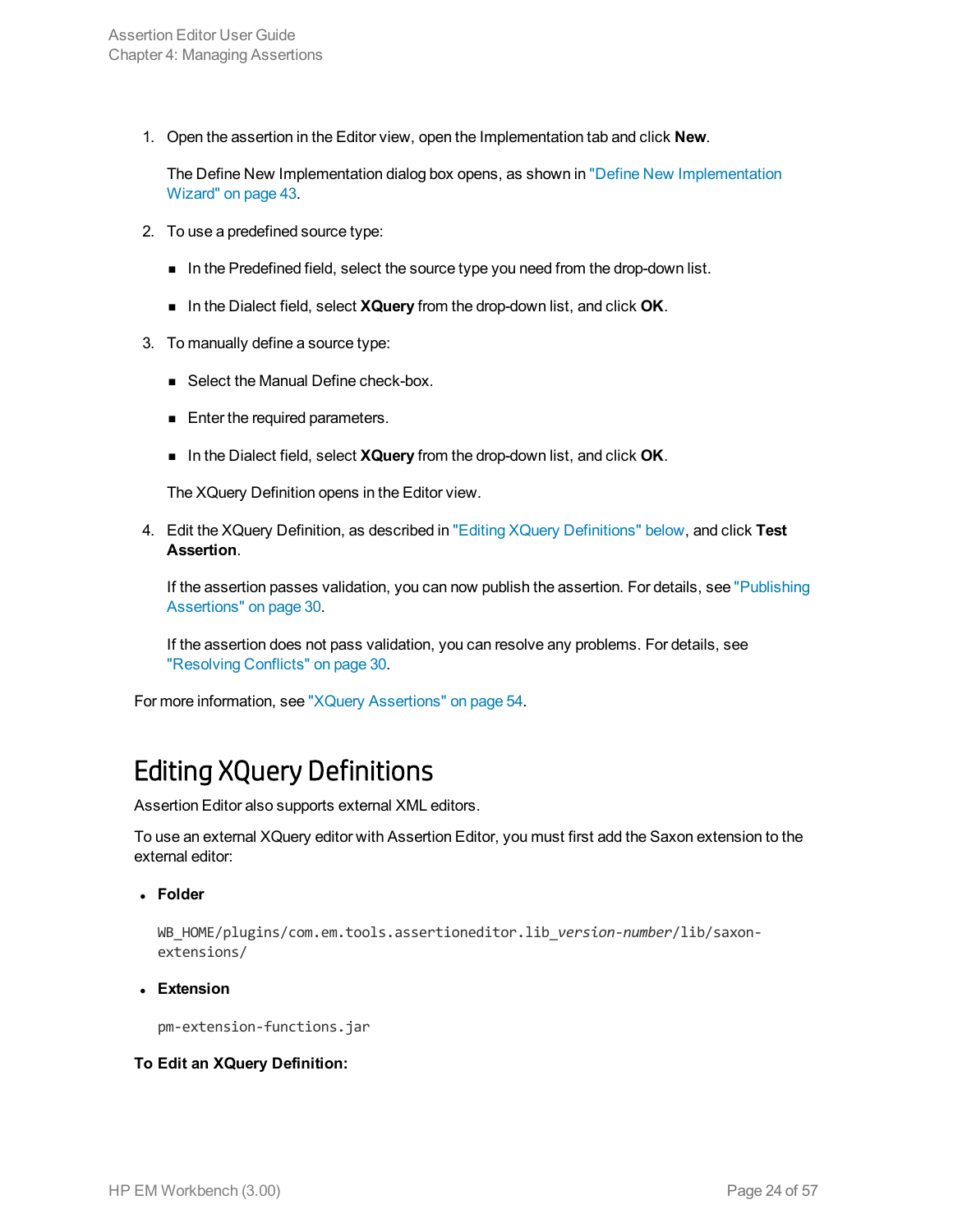1. Open the assertion in the Editor view, open the Implementation tab and click **New**.

   The Define New Implementation dialog box opens, as shown in "Define New Implementation Wizard" on page 43.

2. To use a predefined source type:

   - In the Predefined field, select the source type you need from the drop-down list.
   - In the Dialect field, select **XQuery** from the drop-down list, and click **OK**.

3. To manually define a source type:

   - Select the Manual Define check-box.
   - Enter the required parameters.
   - In the Dialect field, select **XQuery** from the drop-down list, and click **OK**.

   The XQuery Definition opens in the Editor view.

4. Edit the XQuery Definition, as described in "Editing XQuery Definitions" below, and click **Test Assertion**.

   If the assertion passes validation, you can now publish the assertion. For details, see "Publishing Assertions" on page 30.

   If the assertion does not pass validation, you can resolve any problems. For details, see "Resolving Conflicts" on page 30.

For more information, see "XQuery Assertions" on page 54.

## Editing XQuery Definitions

Assertion Editor also supports external XML editors.

To use an external XQuery editor with Assertion Editor, you must first add the Saxon extension to the external editor:

- **Folder**

  WB_HOME/plugins/com.em.tools.assertioneditor.lib_*version-number*/lib/saxon-extensions/

- **Extension**

  `pm-extension-functions.jar`

**To Edit an XQuery Definition:**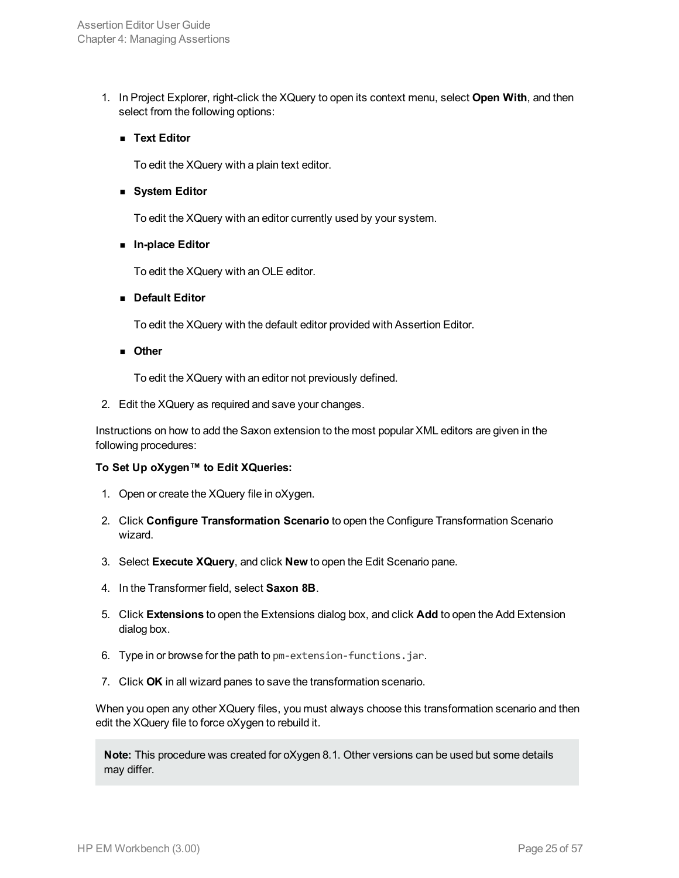1. In Project Explorer, right-click the XQuery to open its context menu, select **Open With**, and then select from the following options:

   - **Text Editor**

     To edit the XQuery with a plain text editor.

   - **System Editor**

     To edit the XQuery with an editor currently used by your system.

   - **In-place Editor**

     To edit the XQuery with an OLE editor.

   - **Default Editor**

     To edit the XQuery with the default editor provided with Assertion Editor.

   - **Other**

     To edit the XQuery with an editor not previously defined.

2. Edit the XQuery as required and save your changes.

Instructions on how to add the Saxon extension to the most popular XML editors are given in the following procedures:

**To Set Up oXygen™ to Edit XQueries:**

1. Open or create the XQuery file in oXygen.
2. Click **Configure Transformation Scenario** to open the Configure Transformation Scenario wizard.
3. Select **Execute XQuery**, and click **New** to open the Edit Scenario pane.
4. In the Transformer field, select **Saxon 8B**.
5. Click **Extensions** to open the Extensions dialog box, and click **Add** to open the Add Extension dialog box.
6. Type in or browse for the path to `pm-extension-functions.jar`.
7. Click **OK** in all wizard panes to save the transformation scenario.

When you open any other XQuery files, you must always choose this transformation scenario and then edit the XQuery file to force oXygen to rebuild it.

> **Note:** This procedure was created for oXygen 8.1. Other versions can be used but some details may differ.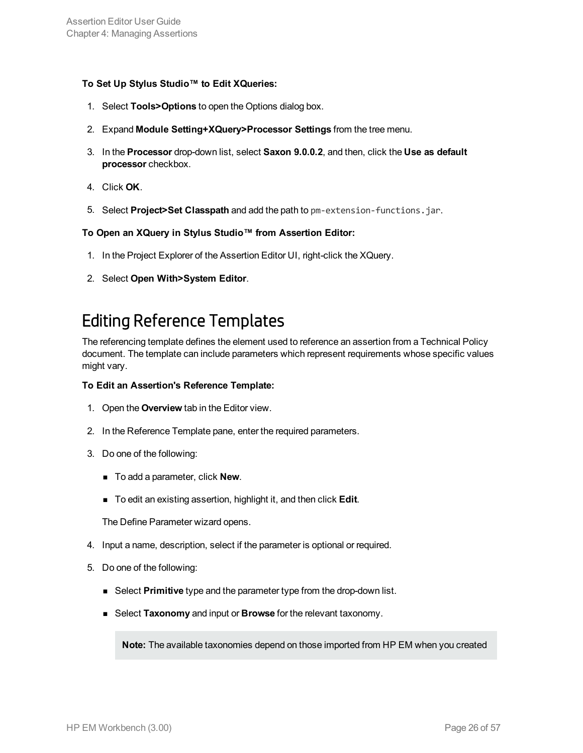**To Set Up Stylus Studio™ to Edit XQueries:**

1. Select **Tools>Options** to open the Options dialog box.
2. Expand **Module Setting+XQuery>Processor Settings** from the tree menu.
3. In the **Processor** drop-down list, select **Saxon 9.0.0.2**, and then, click the **Use as default processor** checkbox.
4. Click **OK**.
5. Select **Project>Set Classpath** and add the path to `pm-extension-functions.jar`.

**To Open an XQuery in Stylus Studio™ from Assertion Editor:**

1. In the Project Explorer of the Assertion Editor UI, right-click the XQuery.
2. Select **Open With>System Editor**.

## Editing Reference Templates

The referencing template defines the element used to reference an assertion from a Technical Policy document. The template can include parameters which represent requirements whose specific values might vary.

**To Edit an Assertion's Reference Template:**

1. Open the **Overview** tab in the Editor view.
2. In the Reference Template pane, enter the required parameters.
3. Do one of the following:
   - To add a parameter, click **New**.
   - To edit an existing assertion, highlight it, and then click **Edit**.

   The Define Parameter wizard opens.
4. Input a name, description, select if the parameter is optional or required.
5. Do one of the following:
   - Select **Primitive** type and the parameter type from the drop-down list.
   - Select **Taxonomy** and input or **Browse** for the relevant taxonomy.

     **Note:** The available taxonomies depend on those imported from HP EM when you created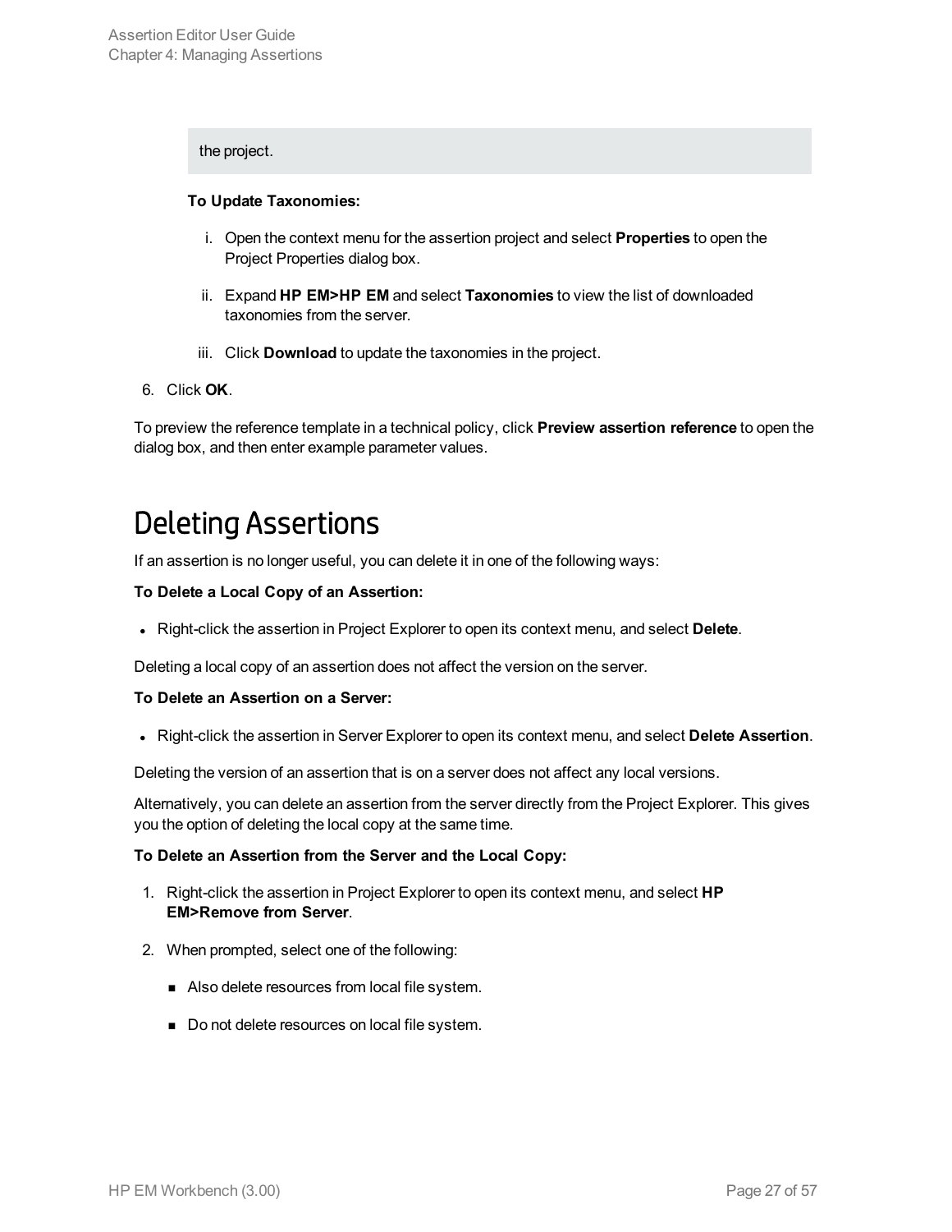the project.

**To Update Taxonomies:**

i. Open the context menu for the assertion project and select **Properties** to open the Project Properties dialog box.

ii. Expand **HP EM>HP EM** and select **Taxonomies** to view the list of downloaded taxonomies from the server.

iii. Click **Download** to update the taxonomies in the project.

6. Click **OK**.

To preview the reference template in a technical policy, click **Preview assertion reference** to open the dialog box, and then enter example parameter values.

# Deleting Assertions

If an assertion is no longer useful, you can delete it in one of the following ways:

**To Delete a Local Copy of an Assertion:**

- Right-click the assertion in Project Explorer to open its context menu, and select **Delete**.

Deleting a local copy of an assertion does not affect the version on the server.

**To Delete an Assertion on a Server:**

- Right-click the assertion in Server Explorer to open its context menu, and select **Delete Assertion**.

Deleting the version of an assertion that is on a server does not affect any local versions.

Alternatively, you can delete an assertion from the server directly from the Project Explorer. This gives you the option of deleting the local copy at the same time.

**To Delete an Assertion from the Server and the Local Copy:**

1. Right-click the assertion in Project Explorer to open its context menu, and select **HP EM>Remove from Server**.

2. When prompted, select one of the following:

   - Also delete resources from local file system.

   - Do not delete resources on local file system.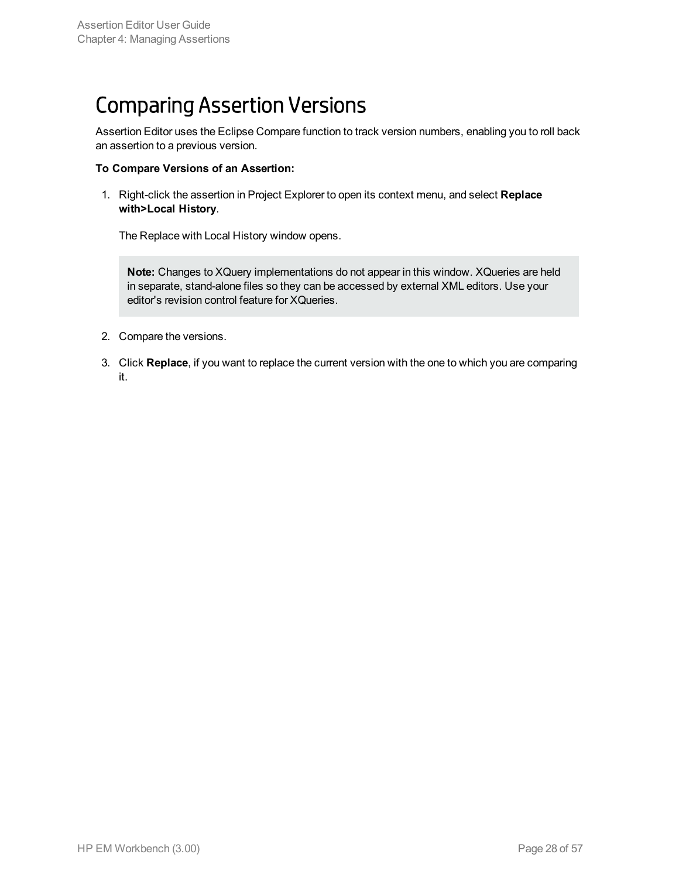# Comparing Assertion Versions

Assertion Editor uses the Eclipse Compare function to track version numbers, enabling you to roll back an assertion to a previous version.

**To Compare Versions of an Assertion:**

1. Right-click the assertion in Project Explorer to open its context menu, and select **Replace with>Local History**.

   The Replace with Local History window opens.

   > **Note:** Changes to XQuery implementations do not appear in this window. XQueries are held in separate, stand-alone files so they can be accessed by external XML editors. Use your editor's revision control feature for XQueries.

2. Compare the versions.

3. Click **Replace**, if you want to replace the current version with the one to which you are comparing it.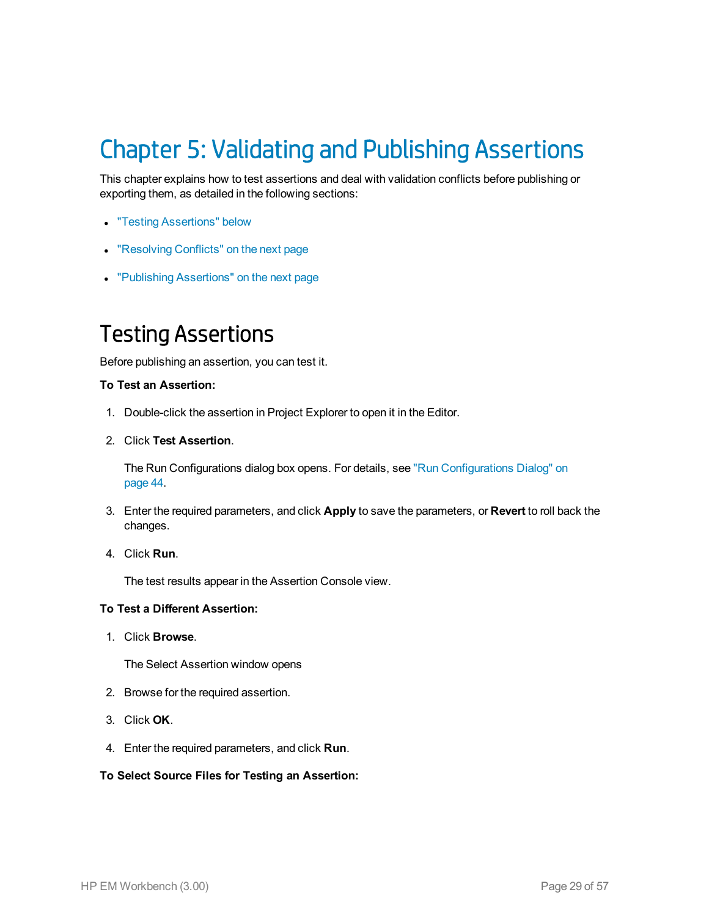# Chapter 5: Validating and Publishing Assertions

This chapter explains how to test assertions and deal with validation conflicts before publishing or exporting them, as detailed in the following sections:

- "Testing Assertions" below
- "Resolving Conflicts" on the next page
- "Publishing Assertions" on the next page

## Testing Assertions

Before publishing an assertion, you can test it.

**To Test an Assertion:**

1. Double-click the assertion in Project Explorer to open it in the Editor.
2. Click **Test Assertion**.

   The Run Configurations dialog box opens. For details, see "Run Configurations Dialog" on page 44.

3. Enter the required parameters, and click **Apply** to save the parameters, or **Revert** to roll back the changes.
4. Click **Run**.

   The test results appear in the Assertion Console view.

**To Test a Different Assertion:**

1. Click **Browse**.

   The Select Assertion window opens

2. Browse for the required assertion.
3. Click **OK**.
4. Enter the required parameters, and click **Run**.

**To Select Source Files for Testing an Assertion:**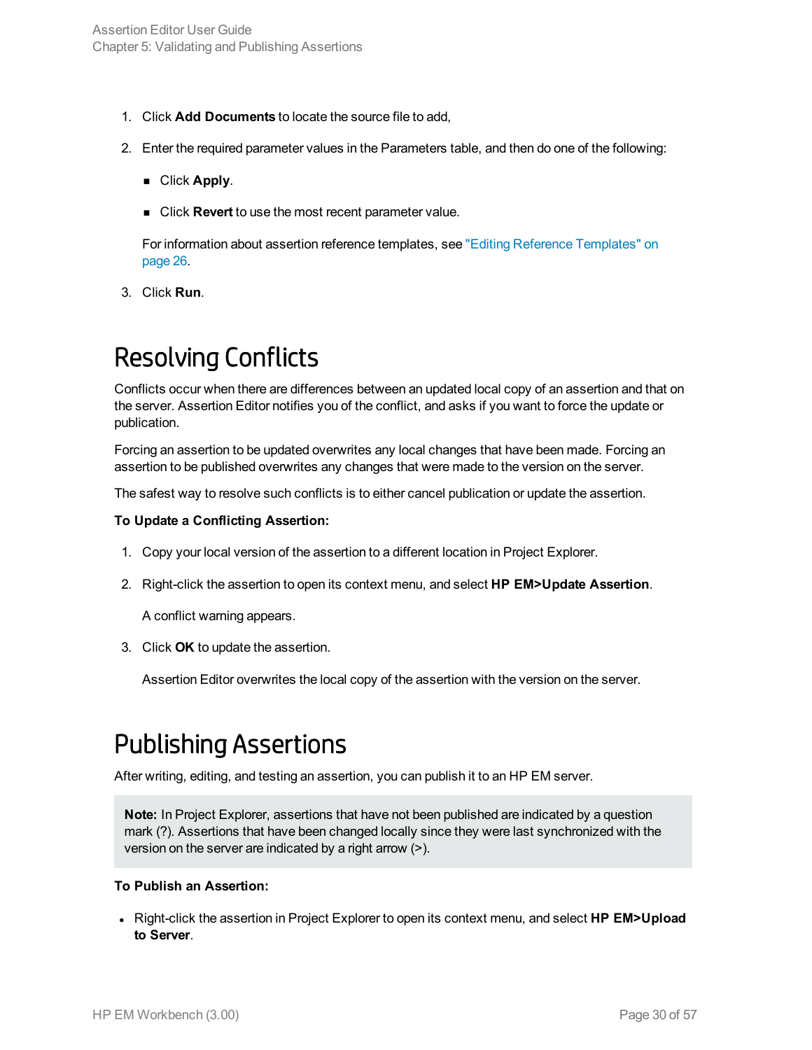1. Click **Add Documents** to locate the source file to add,

2. Enter the required parameter values in the Parameters table, and then do one of the following:

   - Click **Apply**.
   - Click **Revert** to use the most recent parameter value.

   For information about assertion reference templates, see "Editing Reference Templates" on page 26.

3. Click **Run**.

# Resolving Conflicts

Conflicts occur when there are differences between an updated local copy of an assertion and that on the server. Assertion Editor notifies you of the conflict, and asks if you want to force the update or publication.

Forcing an assertion to be updated overwrites any local changes that have been made. Forcing an assertion to be published overwrites any changes that were made to the version on the server.

The safest way to resolve such conflicts is to either cancel publication or update the assertion.

**To Update a Conflicting Assertion:**

1. Copy your local version of the assertion to a different location in Project Explorer.

2. Right-click the assertion to open its context menu, and select **HP EM>Update Assertion**.

   A conflict warning appears.

3. Click **OK** to update the assertion.

   Assertion Editor overwrites the local copy of the assertion with the version on the server.

# Publishing Assertions

After writing, editing, and testing an assertion, you can publish it to an HP EM server.

> **Note:** In Project Explorer, assertions that have not been published are indicated by a question mark (?). Assertions that have been changed locally since they were last synchronized with the version on the server are indicated by a right arrow (>).

**To Publish an Assertion:**

- Right-click the assertion in Project Explorer to open its context menu, and select **HP EM>Upload to Server**.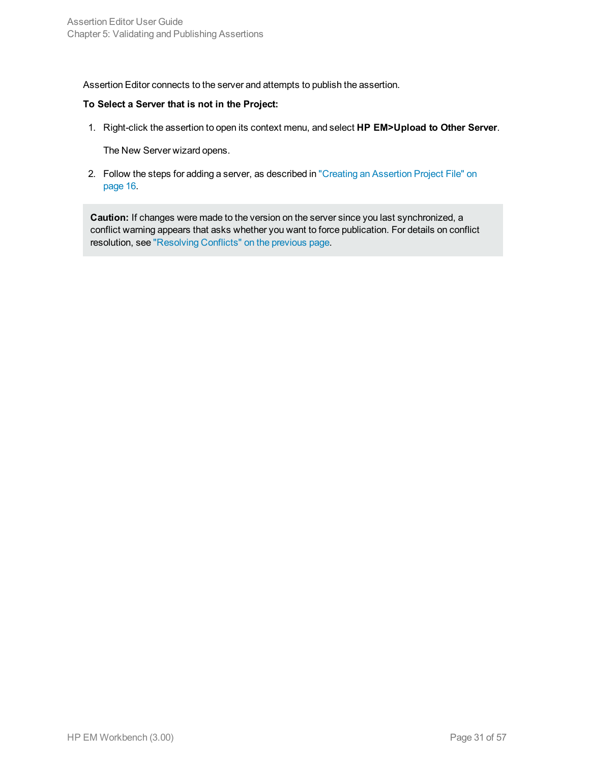Assertion Editor connects to the server and attempts to publish the assertion.

**To Select a Server that is not in the Project:**

1. Right-click the assertion to open its context menu, and select **HP EM>Upload to Other Server**.

   The New Server wizard opens.

2. Follow the steps for adding a server, as described in "Creating an Assertion Project File" on page 16.

> **Caution:** If changes were made to the version on the server since you last synchronized, a conflict warning appears that asks whether you want to force publication. For details on conflict resolution, see "Resolving Conflicts" on the previous page.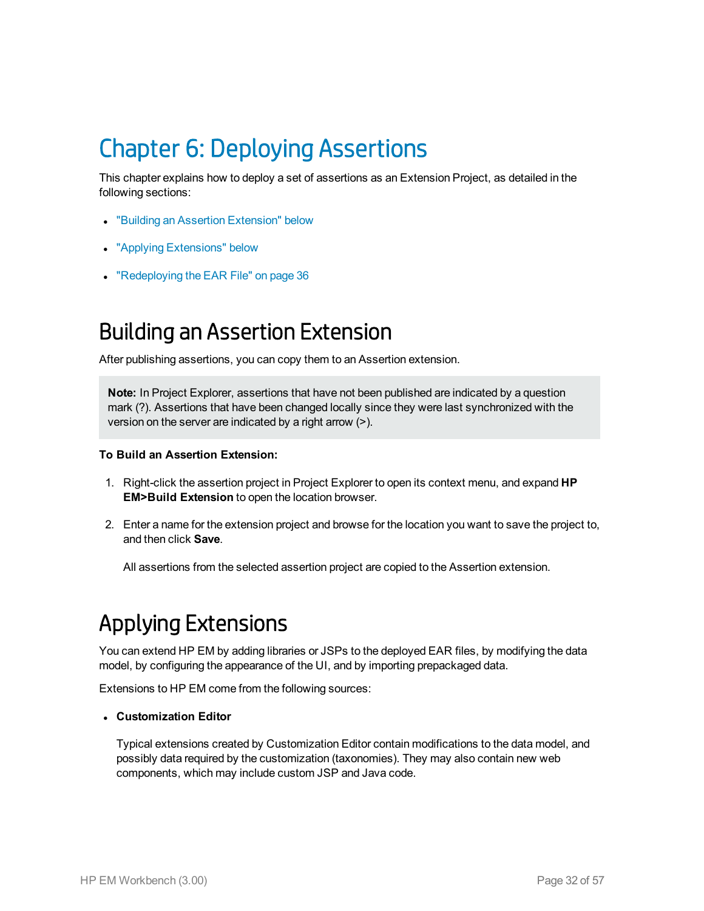# Chapter 6: Deploying Assertions

This chapter explains how to deploy a set of assertions as an Extension Project, as detailed in the following sections:

- "Building an Assertion Extension" below
- "Applying Extensions" below
- "Redeploying the EAR File" on page 36

## Building an Assertion Extension

After publishing assertions, you can copy them to an Assertion extension.

> **Note:** In Project Explorer, assertions that have not been published are indicated by a question mark (?). Assertions that have been changed locally since they were last synchronized with the version on the server are indicated by a right arrow (>).

**To Build an Assertion Extension:**

1. Right-click the assertion project in Project Explorer to open its context menu, and expand **HP EM>Build Extension** to open the location browser.
2. Enter a name for the extension project and browse for the location you want to save the project to, and then click **Save**.

   All assertions from the selected assertion project are copied to the Assertion extension.

## Applying Extensions

You can extend HP EM by adding libraries or JSPs to the deployed EAR files, by modifying the data model, by configuring the appearance of the UI, and by importing prepackaged data.

Extensions to HP EM come from the following sources:

- **Customization Editor**

  Typical extensions created by Customization Editor contain modifications to the data model, and possibly data required by the customization (taxonomies). They may also contain new web components, which may include custom JSP and Java code.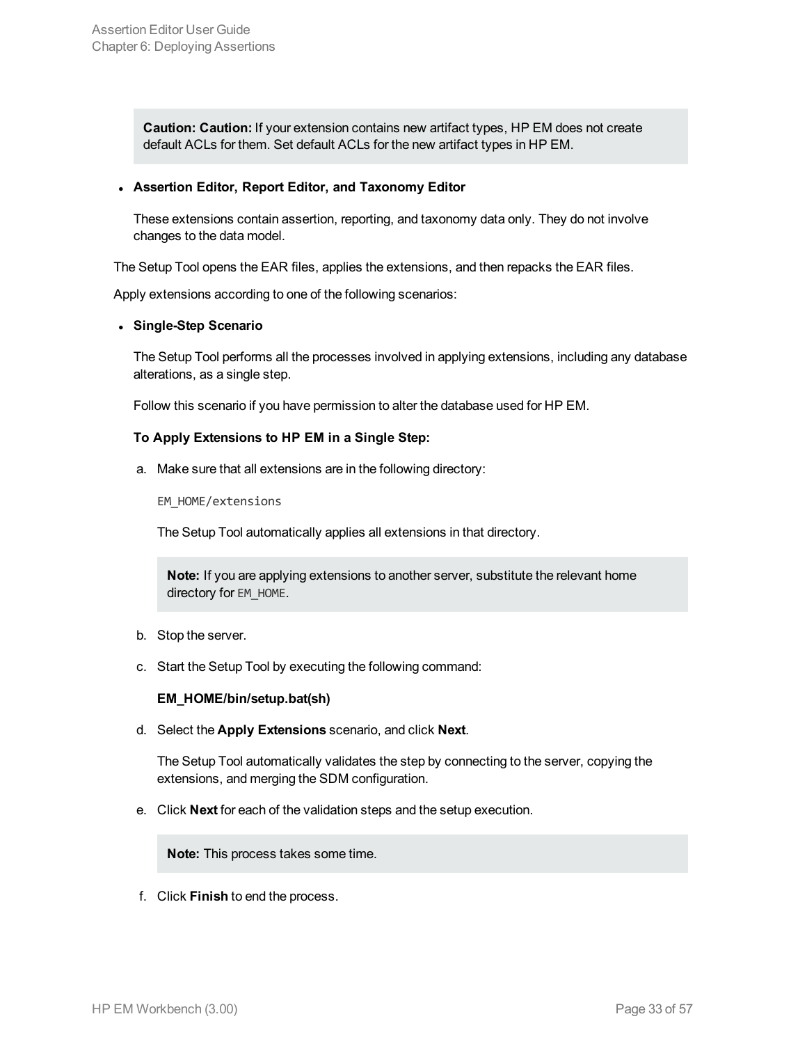> **Caution: Caution:** If your extension contains new artifact types, HP EM does not create default ACLs for them. Set default ACLs for the new artifact types in HP EM.

- **Assertion Editor, Report Editor, and Taxonomy Editor**

  These extensions contain assertion, reporting, and taxonomy data only. They do not involve changes to the data model.

The Setup Tool opens the EAR files, applies the extensions, and then repacks the EAR files.

Apply extensions according to one of the following scenarios:

- **Single-Step Scenario**

  The Setup Tool performs all the processes involved in applying extensions, including any database alterations, as a single step.

  Follow this scenario if you have permission to alter the database used for HP EM.

  **To Apply Extensions to HP EM in a Single Step:**

  a. Make sure that all extensions are in the following directory:

     ```
     EM_HOME/extensions
     ```

     The Setup Tool automatically applies all extensions in that directory.

     > **Note:** If you are applying extensions to another server, substitute the relevant home directory for `EM_HOME`.

  b. Stop the server.

  c. Start the Setup Tool by executing the following command:

     **EM_HOME/bin/setup.bat(sh)**

  d. Select the **Apply Extensions** scenario, and click **Next**.

     The Setup Tool automatically validates the step by connecting to the server, copying the extensions, and merging the SDM configuration.

  e. Click **Next** for each of the validation steps and the setup execution.

     > **Note:** This process takes some time.

  f. Click **Finish** to end the process.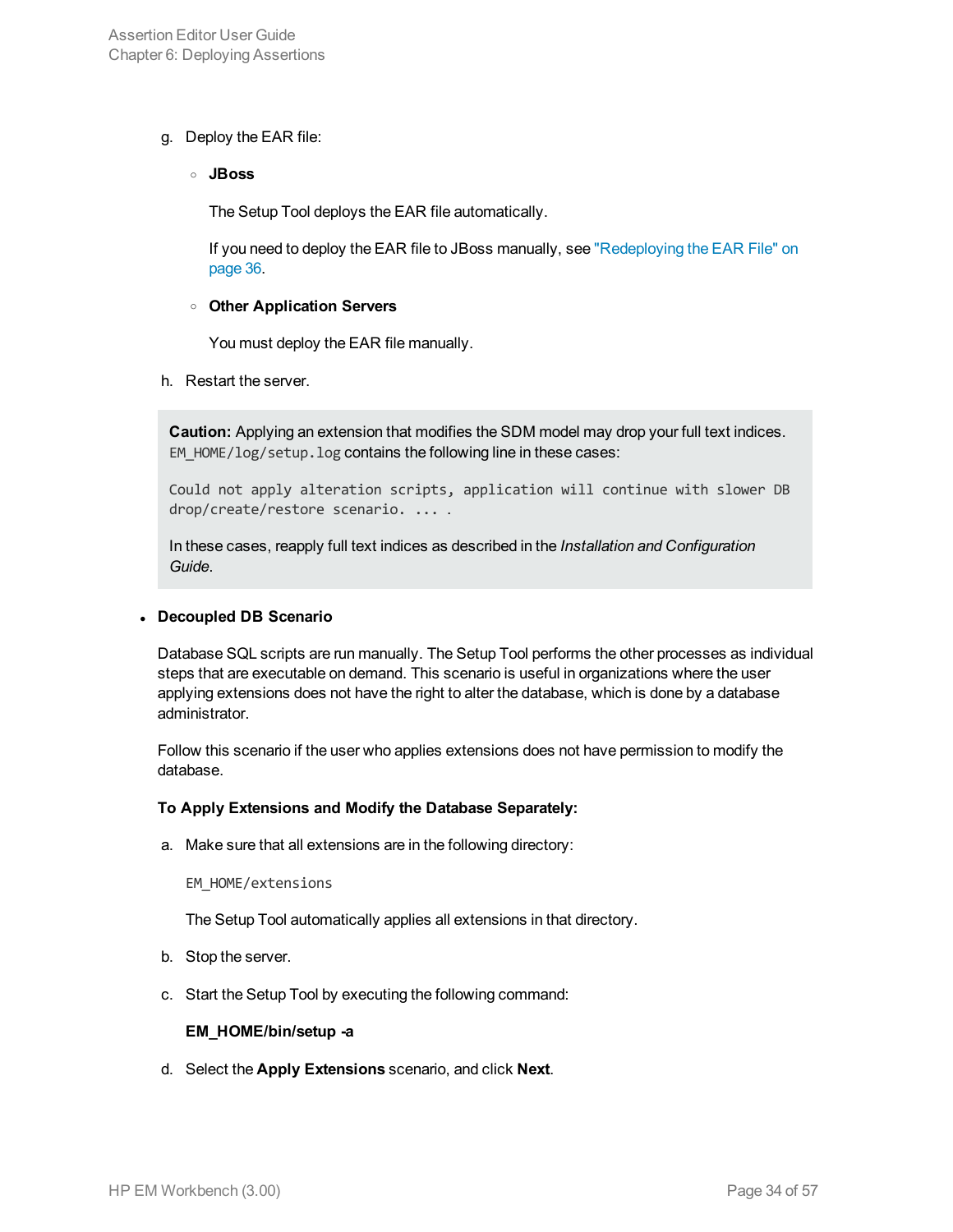g. Deploy the EAR file:

   - **JBoss**

     The Setup Tool deploys the EAR file automatically.

     If you need to deploy the EAR file to JBoss manually, see "Redeploying the EAR File" on page 36.

   - **Other Application Servers**

     You must deploy the EAR file manually.

h. Restart the server.

> **Caution:** Applying an extension that modifies the SDM model may drop your full text indices. `EM_HOME/log/setup.log` contains the following line in these cases:
>
> ```
> Could not apply alteration scripts, application will continue with slower DB
> drop/create/restore scenario. ... .
> ```
>
> In these cases, reapply full text indices as described in the *Installation and Configuration Guide*.

- **Decoupled DB Scenario**

  Database SQL scripts are run manually. The Setup Tool performs the other processes as individual steps that are executable on demand. This scenario is useful in organizations where the user applying extensions does not have the right to alter the database, which is done by a database administrator.

  Follow this scenario if the user who applies extensions does not have permission to modify the database.

  **To Apply Extensions and Modify the Database Separately:**

  a. Make sure that all extensions are in the following directory:

     ```
     EM_HOME/extensions
     ```

     The Setup Tool automatically applies all extensions in that directory.

  b. Stop the server.

  c. Start the Setup Tool by executing the following command:

     **EM_HOME/bin/setup -a**

  d. Select the **Apply Extensions** scenario, and click **Next**.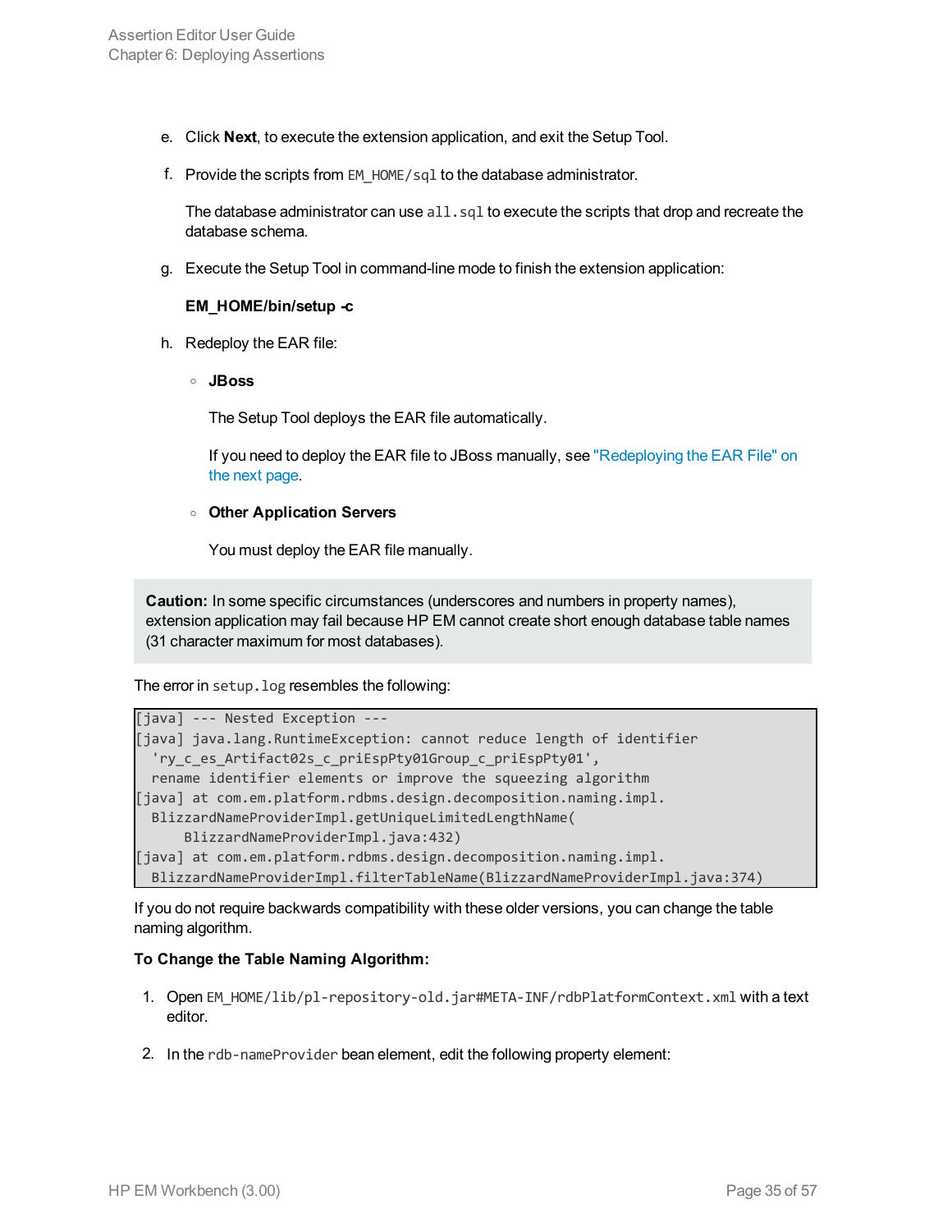e. Click **Next**, to execute the extension application, and exit the Setup Tool.

f. Provide the scripts from `EM_HOME/sql` to the database administrator.

   The database administrator can use `all.sql` to execute the scripts that drop and recreate the database schema.

g. Execute the Setup Tool in command-line mode to finish the extension application:

   **EM_HOME/bin/setup -c**

h. Redeploy the EAR file:

   - **JBoss**

     The Setup Tool deploys the EAR file automatically.

     If you need to deploy the EAR file to JBoss manually, see "Redeploying the EAR File" on the next page.

   - **Other Application Servers**

     You must deploy the EAR file manually.

> **Caution:** In some specific circumstances (underscores and numbers in property names), extension application may fail because HP EM cannot create short enough database table names (31 character maximum for most databases).

The error in `setup.log` resembles the following:

```
[java] --- Nested Exception ---
[java] java.lang.RuntimeException: cannot reduce length of identifier
  'ry_c_es_Artifact02s_c_priEspPty01Group_c_priEspPty01',
  rename identifier elements or improve the squeezing algorithm
[java] at com.em.platform.rdbms.design.decomposition.naming.impl.
  BlizzardNameProviderImpl.getUniqueLimitedLengthName(
      BlizzardNameProviderImpl.java:432)
[java] at com.em.platform.rdbms.design.decomposition.naming.impl.
  BlizzardNameProviderImpl.filterTableName(BlizzardNameProviderImpl.java:374)
```

If you do not require backwards compatibility with these older versions, you can change the table naming algorithm.

**To Change the Table Naming Algorithm:**

1. Open `EM_HOME/lib/pl-repository-old.jar#META-INF/rdbPlatformContext.xml` with a text editor.

2. In the `rdb-nameProvider` bean element, edit the following property element: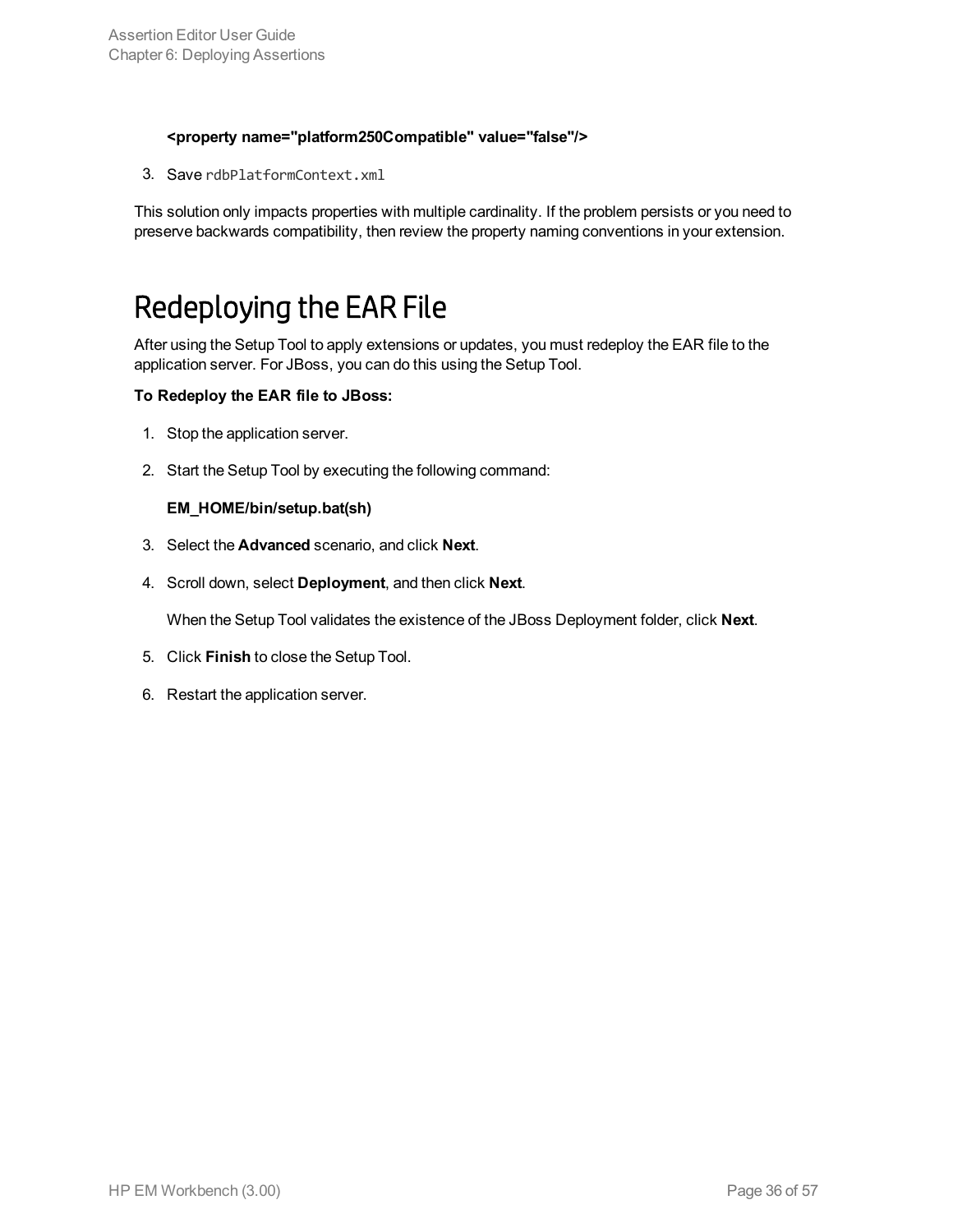**<property name="platform250Compatible" value="false"/>**

3. Save `rdbPlatformContext.xml`

This solution only impacts properties with multiple cardinality. If the problem persists or you need to preserve backwards compatibility, then review the property naming conventions in your extension.

# Redeploying the EAR File

After using the Setup Tool to apply extensions or updates, you must redeploy the EAR file to the application server. For JBoss, you can do this using the Setup Tool.

**To Redeploy the EAR file to JBoss:**

1. Stop the application server.
2. Start the Setup Tool by executing the following command:

   **EM_HOME/bin/setup.bat(sh)**

3. Select the **Advanced** scenario, and click **Next**.
4. Scroll down, select **Deployment**, and then click **Next**.

   When the Setup Tool validates the existence of the JBoss Deployment folder, click **Next**.

5. Click **Finish** to close the Setup Tool.
6. Restart the application server.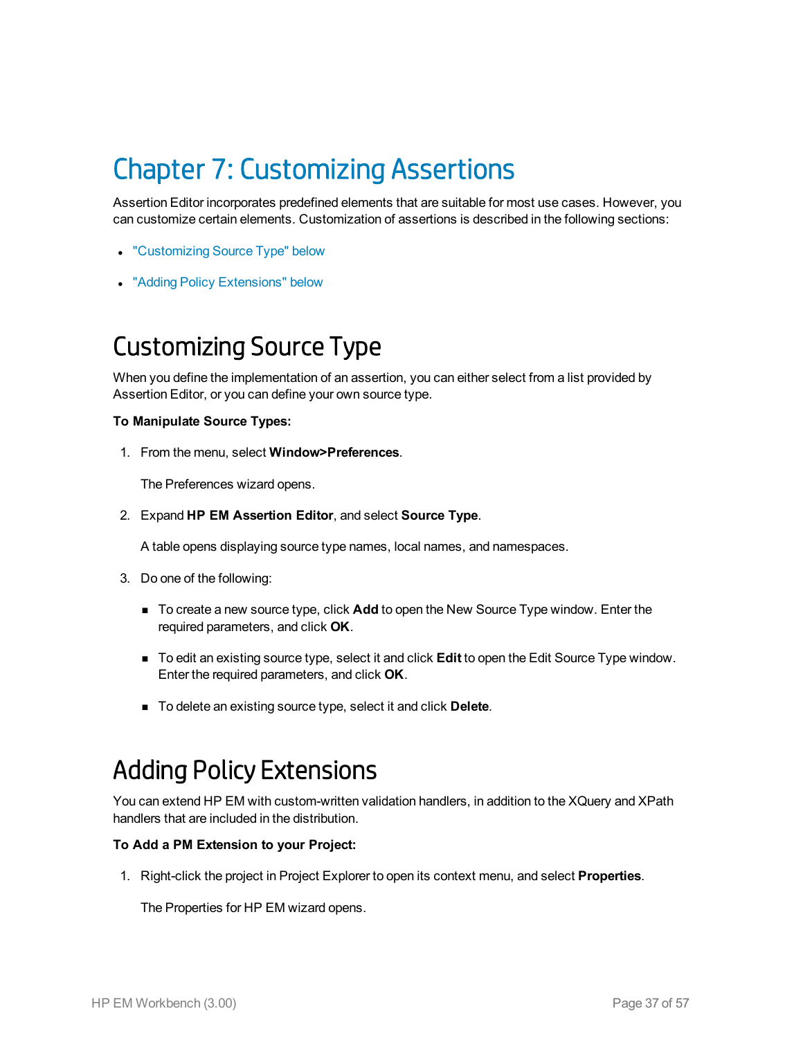# Chapter 7: Customizing Assertions

Assertion Editor incorporates predefined elements that are suitable for most use cases. However, you can customize certain elements. Customization of assertions is described in the following sections:

- "Customizing Source Type" below
- "Adding Policy Extensions" below

## Customizing Source Type

When you define the implementation of an assertion, you can either select from a list provided by Assertion Editor, or you can define your own source type.

**To Manipulate Source Types:**

1. From the menu, select **Window>Preferences**.

   The Preferences wizard opens.

2. Expand **HP EM Assertion Editor**, and select **Source Type**.

   A table opens displaying source type names, local names, and namespaces.

3. Do one of the following:

   - To create a new source type, click **Add** to open the New Source Type window. Enter the required parameters, and click **OK**.
   - To edit an existing source type, select it and click **Edit** to open the Edit Source Type window. Enter the required parameters, and click **OK**.
   - To delete an existing source type, select it and click **Delete**.

## Adding Policy Extensions

You can extend HP EM with custom-written validation handlers, in addition to the XQuery and XPath handlers that are included in the distribution.

**To Add a PM Extension to your Project:**

1. Right-click the project in Project Explorer to open its context menu, and select **Properties**.

   The Properties for HP EM wizard opens.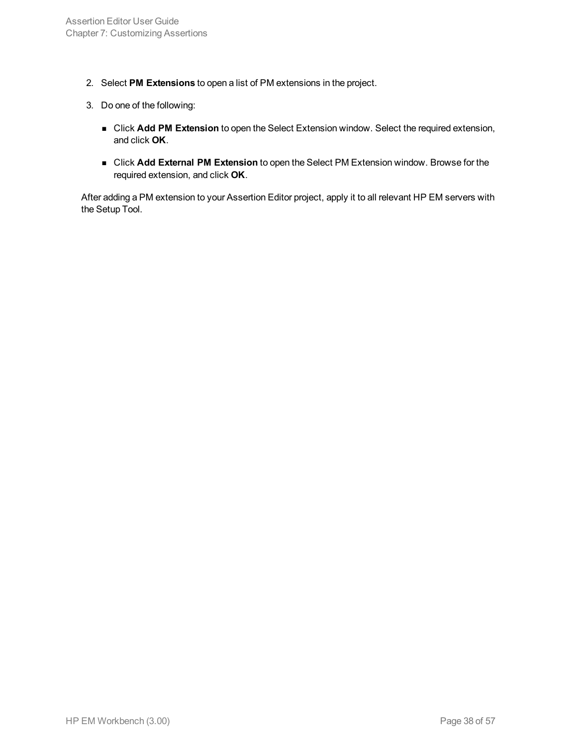2. Select **PM Extensions** to open a list of PM extensions in the project.

3. Do one of the following:

   - Click **Add PM Extension** to open the Select Extension window. Select the required extension, and click **OK**.

   - Click **Add External PM Extension** to open the Select PM Extension window. Browse for the required extension, and click **OK**.

After adding a PM extension to your Assertion Editor project, apply it to all relevant HP EM servers with the Setup Tool.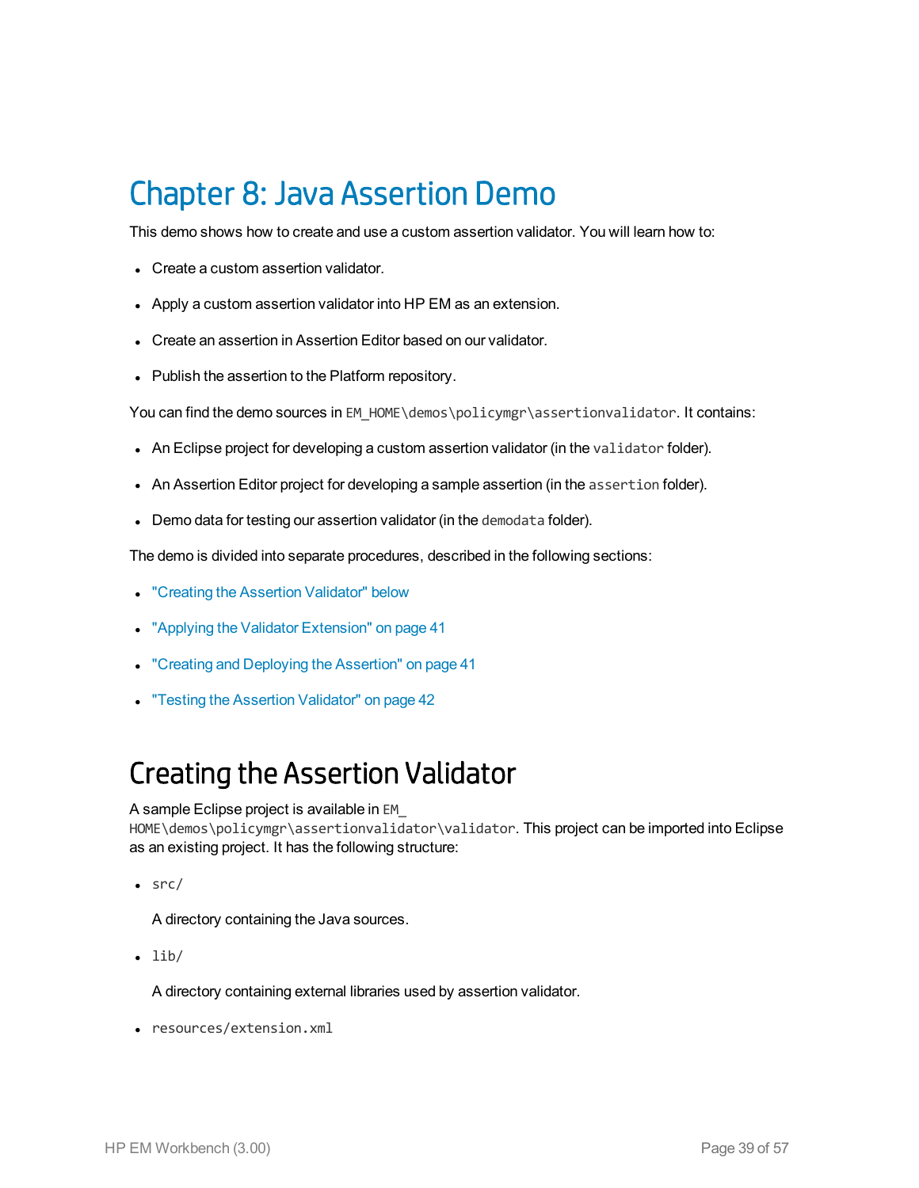# Chapter 8: Java Assertion Demo

This demo shows how to create and use a custom assertion validator. You will learn how to:

- Create a custom assertion validator.
- Apply a custom assertion validator into HP EM as an extension.
- Create an assertion in Assertion Editor based on our validator.
- Publish the assertion to the Platform repository.

You can find the demo sources in `EM_HOME\demos\policymgr\assertionvalidator`. It contains:

- An Eclipse project for developing a custom assertion validator (in the `validator` folder).
- An Assertion Editor project for developing a sample assertion (in the `assertion` folder).
- Demo data for testing our assertion validator (in the `demodata` folder).

The demo is divided into separate procedures, described in the following sections:

- "Creating the Assertion Validator" below
- "Applying the Validator Extension" on page 41
- "Creating and Deploying the Assertion" on page 41
- "Testing the Assertion Validator" on page 42

## Creating the Assertion Validator

A sample Eclipse project is available in `EM_HOME\demos\policymgr\assertionvalidator\validator`. This project can be imported into Eclipse as an existing project. It has the following structure:

- `src/`

  A directory containing the Java sources.

- `lib/`

  A directory containing external libraries used by assertion validator.

- `resources/extension.xml`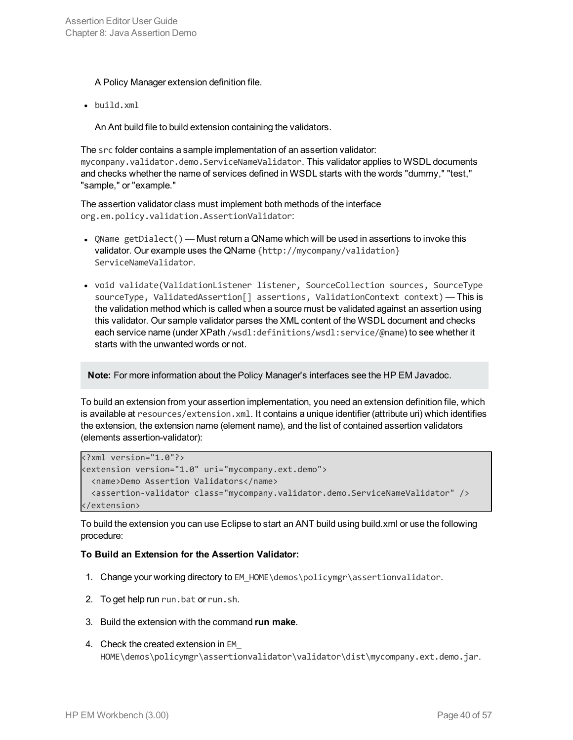A Policy Manager extension definition file.

- `build.xml`

  An Ant build file to build extension containing the validators.

The `src` folder contains a sample implementation of an assertion validator: `mycompany.validator.demo.ServiceNameValidator`. This validator applies to WSDL documents and checks whether the name of services defined in WSDL starts with the words "dummy," "test," "sample," or "example."

The assertion validator class must implement both methods of the interface `org.em.policy.validation.AssertionValidator`:

- `QName getDialect()` — Must return a QName which will be used in assertions to invoke this validator. Our example uses the QName `{http://mycompany/validation} ServiceNameValidator`.

- `void validate(ValidationListener listener, SourceCollection sources, SourceType sourceType, ValidatedAssertion[] assertions, ValidationContext context)` — This is the validation method which is called when a source must be validated against an assertion using this validator. Our sample validator parses the XML content of the WSDL document and checks each service name (under XPath `/wsdl:definitions/wsdl:service/@name`) to see whether it starts with the unwanted words or not.

**Note:** For more information about the Policy Manager's interfaces see the HP EM Javadoc.

To build an extension from your assertion implementation, you need an extension definition file, which is available at `resources/extension.xml`. It contains a unique identifier (attribute uri) which identifies the extension, the extension name (element name), and the list of contained assertion validators (elements assertion-validator):

```
<?xml version="1.0"?>
<extension version="1.0" uri="mycompany.ext.demo">
  <name>Demo Assertion Validators</name>
  <assertion-validator class="mycompany.validator.demo.ServiceNameValidator" />
</extension>
```

To build the extension you can use Eclipse to start an ANT build using build.xml or use the following procedure:

**To Build an Extension for the Assertion Validator:**

1. Change your working directory to `EM_HOME\demos\policymgr\assertionvalidator`.

2. To get help run `run.bat` or `run.sh`.

3. Build the extension with the command **run make**.

4. Check the created extension in `EM_HOME\demos\policymgr\assertionvalidator\validator\dist\mycompany.ext.demo.jar`.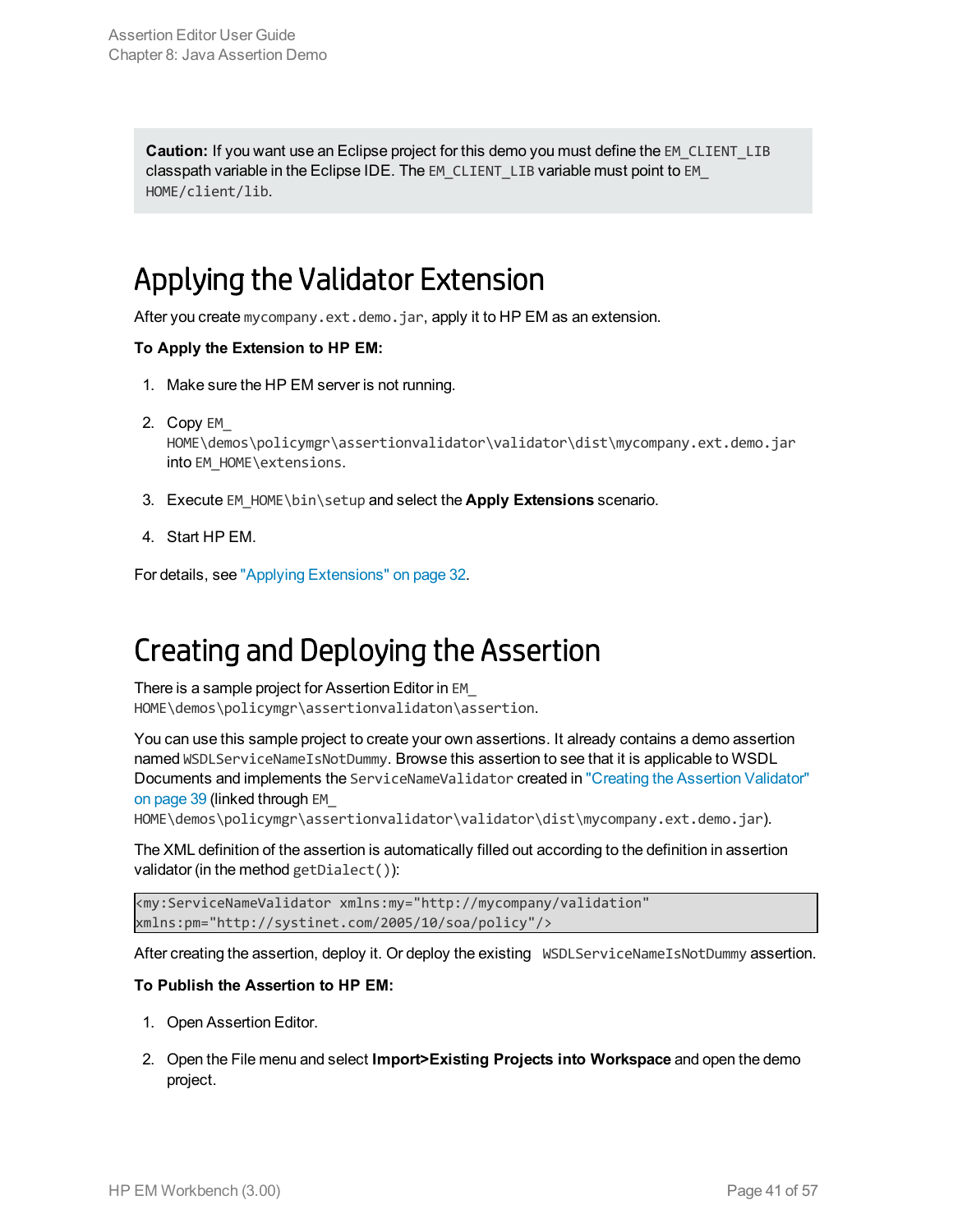**Caution:** If you want use an Eclipse project for this demo you must define the `EM_CLIENT_LIB` classpath variable in the Eclipse IDE. The `EM_CLIENT_LIB` variable must point to `EM_HOME/client/lib`.

# Applying the Validator Extension

After you create `mycompany.ext.demo.jar`, apply it to HP EM as an extension.

**To Apply the Extension to HP EM:**

1. Make sure the HP EM server is not running.
2. Copy `EM_HOME\demos\policymgr\assertionvalidator\validator\dist\mycompany.ext.demo.jar` into `EM_HOME\extensions`.
3. Execute `EM_HOME\bin\setup` and select the **Apply Extensions** scenario.
4. Start HP EM.

For details, see "Applying Extensions" on page 32.

# Creating and Deploying the Assertion

There is a sample project for Assertion Editor in `EM_HOME\demos\policymgr\assertionvalidaton\assertion`.

You can use this sample project to create your own assertions. It already contains a demo assertion named `WSDLServiceNameIsNotDummy`. Browse this assertion to see that it is applicable to WSDL Documents and implements the `ServiceNameValidator` created in "Creating the Assertion Validator" on page 39 (linked through `EM_HOME\demos\policymgr\assertionvalidator\validator\dist\mycompany.ext.demo.jar`).

The XML definition of the assertion is automatically filled out according to the definition in assertion validator (in the method `getDialect()`):

```
<my:ServiceNameValidator xmlns:my="http://mycompany/validation"
xmlns:pm="http://systinet.com/2005/10/soa/policy"/>
```

After creating the assertion, deploy it. Or deploy the existing `WSDLServiceNameIsNotDummy` assertion.

**To Publish the Assertion to HP EM:**

1. Open Assertion Editor.
2. Open the File menu and select **Import>Existing Projects into Workspace** and open the demo project.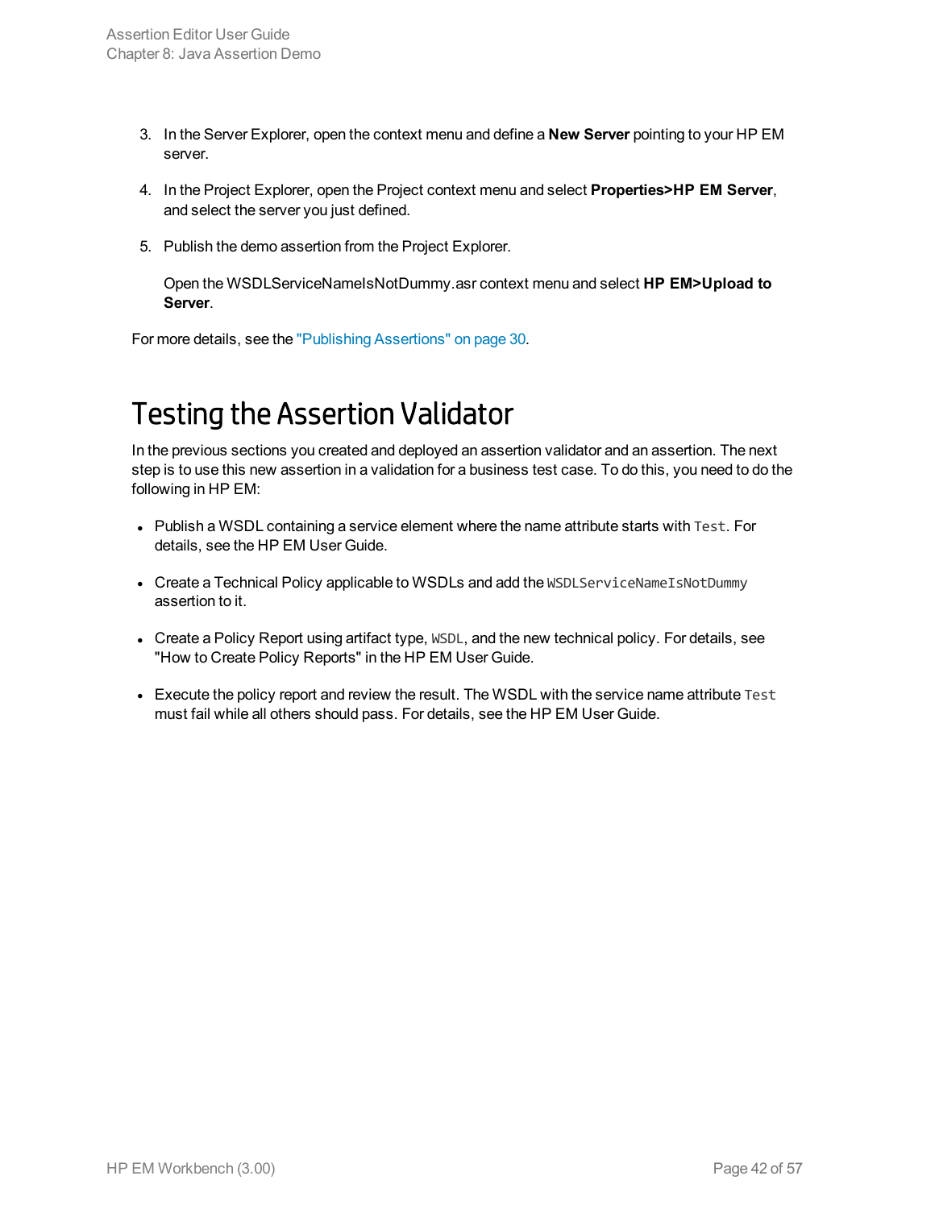3. In the Server Explorer, open the context menu and define a **New Server** pointing to your HP EM server.

4. In the Project Explorer, open the Project context menu and select **Properties>HP EM Server**, and select the server you just defined.

5. Publish the demo assertion from the Project Explorer.

   Open the WSDLServiceNameIsNotDummy.asr context menu and select **HP EM>Upload to Server**.

For more details, see the "Publishing Assertions" on page 30.

# Testing the Assertion Validator

In the previous sections you created and deployed an assertion validator and an assertion. The next step is to use this new assertion in a validation for a business test case. To do this, you need to do the following in HP EM:

- Publish a WSDL containing a service element where the name attribute starts with `Test`. For details, see the HP EM User Guide.

- Create a Technical Policy applicable to WSDLs and add the `WSDLServiceNameIsNotDummy` assertion to it.

- Create a Policy Report using artifact type, `WSDL`, and the new technical policy. For details, see "How to Create Policy Reports" in the HP EM User Guide.

- Execute the policy report and review the result. The WSDL with the service name attribute `Test` must fail while all others should pass. For details, see the HP EM User Guide.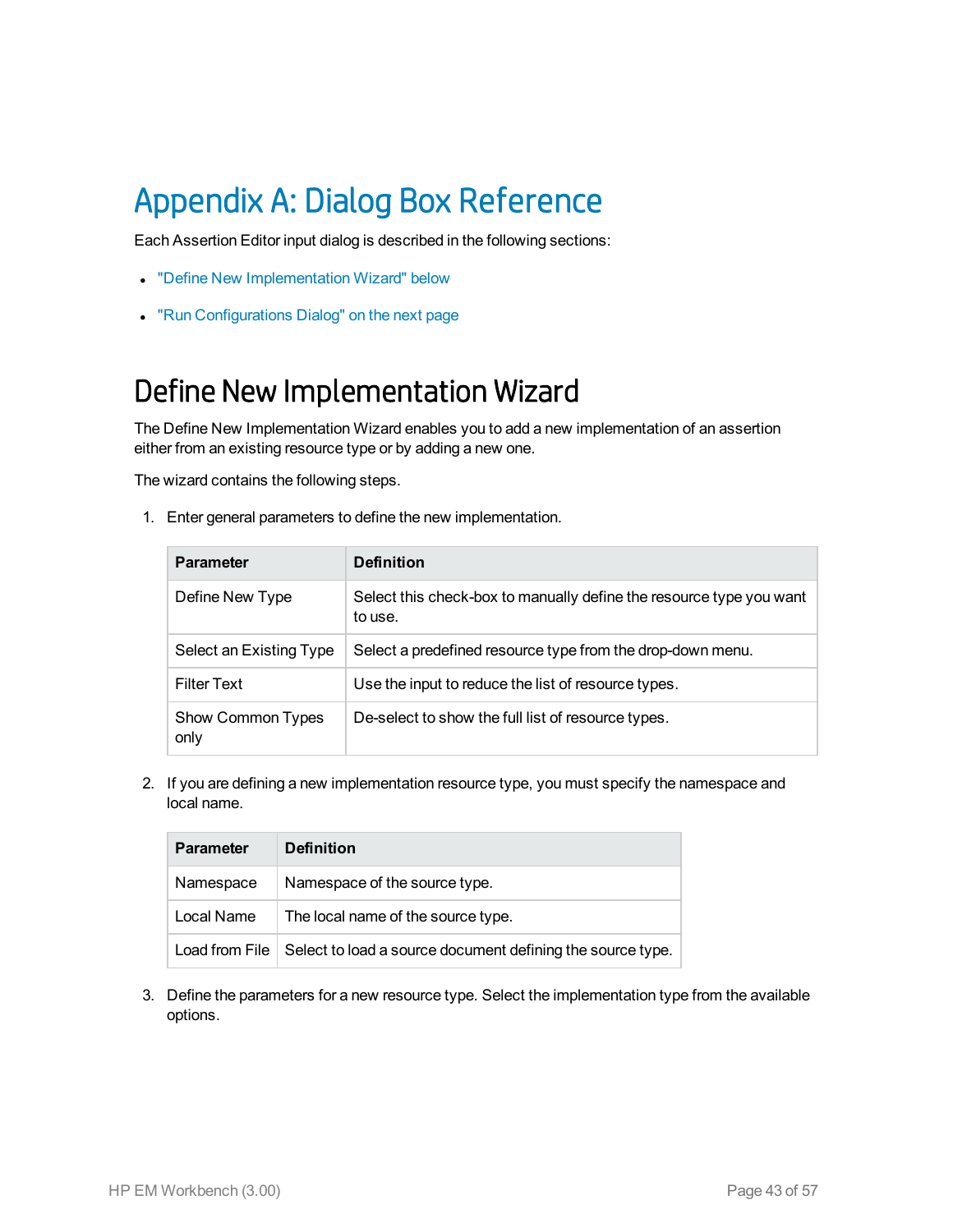# Appendix A: Dialog Box Reference

Each Assertion Editor input dialog is described in the following sections:

- "Define New Implementation Wizard" below
- "Run Configurations Dialog" on the next page

## Define New Implementation Wizard

The Define New Implementation Wizard enables you to add a new implementation of an assertion either from an existing resource type or by adding a new one.

The wizard contains the following steps.

1. Enter general parameters to define the new implementation.

| Parameter | Definition |
| --- | --- |
| Define New Type | Select this check-box to manually define the resource type you want to use. |
| Select an Existing Type | Select a predefined resource type from the drop-down menu. |
| Filter Text | Use the input to reduce the list of resource types. |
| Show Common Types only | De-select to show the full list of resource types. |

2. If you are defining a new implementation resource type, you must specify the namespace and local name.

| Parameter | Definition |
| --- | --- |
| Namespace | Namespace of the source type. |
| Local Name | The local name of the source type. |
| Load from File | Select to load a source document defining the source type. |

3. Define the parameters for a new resource type. Select the implementation type from the available options.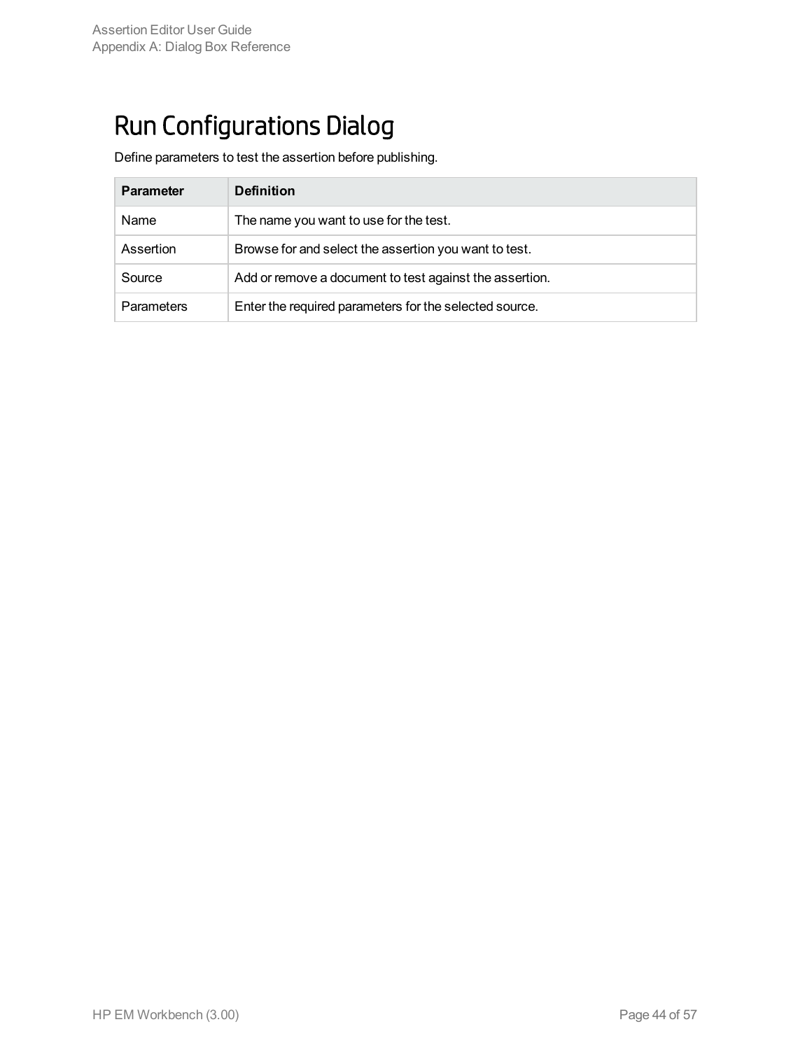# Run Configurations Dialog

Define parameters to test the assertion before publishing.

| Parameter | Definition |
| --- | --- |
| Name | The name you want to use for the test. |
| Assertion | Browse for and select the assertion you want to test. |
| Source | Add or remove a document to test against the assertion. |
| Parameters | Enter the required parameters for the selected source. |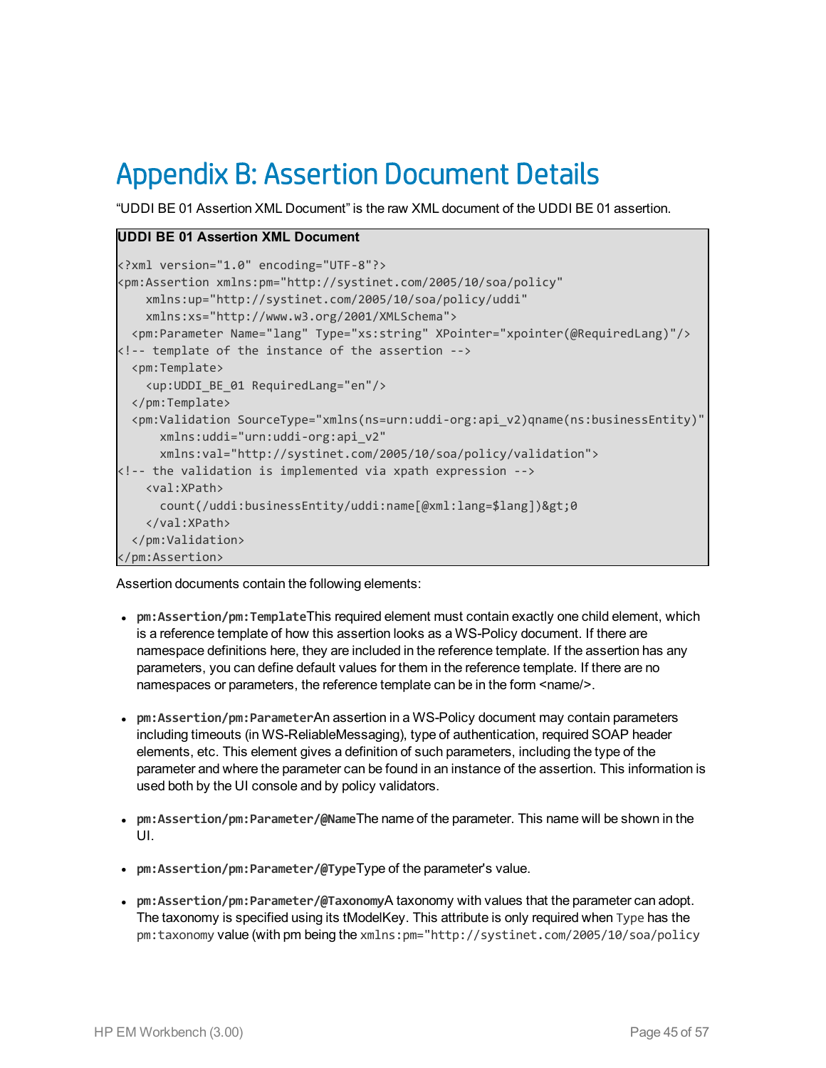# Appendix B: Assertion Document Details

"UDDI BE 01 Assertion XML Document" is the raw XML document of the UDDI BE 01 assertion.

**UDDI BE 01 Assertion XML Document**

```
<?xml version="1.0" encoding="UTF-8"?>
<pm:Assertion xmlns:pm="http://systinet.com/2005/10/soa/policy"
    xmlns:up="http://systinet.com/2005/10/soa/policy/uddi"
    xmlns:xs="http://www.w3.org/2001/XMLSchema">
  <pm:Parameter Name="lang" Type="xs:string" XPointer="xpointer(@RequiredLang)"/>
<!-- template of the instance of the assertion -->
  <pm:Template>
    <up:UDDI_BE_01 RequiredLang="en"/>
  </pm:Template>
  <pm:Validation SourceType="xmlns(ns=urn:uddi-org:api_v2)qname(ns:businessEntity)"
      xmlns:uddi="urn:uddi-org:api_v2"
      xmlns:val="http://systinet.com/2005/10/soa/policy/validation">
<!-- the validation is implemented via xpath expression -->
    <val:XPath>
      count(/uddi:businessEntity/uddi:name[@xml:lang=$lang])&gt;0
    </val:XPath>
  </pm:Validation>
</pm:Assertion>
```

Assertion documents contain the following elements:

- **`pm:Assertion/pm:Template`**This required element must contain exactly one child element, which is a reference template of how this assertion looks as a WS-Policy document. If there are namespace definitions here, they are included in the reference template. If the assertion has any parameters, you can define default values for them in the reference template. If there are no namespaces or parameters, the reference template can be in the form <name/>.
- **`pm:Assertion/pm:Parameter`**An assertion in a WS-Policy document may contain parameters including timeouts (in WS-ReliableMessaging), type of authentication, required SOAP header elements, etc. This element gives a definition of such parameters, including the type of the parameter and where the parameter can be found in an instance of the assertion. This information is used both by the UI console and by policy validators.
- **`pm:Assertion/pm:Parameter/@Name`**The name of the parameter. This name will be shown in the UI.
- **`pm:Assertion/pm:Parameter/@Type`**Type of the parameter's value.
- **`pm:Assertion/pm:Parameter/@Taxonomy`**A taxonomy with values that the parameter can adopt. The taxonomy is specified using its tModelKey. This attribute is only required when `Type` has the `pm:taxonomy` value (with pm being the `xmlns:pm="http://systinet.com/2005/10/soa/policy`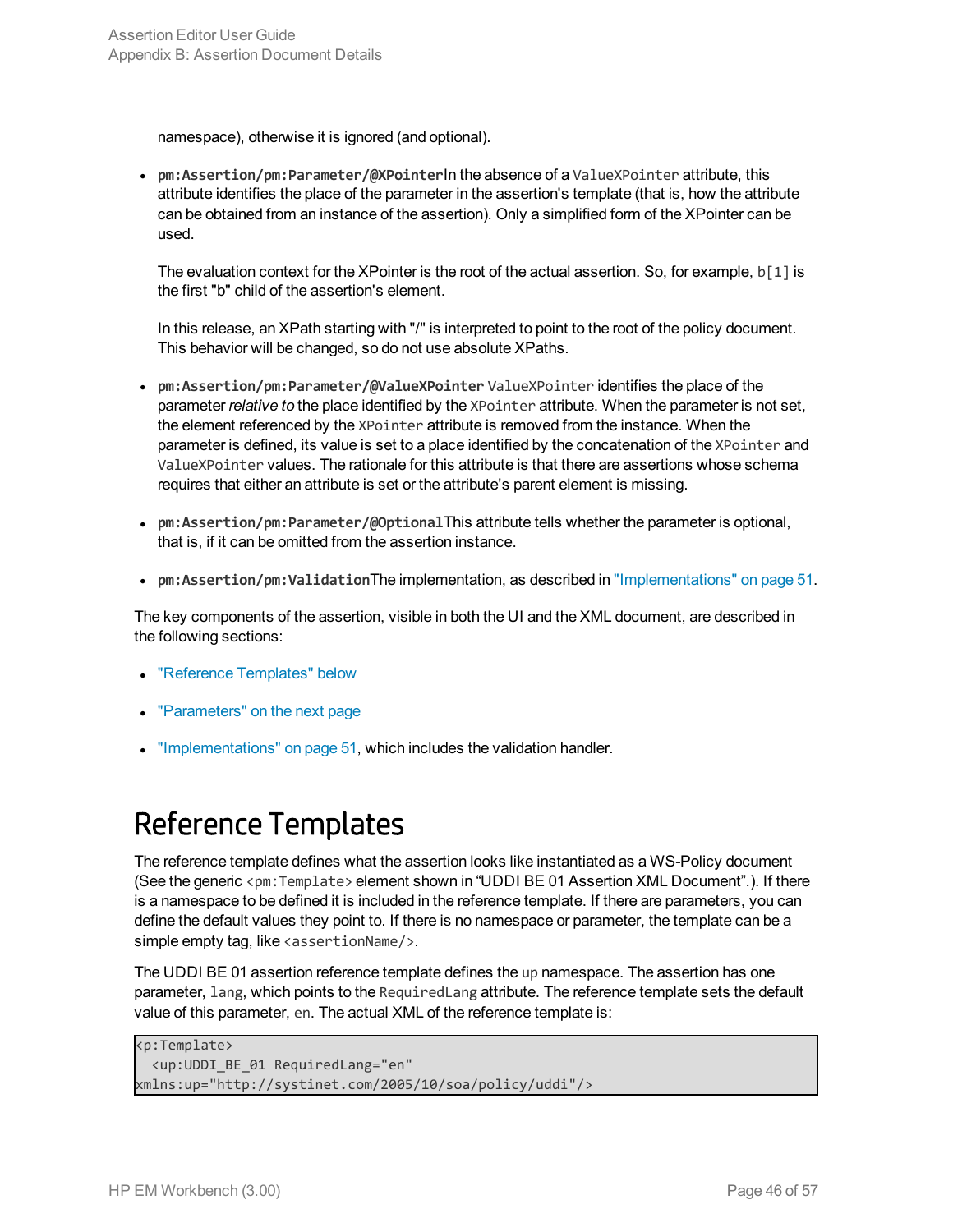namespace), otherwise it is ignored (and optional).

- **`pm:Assertion/pm:Parameter/@XPointer`** In the absence of a `ValueXPointer` attribute, this attribute identifies the place of the parameter in the assertion's template (that is, how the attribute can be obtained from an instance of the assertion). Only a simplified form of the XPointer can be used.

  The evaluation context for the XPointer is the root of the actual assertion. So, for example, `b[1]` is the first "b" child of the assertion's element.

  In this release, an XPath starting with "/" is interpreted to point to the root of the policy document. This behavior will be changed, so do not use absolute XPaths.

- **`pm:Assertion/pm:Parameter/@ValueXPointer`** `ValueXPointer` identifies the place of the parameter *relative to* the place identified by the `XPointer` attribute. When the parameter is not set, the element referenced by the `XPointer` attribute is removed from the instance. When the parameter is defined, its value is set to a place identified by the concatenation of the `XPointer` and `ValueXPointer` values. The rationale for this attribute is that there are assertions whose schema requires that either an attribute is set or the attribute's parent element is missing.

- **`pm:Assertion/pm:Parameter/@Optional`** This attribute tells whether the parameter is optional, that is, if it can be omitted from the assertion instance.

- **`pm:Assertion/pm:Validation`** The implementation, as described in "Implementations" on page 51.

The key components of the assertion, visible in both the UI and the XML document, are described in the following sections:

- "Reference Templates" below
- "Parameters" on the next page
- "Implementations" on page 51, which includes the validation handler.

# Reference Templates

The reference template defines what the assertion looks like instantiated as a WS-Policy document (See the generic `<pm:Template>` element shown in "UDDI BE 01 Assertion XML Document".). If there is a namespace to be defined it is included in the reference template. If there are parameters, you can define the default values they point to. If there is no namespace or parameter, the template can be a simple empty tag, like `<assertionName/>`.

The UDDI BE 01 assertion reference template defines the `up` namespace. The assertion has one parameter, `lang`, which points to the `RequiredLang` attribute. The reference template sets the default value of this parameter, `en`. The actual XML of the reference template is:

```
<p:Template>
  <up:UDDI_BE_01 RequiredLang="en"
xmlns:up="http://systinet.com/2005/10/soa/policy/uddi"/>
```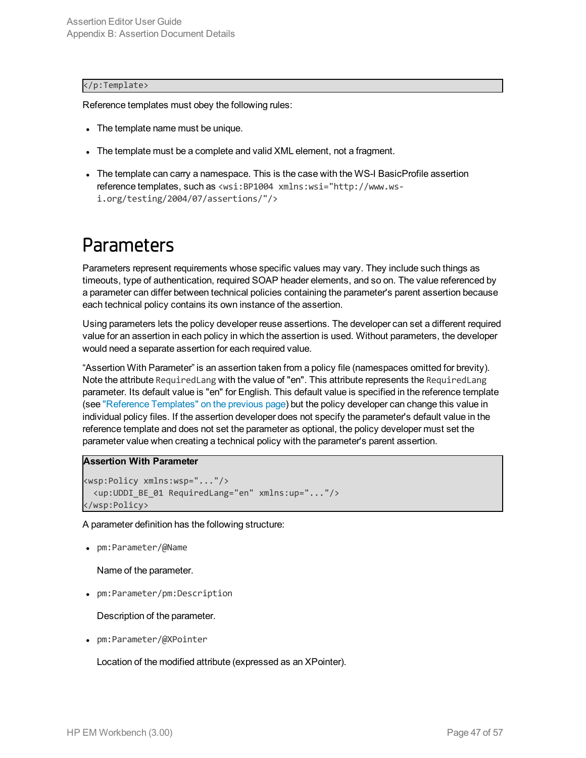```
</p:Template>
```

Reference templates must obey the following rules:

- The template name must be unique.
- The template must be a complete and valid XML element, not a fragment.
- The template can carry a namespace. This is the case with the WS-I BasicProfile assertion reference templates, such as `<wsi:BP1004 xmlns:wsi="http://www.ws-i.org/testing/2004/07/assertions/"/>`

# Parameters

Parameters represent requirements whose specific values may vary. They include such things as timeouts, type of authentication, required SOAP header elements, and so on. The value referenced by a parameter can differ between technical policies containing the parameter's parent assertion because each technical policy contains its own instance of the assertion.

Using parameters lets the policy developer reuse assertions. The developer can set a different required value for an assertion in each policy in which the assertion is used. Without parameters, the developer would need a separate assertion for each required value.

"Assertion With Parameter" is an assertion taken from a policy file (namespaces omitted for brevity). Note the attribute `RequiredLang` with the value of "en". This attribute represents the `RequiredLang` parameter. Its default value is "en" for English. This default value is specified in the reference template (see "Reference Templates" on the previous page) but the policy developer can change this value in individual policy files. If the assertion developer does not specify the parameter's default value in the reference template and does not set the parameter as optional, the policy developer must set the parameter value when creating a technical policy with the parameter's parent assertion.

**Assertion With Parameter**

```
<wsp:Policy xmlns:wsp="..."/>
  <up:UDDI_BE_01 RequiredLang="en" xmlns:up="..."/>
</wsp:Policy>
```

A parameter definition has the following structure:

- `pm:Parameter/@Name`

  Name of the parameter.

- `pm:Parameter/pm:Description`

  Description of the parameter.

- `pm:Parameter/@XPointer`

  Location of the modified attribute (expressed as an XPointer).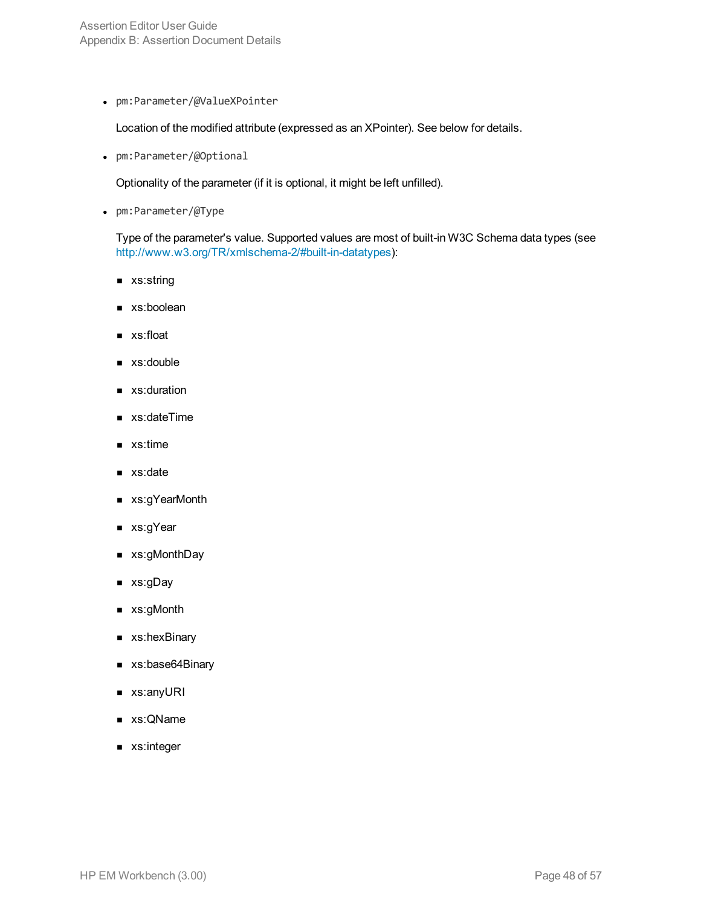- `pm:Parameter/@ValueXPointer`

  Location of the modified attribute (expressed as an XPointer). See below for details.

- `pm:Parameter/@Optional`

  Optionality of the parameter (if it is optional, it might be left unfilled).

- `pm:Parameter/@Type`

  Type of the parameter's value. Supported values are most of built-in W3C Schema data types (see http://www.w3.org/TR/xmlschema-2/#built-in-datatypes):

  - xs:string
  - xs:boolean
  - xs:float
  - xs:double
  - xs:duration
  - xs:dateTime
  - xs:time
  - xs:date
  - xs:gYearMonth
  - xs:gYear
  - xs:gMonthDay
  - xs:gDay
  - xs:gMonth
  - xs:hexBinary
  - xs:base64Binary
  - xs:anyURI
  - xs:QName
  - xs:integer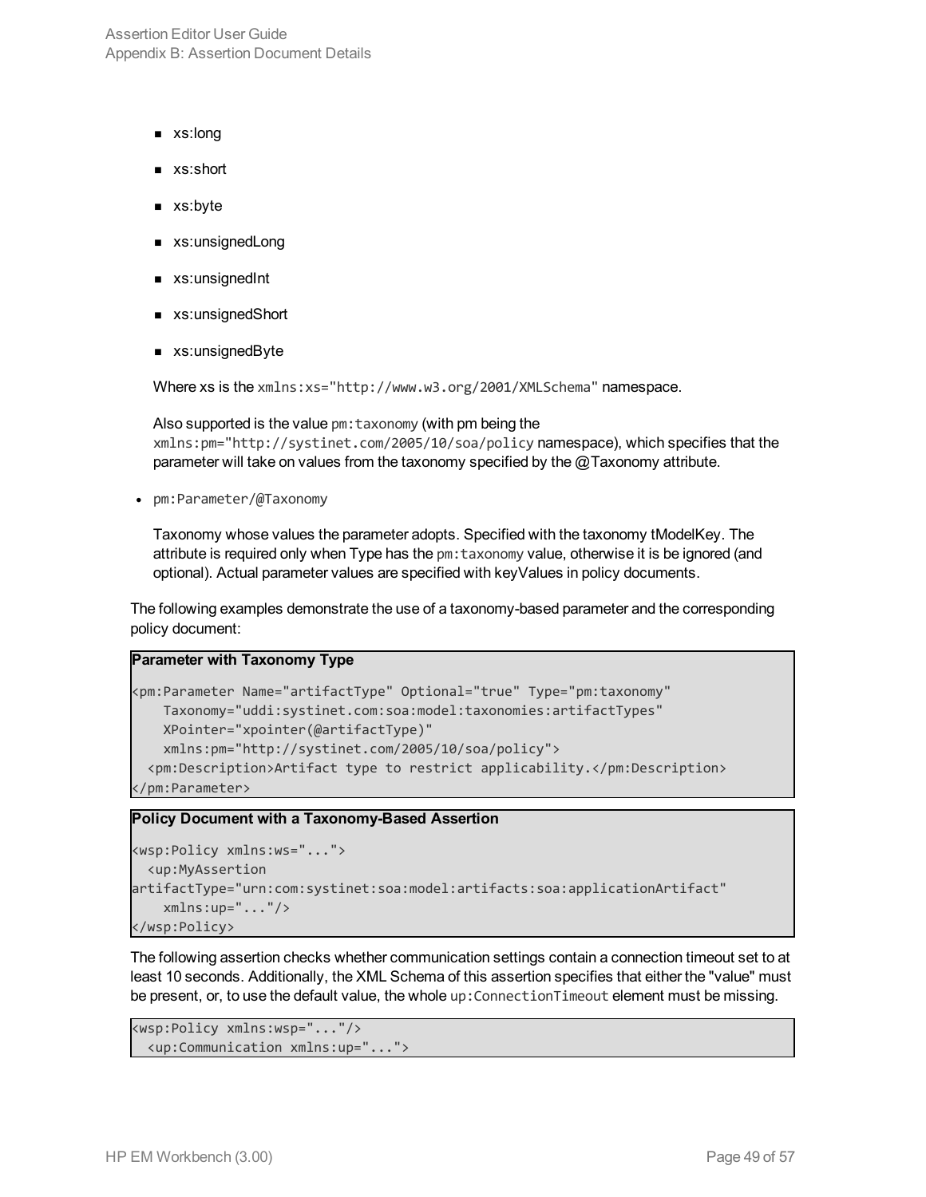- xs:long
- xs:short
- xs:byte
- xs:unsignedLong
- xs:unsignedInt
- xs:unsignedShort
- xs:unsignedByte

  Where xs is the `xmlns:xs="http://www.w3.org/2001/XMLSchema"` namespace.

  Also supported is the value `pm:taxonomy` (with pm being the `xmlns:pm="http://systinet.com/2005/10/soa/policy` namespace), which specifies that the parameter will take on values from the taxonomy specified by the @Taxonomy attribute.

- `pm:Parameter/@Taxonomy`

  Taxonomy whose values the parameter adopts. Specified with the taxonomy tModelKey. The attribute is required only when Type has the `pm:taxonomy` value, otherwise it is be ignored (and optional). Actual parameter values are specified with keyValues in policy documents.

The following examples demonstrate the use of a taxonomy-based parameter and the corresponding policy document:

**Parameter with Taxonomy Type**

```
<pm:Parameter Name="artifactType" Optional="true" Type="pm:taxonomy"
    Taxonomy="uddi:systinet.com:soa:model:taxonomies:artifactTypes"
    XPointer="xpointer(@artifactType)"
    xmlns:pm="http://systinet.com/2005/10/soa/policy">
  <pm:Description>Artifact type to restrict applicability.</pm:Description>
</pm:Parameter>
```

**Policy Document with a Taxonomy-Based Assertion**

```
<wsp:Policy xmlns:ws="...">
  <up:MyAssertion
artifactType="urn:com:systinet:soa:model:artifacts:soa:applicationArtifact"
    xmlns:up="..."/>
</wsp:Policy>
```

The following assertion checks whether communication settings contain a connection timeout set to at least 10 seconds. Additionally, the XML Schema of this assertion specifies that either the "value" must be present, or, to use the default value, the whole `up:ConnectionTimeout` element must be missing.

```
<wsp:Policy xmlns:wsp="..."/>
  <up:Communication xmlns:up="...">
```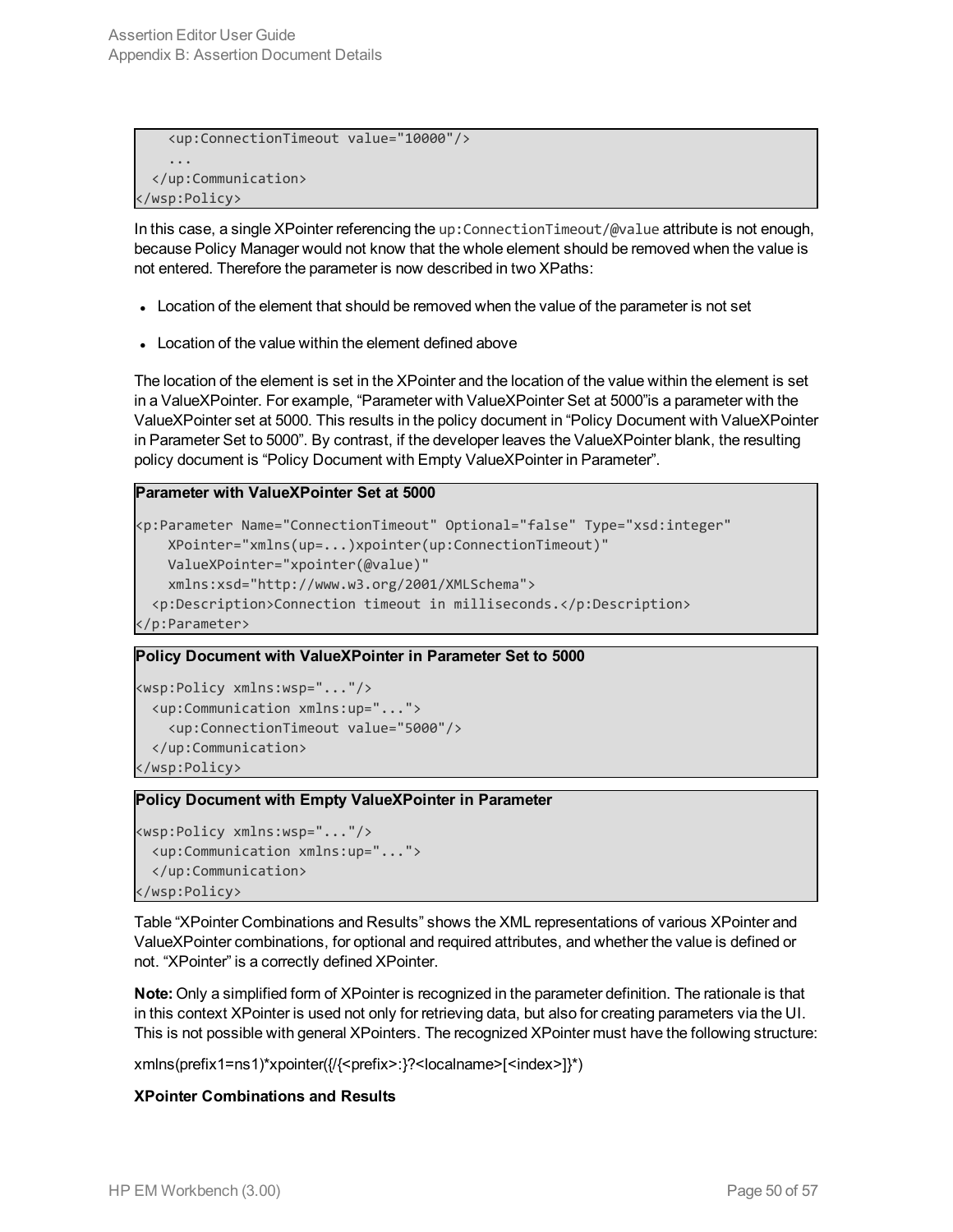```
    <up:ConnectionTimeout value="10000"/>
    ...
  </up:Communication>
</wsp:Policy>
```

In this case, a single XPointer referencing the `up:ConnectionTimeout/@value` attribute is not enough, because Policy Manager would not know that the whole element should be removed when the value is not entered. Therefore the parameter is now described in two XPaths:

- Location of the element that should be removed when the value of the parameter is not set
- Location of the value within the element defined above

The location of the element is set in the XPointer and the location of the value within the element is set in a ValueXPointer. For example, "Parameter with ValueXPointer Set at 5000"is a parameter with the ValueXPointer set at 5000. This results in the policy document in "Policy Document with ValueXPointer in Parameter Set to 5000". By contrast, if the developer leaves the ValueXPointer blank, the resulting policy document is "Policy Document with Empty ValueXPointer in Parameter".

**Parameter with ValueXPointer Set at 5000**

```
<p:Parameter Name="ConnectionTimeout" Optional="false" Type="xsd:integer"
    XPointer="xmlns(up=...)xpointer(up:ConnectionTimeout)"
    ValueXPointer="xpointer(@value)"
    xmlns:xsd="http://www.w3.org/2001/XMLSchema">
  <p:Description>Connection timeout in milliseconds.</p:Description>
</p:Parameter>
```

**Policy Document with ValueXPointer in Parameter Set to 5000**

```
<wsp:Policy xmlns:wsp="..."/>
  <up:Communication xmlns:up="...">
    <up:ConnectionTimeout value="5000"/>
  </up:Communication>
</wsp:Policy>
```

**Policy Document with Empty ValueXPointer in Parameter**

```
<wsp:Policy xmlns:wsp="..."/>
  <up:Communication xmlns:up="...">
  </up:Communication>
</wsp:Policy>
```

Table "XPointer Combinations and Results" shows the XML representations of various XPointer and ValueXPointer combinations, for optional and required attributes, and whether the value is defined or not. "XPointer" is a correctly defined XPointer.

**Note:** Only a simplified form of XPointer is recognized in the parameter definition. The rationale is that in this context XPointer is used not only for retrieving data, but also for creating parameters via the UI. This is not possible with general XPointers. The recognized XPointer must have the following structure:

xmlns(prefix1=ns1)*xpointer({/{<prefix>:}?<localname>[<index>]}*)

**XPointer Combinations and Results**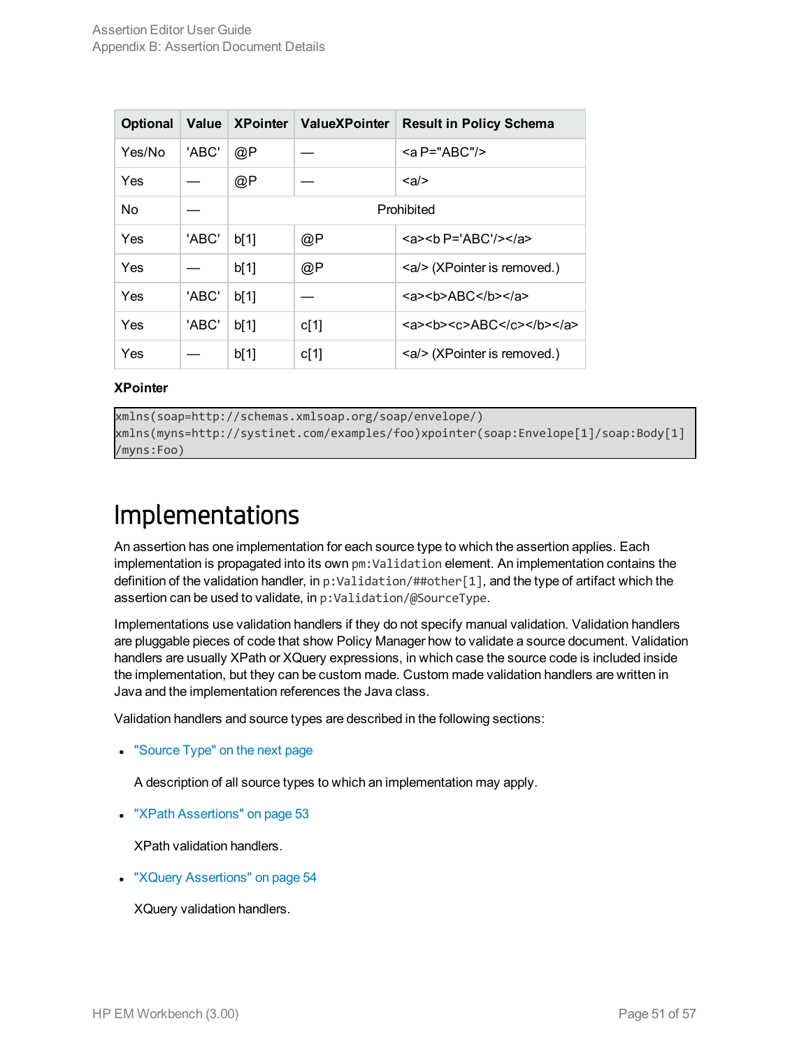| Optional | Value | XPointer | ValueXPointer | Result in Policy Schema |
|---|---|---|---|---|
| Yes/No | 'ABC' | @P | — | <a P="ABC"/> |
| Yes | — | @P | — | <a/> |
| No | — | Prohibited | | |
| Yes | 'ABC' | b[1] | @P | <a><b P='ABC'/></a> |
| Yes | — | b[1] | @P | <a/> (XPointer is removed.) |
| Yes | 'ABC' | b[1] | — | <a><b>ABC</b></a> |
| Yes | 'ABC' | b[1] | c[1] | <a><b><c>ABC</c></b></a> |
| Yes | — | b[1] | c[1] | <a/> (XPointer is removed.) |

**XPointer**

```
xmlns(soap=http://schemas.xmlsoap.org/soap/envelope/)
xmlns(myns=http://systinet.com/examples/foo)xpointer(soap:Envelope[1]/soap:Body[1]
/myns:Foo)
```

# Implementations

An assertion has one implementation for each source type to which the assertion applies. Each implementation is propagated into its own `pm:Validation` element. An implementation contains the definition of the validation handler, in `p:Validation/##other[1]`, and the type of artifact which the assertion can be used to validate, in `p:Validation/@SourceType`.

Implementations use validation handlers if they do not specify manual validation. Validation handlers are pluggable pieces of code that show Policy Manager how to validate a source document. Validation handlers are usually XPath or XQuery expressions, in which case the source code is included inside the implementation, but they can be custom made. Custom made validation handlers are written in Java and the implementation references the Java class.

Validation handlers and source types are described in the following sections:

- "Source Type" on the next page

  A description of all source types to which an implementation may apply.

- "XPath Assertions" on page 53

  XPath validation handlers.

- "XQuery Assertions" on page 54

  XQuery validation handlers.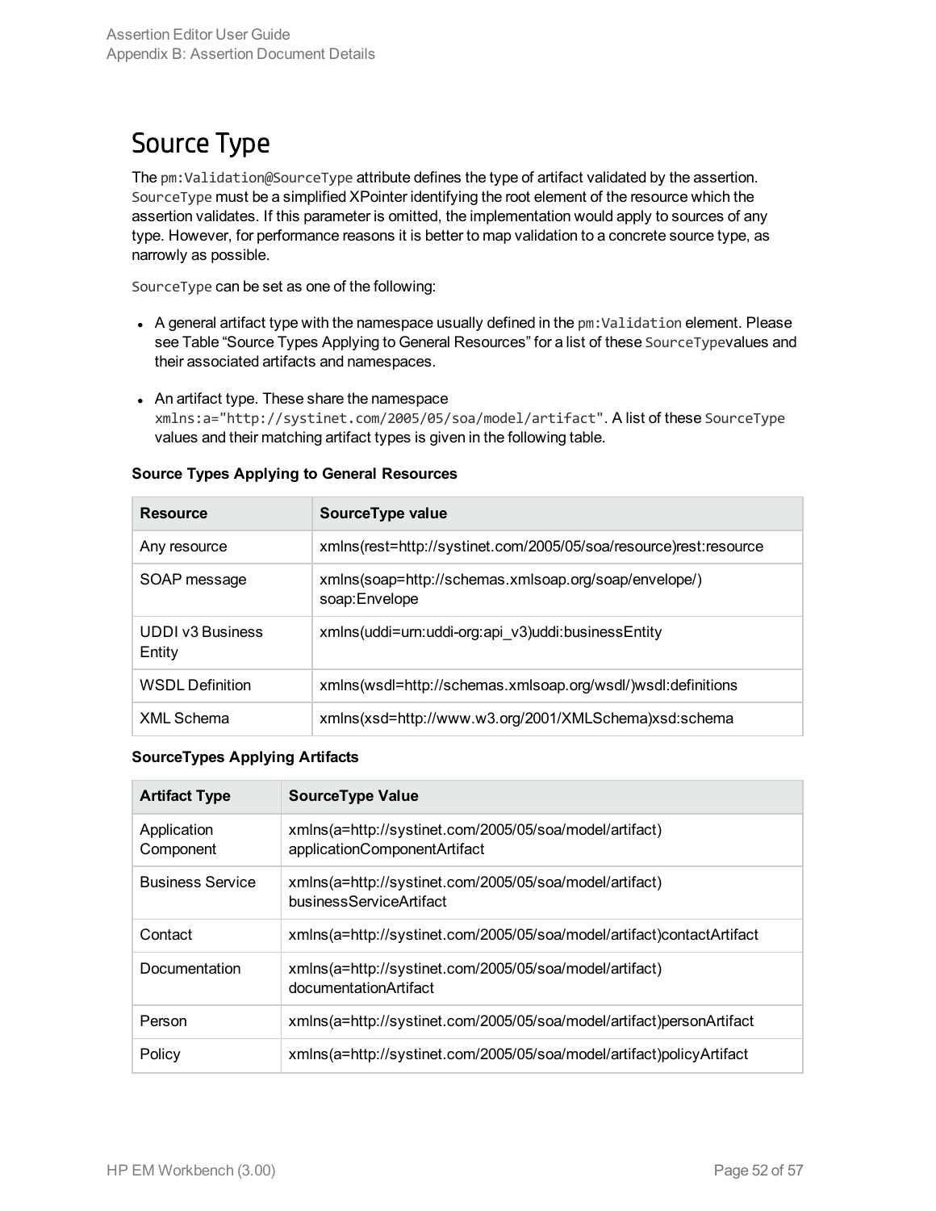# Source Type

The `pm:Validation@SourceType` attribute defines the type of artifact validated by the assertion. `SourceType` must be a simplified XPointer identifying the root element of the resource which the assertion validates. If this parameter is omitted, the implementation would apply to sources of any type. However, for performance reasons it is better to map validation to a concrete source type, as narrowly as possible.

`SourceType` can be set as one of the following:

- A general artifact type with the namespace usually defined in the `pm:Validation` element. Please see Table “Source Types Applying to General Resources” for a list of these `SourceType`values and their associated artifacts and namespaces.
- An artifact type. These share the namespace `xmlns:a="http://systinet.com/2005/05/soa/model/artifact"`. A list of these `SourceType` values and their matching artifact types is given in the following table.

**Source Types Applying to General Resources**

| Resource | SourceType value |
| --- | --- |
| Any resource | xmlns(rest=http://systinet.com/2005/05/soa/resource)rest:resource |
| SOAP message | xmlns(soap=http://schemas.xmlsoap.org/soap/envelope/) soap:Envelope |
| UDDI v3 Business Entity | xmlns(uddi=urn:uddi-org:api_v3)uddi:businessEntity |
| WSDL Definition | xmlns(wsdl=http://schemas.xmlsoap.org/wsdl/)wsdl:definitions |
| XML Schema | xmlns(xsd=http://www.w3.org/2001/XMLSchema)xsd:schema |

**SourceTypes Applying Artifacts**

| Artifact Type | SourceType Value |
| --- | --- |
| Application Component | xmlns(a=http://systinet.com/2005/05/soa/model/artifact) applicationComponentArtifact |
| Business Service | xmlns(a=http://systinet.com/2005/05/soa/model/artifact) businessServiceArtifact |
| Contact | xmlns(a=http://systinet.com/2005/05/soa/model/artifact)contactArtifact |
| Documentation | xmlns(a=http://systinet.com/2005/05/soa/model/artifact) documentationArtifact |
| Person | xmlns(a=http://systinet.com/2005/05/soa/model/artifact)personArtifact |
| Policy | xmlns(a=http://systinet.com/2005/05/soa/model/artifact)policyArtifact |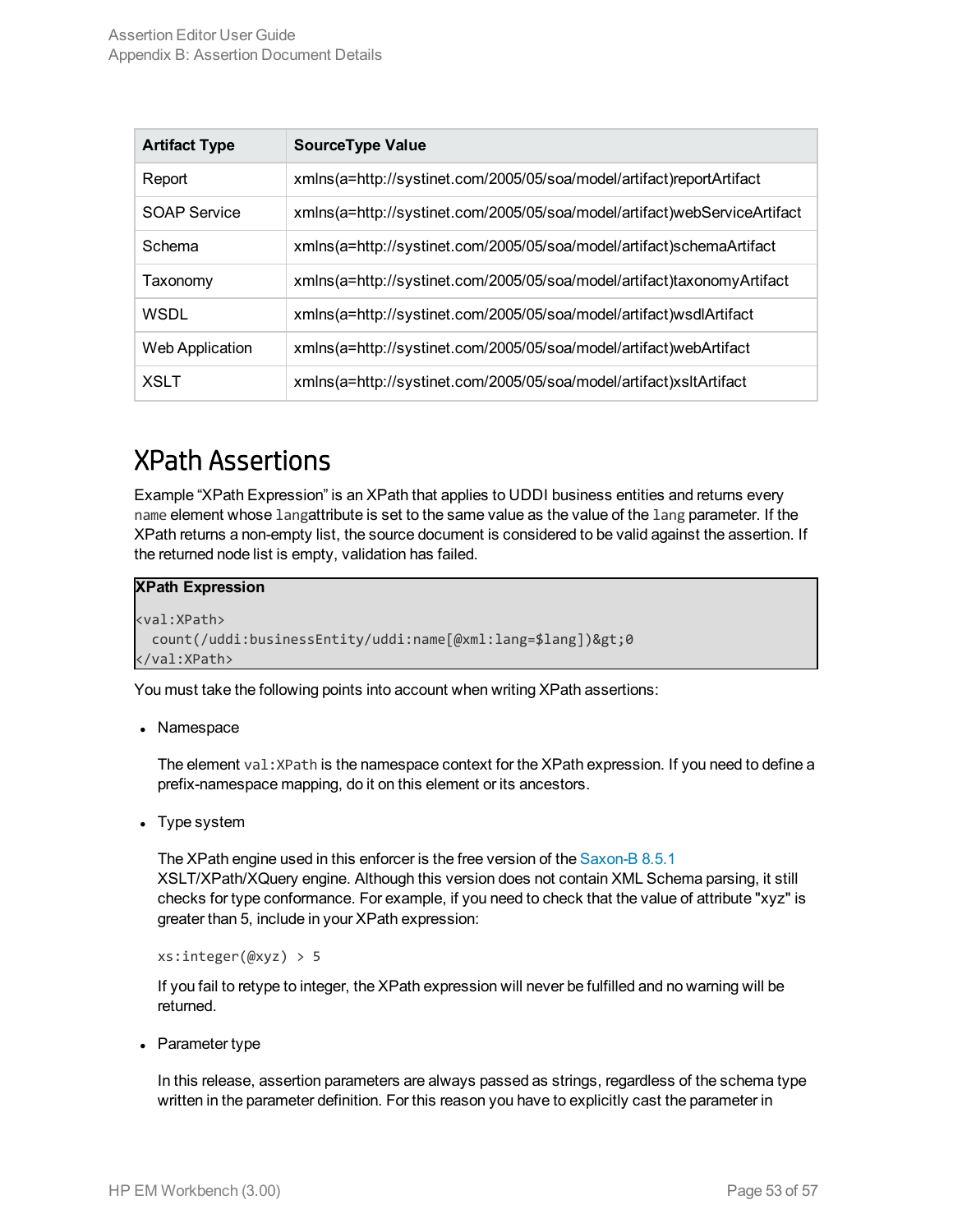| Artifact Type | SourceType Value |
| --- | --- |
| Report | xmlns(a=http://systinet.com/2005/05/soa/model/artifact)reportArtifact |
| SOAP Service | xmlns(a=http://systinet.com/2005/05/soa/model/artifact)webServiceArtifact |
| Schema | xmlns(a=http://systinet.com/2005/05/soa/model/artifact)schemaArtifact |
| Taxonomy | xmlns(a=http://systinet.com/2005/05/soa/model/artifact)taxonomyArtifact |
| WSDL | xmlns(a=http://systinet.com/2005/05/soa/model/artifact)wsdlArtifact |
| Web Application | xmlns(a=http://systinet.com/2005/05/soa/model/artifact)webArtifact |
| XSLT | xmlns(a=http://systinet.com/2005/05/soa/model/artifact)xsltArtifact |

# XPath Assertions

Example "XPath Expression" is an XPath that applies to UDDI business entities and returns every `name` element whose `lang`attribute is set to the same value as the value of the `lang` parameter. If the XPath returns a non-empty list, the source document is considered to be valid against the assertion. If the returned node list is empty, validation has failed.

**XPath Expression**

```
<val:XPath>
  count(/uddi:businessEntity/uddi:name[@xml:lang=$lang])&gt;0
</val:XPath>
```

You must take the following points into account when writing XPath assertions:

- Namespace

  The element `val:XPath` is the namespace context for the XPath expression. If you need to define a prefix-namespace mapping, do it on this element or its ancestors.

- Type system

  The XPath engine used in this enforcer is the free version of the Saxon-B 8.5.1 XSLT/XPath/XQuery engine. Although this version does not contain XML Schema parsing, it still checks for type conformance. For example, if you need to check that the value of attribute "xyz" is greater than 5, include in your XPath expression:

  ```
  xs:integer(@xyz) > 5
  ```

  If you fail to retype to integer, the XPath expression will never be fulfilled and no warning will be returned.

- Parameter type

  In this release, assertion parameters are always passed as strings, regardless of the schema type written in the parameter definition. For this reason you have to explicitly cast the parameter in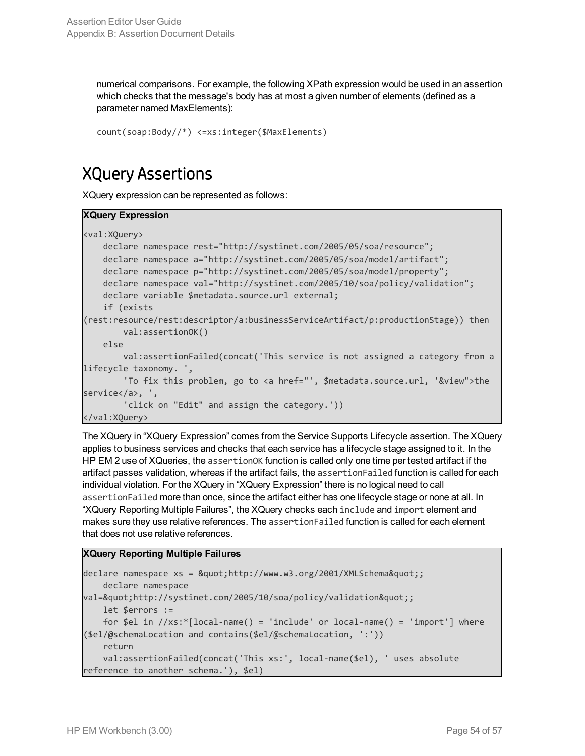numerical comparisons. For example, the following XPath expression would be used in an assertion which checks that the message's body has at most a given number of elements (defined as a parameter named MaxElements):

```
count(soap:Body//*) <=xs:integer($MaxElements)
```

## XQuery Assertions

XQuery expression can be represented as follows:

**XQuery Expression**

```
<val:XQuery>
    declare namespace rest="http://systinet.com/2005/05/soa/resource";
    declare namespace a="http://systinet.com/2005/05/soa/model/artifact";
    declare namespace p="http://systinet.com/2005/05/soa/model/property";
    declare namespace val="http://systinet.com/2005/10/soa/policy/validation";
    declare variable $metadata.source.url external;
    if (exists
(rest:resource/rest:descriptor/a:businessServiceArtifact/p:productionStage)) then
        val:assertionOK()
    else
        val:assertionFailed(concat('This service is not assigned a category from a
lifecycle taxonomy. ',
        'To fix this problem, go to <a href="', $metadata.source.url, '&view">the
service</a>, ',
        'click on "Edit" and assign the category.'))
</val:XQuery>
```

The XQuery in “XQuery Expression” comes from the Service Supports Lifecycle assertion. The XQuery applies to business services and checks that each service has a lifecycle stage assigned to it. In the HP EM 2 use of XQueries, the `assertionOK` function is called only one time per tested artifact if the artifact passes validation, whereas if the artifact fails, the `assertionFailed` function is called for each individual violation. For the XQuery in “XQuery Expression” there is no logical need to call `assertionFailed` more than once, since the artifact either has one lifecycle stage or none at all. In “XQuery Reporting Multiple Failures”, the XQuery checks each `include` and `import` element and makes sure they use relative references. The `assertionFailed` function is called for each element that does not use relative references.

**XQuery Reporting Multiple Failures**

```
declare namespace xs = &quot;http://www.w3.org/2001/XMLSchema&quot;;
    declare namespace
val=&quot;http://systinet.com/2005/10/soa/policy/validation&quot;;
    let $errors :=
    for $el in //xs:*[local-name() = 'include' or local-name() = 'import'] where
($el/@schemaLocation and contains($el/@schemaLocation, ':'))
    return
    val:assertionFailed(concat('This xs:', local-name($el), ' uses absolute
reference to another schema.'), $el)
```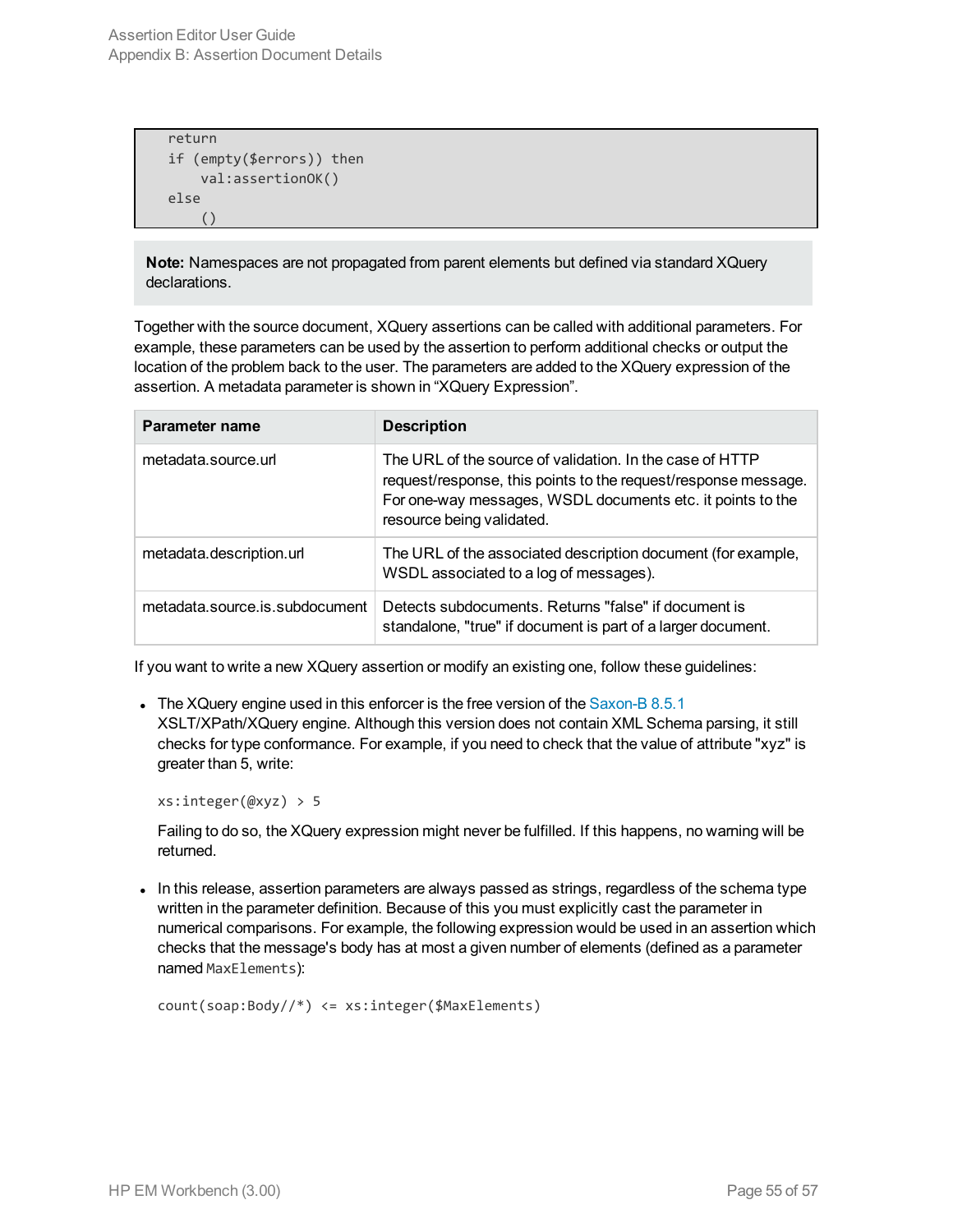```
return
if (empty($errors)) then
    val:assertionOK()
else
    ()
```

**Note:** Namespaces are not propagated from parent elements but defined via standard XQuery declarations.

Together with the source document, XQuery assertions can be called with additional parameters. For example, these parameters can be used by the assertion to perform additional checks or output the location of the problem back to the user. The parameters are added to the XQuery expression of the assertion. A metadata parameter is shown in "XQuery Expression".

| Parameter name | Description |
|---|---|
| metadata.source.url | The URL of the source of validation. In the case of HTTP request/response, this points to the request/response message. For one-way messages, WSDL documents etc. it points to the resource being validated. |
| metadata.description.url | The URL of the associated description document (for example, WSDL associated to a log of messages). |
| metadata.source.is.subdocument | Detects subdocuments. Returns "false" if document is standalone, "true" if document is part of a larger document. |

If you want to write a new XQuery assertion or modify an existing one, follow these guidelines:

- The XQuery engine used in this enforcer is the free version of the Saxon-B 8.5.1 XSLT/XPath/XQuery engine. Although this version does not contain XML Schema parsing, it still checks for type conformance. For example, if you need to check that the value of attribute "xyz" is greater than 5, write:

  ```
  xs:integer(@xyz) > 5
  ```

  Failing to do so, the XQuery expression might never be fulfilled. If this happens, no warning will be returned.

- In this release, assertion parameters are always passed as strings, regardless of the schema type written in the parameter definition. Because of this you must explicitly cast the parameter in numerical comparisons. For example, the following expression would be used in an assertion which checks that the message's body has at most a given number of elements (defined as a parameter named `MaxElements`):

  ```
  count(soap:Body//*) <= xs:integer($MaxElements)
  ```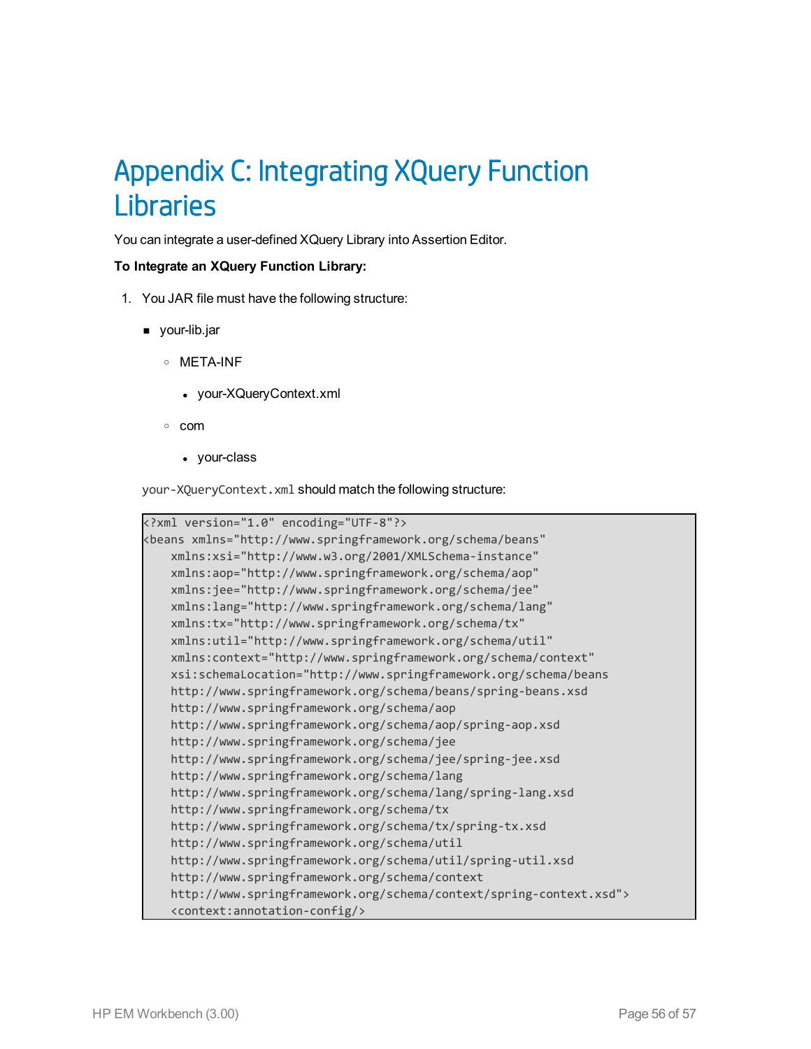# Appendix C: Integrating XQuery Function Libraries

You can integrate a user-defined XQuery Library into Assertion Editor.

**To Integrate an XQuery Function Library:**

1. You JAR file must have the following structure:
   - your-lib.jar
     - META-INF
       - your-XQueryContext.xml
     - com
       - your-class

   `your-XQueryContext.xml` should match the following structure:

```
<?xml version="1.0" encoding="UTF-8"?>
<beans xmlns="http://www.springframework.org/schema/beans"
    xmlns:xsi="http://www.w3.org/2001/XMLSchema-instance"
    xmlns:aop="http://www.springframework.org/schema/aop"
    xmlns:jee="http://www.springframework.org/schema/jee"
    xmlns:lang="http://www.springframework.org/schema/lang"
    xmlns:tx="http://www.springframework.org/schema/tx"
    xmlns:util="http://www.springframework.org/schema/util"
    xmlns:context="http://www.springframework.org/schema/context"
    xsi:schemaLocation="http://www.springframework.org/schema/beans
    http://www.springframework.org/schema/beans/spring-beans.xsd
    http://www.springframework.org/schema/aop
    http://www.springframework.org/schema/aop/spring-aop.xsd
    http://www.springframework.org/schema/jee
    http://www.springframework.org/schema/jee/spring-jee.xsd
    http://www.springframework.org/schema/lang
    http://www.springframework.org/schema/lang/spring-lang.xsd
    http://www.springframework.org/schema/tx
    http://www.springframework.org/schema/tx/spring-tx.xsd
    http://www.springframework.org/schema/util
    http://www.springframework.org/schema/util/spring-util.xsd
    http://www.springframework.org/schema/context
    http://www.springframework.org/schema/context/spring-context.xsd">
    <context:annotation-config/>
```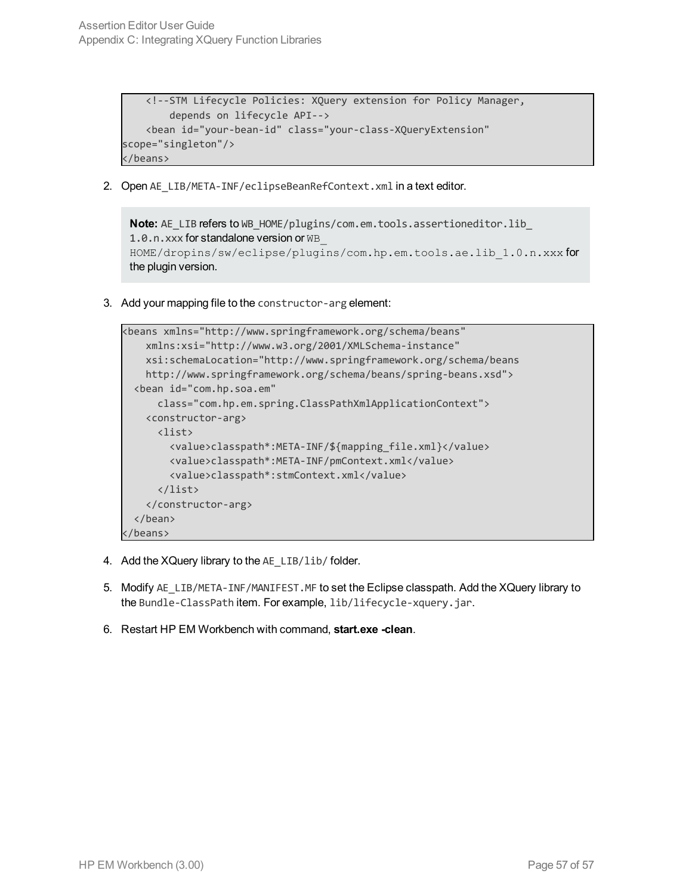```
    <!--STM Lifecycle Policies: XQuery extension for Policy Manager,
        depends on lifecycle API-->
    <bean id="your-bean-id" class="your-class-XQueryExtension"
scope="singleton"/>
</beans>
```

2. Open `AE_LIB/META-INF/eclipseBeanRefContext.xml` in a text editor.

   **Note:** `AE_LIB` refers to `WB_HOME/plugins/com.em.tools.assertioneditor.lib_1.0.n.xxx` for standalone version or `WB_HOME/dropins/sw/eclipse/plugins/com.hp.em.tools.ae.lib_1.0.n.xxx` for the plugin version.

3. Add your mapping file to the `constructor-arg` element:

```
<beans xmlns="http://www.springframework.org/schema/beans"
    xmlns:xsi="http://www.w3.org/2001/XMLSchema-instance"
    xsi:schemaLocation="http://www.springframework.org/schema/beans
    http://www.springframework.org/schema/beans/spring-beans.xsd">
  <bean id="com.hp.soa.em"
      class="com.hp.em.spring.ClassPathXmlApplicationContext">
    <constructor-arg>
      <list>
        <value>classpath*:META-INF/${mapping_file.xml}</value>
        <value>classpath*:META-INF/pmContext.xml</value>
        <value>classpath*:stmContext.xml</value>
      </list>
    </constructor-arg>
  </bean>
</beans>
```

4. Add the XQuery library to the `AE_LIB/lib/` folder.
5. Modify `AE_LIB/META-INF/MANIFEST.MF` to set the Eclipse classpath. Add the XQuery library to the `Bundle-ClassPath` item. For example, `lib/lifecycle-xquery.jar`.
6. Restart HP EM Workbench with command, **start.exe -clean**.